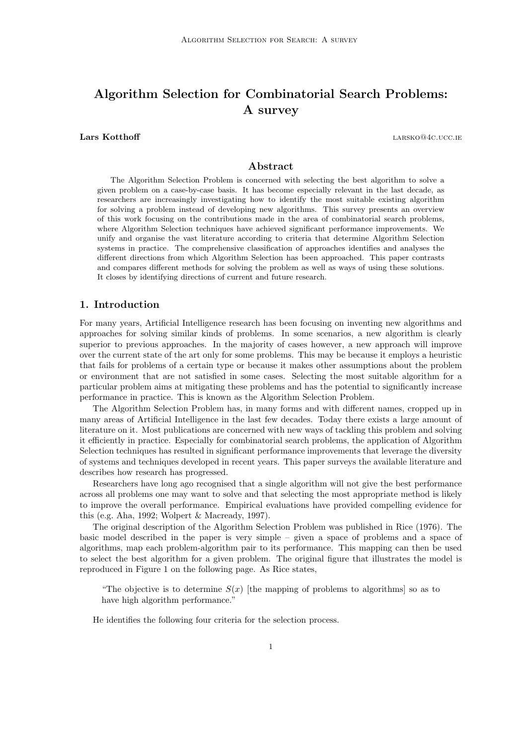# Algorithm Selection for Combinatorial Search Problems: A survey

**Lars Kotthoff** larsko@4c.ucc.ie

## Abstract

The Algorithm Selection Problem is concerned with selecting the best algorithm to solve a given problem on a case-by-case basis. It has become especially relevant in the last decade, as researchers are increasingly investigating how to identify the most suitable existing algorithm for solving a problem instead of developing new algorithms. This survey presents an overview of this work focusing on the contributions made in the area of combinatorial search problems, where Algorithm Selection techniques have achieved significant performance improvements. We unify and organise the vast literature according to criteria that determine Algorithm Selection systems in practice. The comprehensive classification of approaches identifies and analyses the different directions from which Algorithm Selection has been approached. This paper contrasts and compares different methods for solving the problem as well as ways of using these solutions. It closes by identifying directions of current and future research.

## 1. Introduction

For many years, Artificial Intelligence research has been focusing on inventing new algorithms and approaches for solving similar kinds of problems. In some scenarios, a new algorithm is clearly superior to previous approaches. In the majority of cases however, a new approach will improve over the current state of the art only for some problems. This may be because it employs a heuristic that fails for problems of a certain type or because it makes other assumptions about the problem or environment that are not satisfied in some cases. Selecting the most suitable algorithm for a particular problem aims at mitigating these problems and has the potential to significantly increase performance in practice. This is known as the Algorithm Selection Problem.

The Algorithm Selection Problem has, in many forms and with different names, cropped up in many areas of Artificial Intelligence in the last few decades. Today there exists a large amount of literature on it. Most publications are concerned with new ways of tackling this problem and solving it efficiently in practice. Especially for combinatorial search problems, the application of Algorithm Selection techniques has resulted in significant performance improvements that leverage the diversity of systems and techniques developed in recent years. This paper surveys the available literature and describes how research has progressed.

Researchers have long ago recognised that a single algorithm will not give the best performance across all problems one may want to solve and that selecting the most appropriate method is likely to improve the overall performance. Empirical evaluations have provided compelling evidence for this (e.g. Aha, 1992; Wolpert & Macready, 1997).

The original description of the Algorithm Selection Problem was published in Rice (1976). The basic model described in the paper is very simple – given a space of problems and a space of algorithms, map each problem-algorithm pair to its performance. This mapping can then be used to select the best algorithm for a given problem. The original figure that illustrates the model is reproduced in Figure 1 on the following page. As Rice states,

> "The objective is to determine $S(x)$ [the mapping of problems to algorithms] so as to have high algorithm performance."

He identifies the following four criteria for the selection process.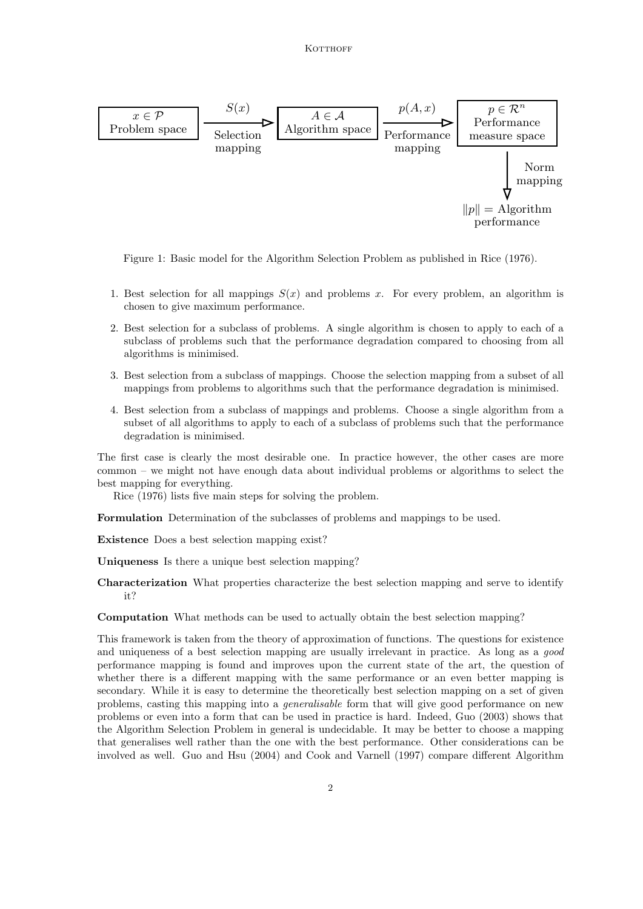Figure 1: Basic model for the Algorithm Selection Problem as published in Rice (1976).

1. Best selection for all mappings $S(x)$ and problems $x$. For every problem, an algorithm is chosen to give maximum performance.
2. Best selection for a subclass of problems. A single algorithm is chosen to apply to each of a subclass of problems such that the performance degradation compared to choosing from all algorithms is minimised.
3. Best selection from a subclass of mappings. Choose the selection mapping from a subset of all mappings from problems to algorithms such that the performance degradation is minimised.
4. Best selection from a subclass of mappings and problems. Choose a single algorithm from a subset of all algorithms to apply to each of a subclass of problems such that the performance degradation is minimised.

The first case is clearly the most desirable one. In practice however, the other cases are more common – we might not have enough data about individual problems or algorithms to select the best mapping for everything.

Rice (1976) lists five main steps for solving the problem.

**Formulation** Determination of the subclasses of problems and mappings to be used.

**Existence** Does a best selection mapping exist?

**Uniqueness** Is there a unique best selection mapping?

**Characterization** What properties characterize the best selection mapping and serve to identify it?

**Computation** What methods can be used to actually obtain the best selection mapping?

This framework is taken from the theory of approximation of functions. The questions for existence and uniqueness of a best selection mapping are usually irrelevant in practice. As long as a *good* performance mapping is found and improves upon the current state of the art, the question of whether there is a different mapping with the same performance or an even better mapping is secondary. While it is easy to determine the theoretically best selection mapping on a set of given problems, casting this mapping into a *generalisable* form that will give good performance on new problems or even into a form that can be used in practice is hard. Indeed, Guo (2003) shows that the Algorithm Selection Problem in general is undecidable. It may be better to choose a mapping that generalises well rather than the one with the best performance. Other considerations can be involved as well. Guo and Hsu (2004) and Cook and Varnell (1997) compare different Algorithm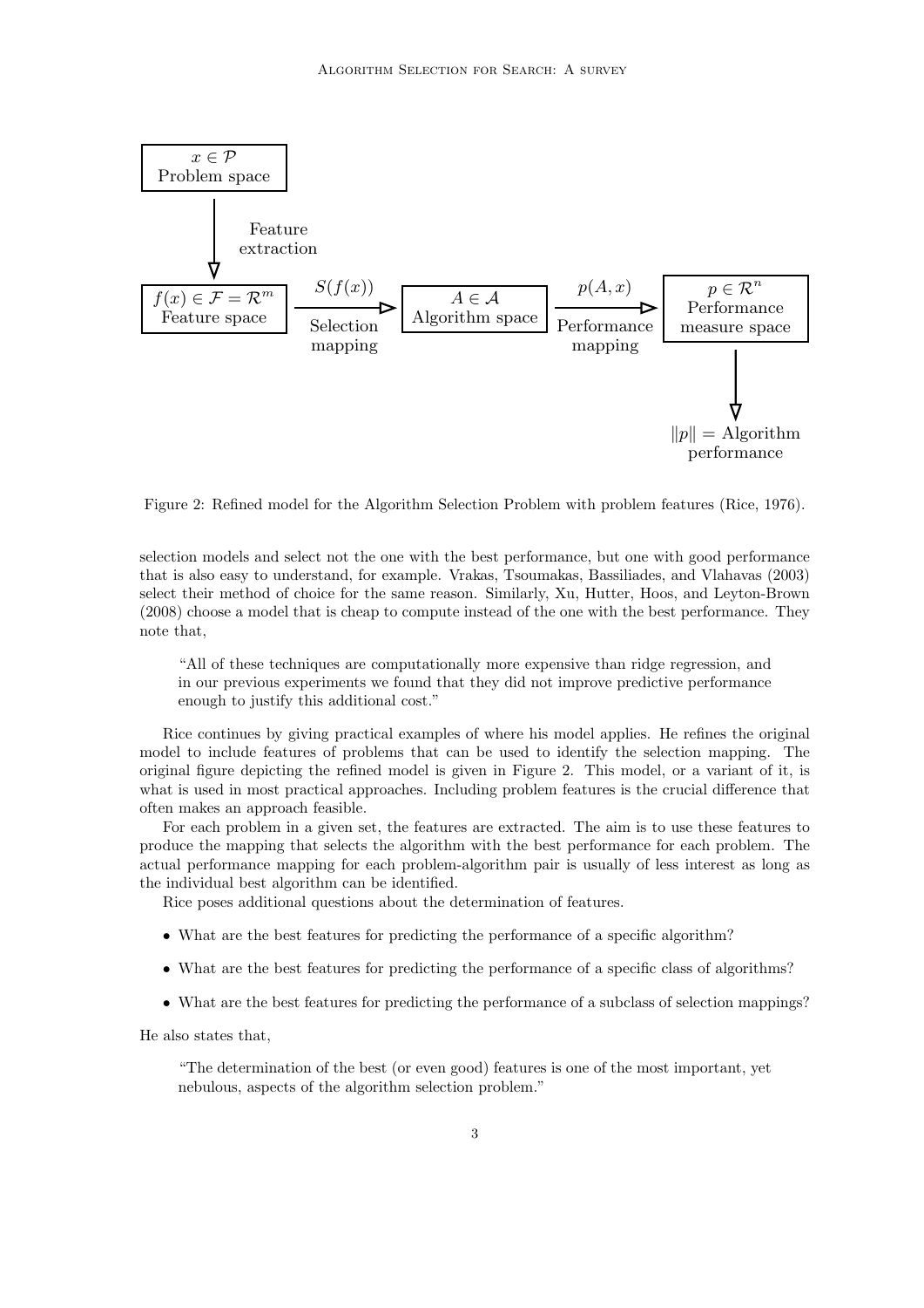$x \in \mathcal{P}$
Problem space

Feature
extraction

$f(x) \in \mathcal{F} = \mathcal{R}^m$
Feature space

$S(f(x))$
Selection
mapping

$A \in \mathcal{A}$
Algorithm space

$p(A, x)$
Performance
mapping

$p \in \mathcal{R}^n$
Performance
measure space

$\|p\|$ = Algorithm
performance

Figure 2: Refined model for the Algorithm Selection Problem with problem features (Rice, 1976).

selection models and select not the one with the best performance, but one with good performance that is also easy to understand, for example. Vrakas, Tsoumakas, Bassiliades, and Vlahavas (2003) select their method of choice for the same reason. Similarly, Xu, Hutter, Hoos, and Leyton-Brown (2008) choose a model that is cheap to compute instead of the one with the best performance. They note that,

> "All of these techniques are computationally more expensive than ridge regression, and in our previous experiments we found that they did not improve predictive performance enough to justify this additional cost."

Rice continues by giving practical examples of where his model applies. He refines the original model to include features of problems that can be used to identify the selection mapping. The original figure depicting the refined model is given in Figure 2. This model, or a variant of it, is what is used in most practical approaches. Including problem features is the crucial difference that often makes an approach feasible.

For each problem in a given set, the features are extracted. The aim is to use these features to produce the mapping that selects the algorithm with the best performance for each problem. The actual performance mapping for each problem-algorithm pair is usually of less interest as long as the individual best algorithm can be identified.

Rice poses additional questions about the determination of features.

- What are the best features for predicting the performance of a specific algorithm?
- What are the best features for predicting the performance of a specific class of algorithms?
- What are the best features for predicting the performance of a subclass of selection mappings?

He also states that,

> "The determination of the best (or even good) features is one of the most important, yet nebulous, aspects of the algorithm selection problem."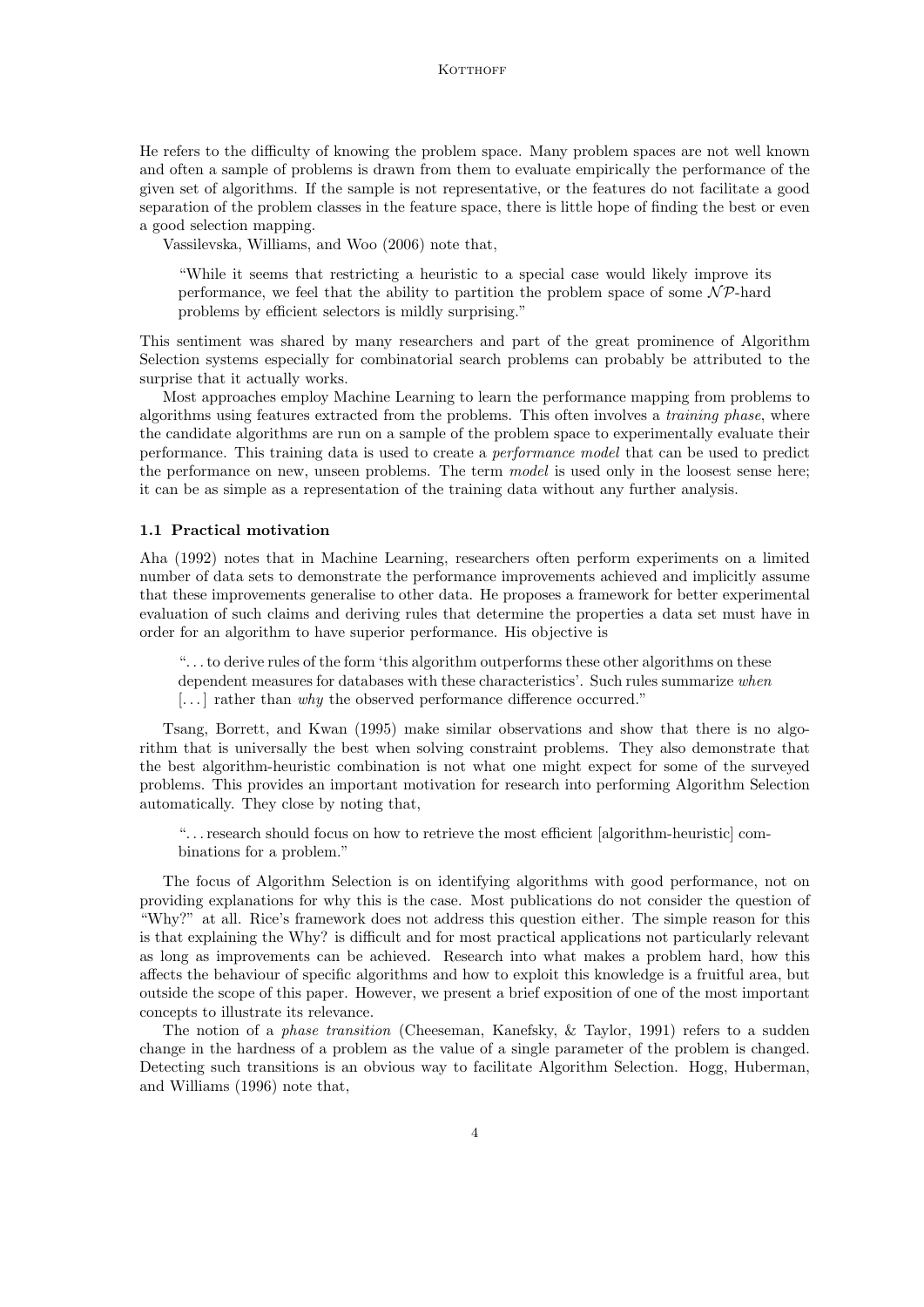He refers to the difficulty of knowing the problem space. Many problem spaces are not well known and often a sample of problems is drawn from them to evaluate empirically the performance of the given set of algorithms. If the sample is not representative, or the features do not facilitate a good separation of the problem classes in the feature space, there is little hope of finding the best or even a good selection mapping.

Vassilevska, Williams, and Woo (2006) note that,

> "While it seems that restricting a heuristic to a special case would likely improve its performance, we feel that the ability to partition the problem space of some $\mathcal{NP}$-hard problems by efficient selectors is mildly surprising."

This sentiment was shared by many researchers and part of the great prominence of Algorithm Selection systems especially for combinatorial search problems can probably be attributed to the surprise that it actually works.

Most approaches employ Machine Learning to learn the performance mapping from problems to algorithms using features extracted from the problems. This often involves a *training phase*, where the candidate algorithms are run on a sample of the problem space to experimentally evaluate their performance. This training data is used to create a *performance model* that can be used to predict the performance on new, unseen problems. The term *model* is used only in the loosest sense here; it can be as simple as a representation of the training data without any further analysis.

### 1.1 Practical motivation

Aha (1992) notes that in Machine Learning, researchers often perform experiments on a limited number of data sets to demonstrate the performance improvements achieved and implicitly assume that these improvements generalise to other data. He proposes a framework for better experimental evaluation of such claims and deriving rules that determine the properties a data set must have in order for an algorithm to have superior performance. His objective is

> ". . . to derive rules of the form 'this algorithm outperforms these other algorithms on these dependent measures for databases with these characteristics'. Such rules summarize *when* [. . . ] rather than *why* the observed performance difference occurred."

Tsang, Borrett, and Kwan (1995) make similar observations and show that there is no algorithm that is universally the best when solving constraint problems. They also demonstrate that the best algorithm-heuristic combination is not what one might expect for some of the surveyed problems. This provides an important motivation for research into performing Algorithm Selection automatically. They close by noting that,

> ". . . research should focus on how to retrieve the most efficient [algorithm-heuristic] combinations for a problem."

The focus of Algorithm Selection is on identifying algorithms with good performance, not on providing explanations for why this is the case. Most publications do not consider the question of "Why?" at all. Rice's framework does not address this question either. The simple reason for this is that explaining the Why? is difficult and for most practical applications not particularly relevant as long as improvements can be achieved. Research into what makes a problem hard, how this affects the behaviour of specific algorithms and how to exploit this knowledge is a fruitful area, but outside the scope of this paper. However, we present a brief exposition of one of the most important concepts to illustrate its relevance.

The notion of a *phase transition* (Cheeseman, Kanefsky, & Taylor, 1991) refers to a sudden change in the hardness of a problem as the value of a single parameter of the problem is changed. Detecting such transitions is an obvious way to facilitate Algorithm Selection. Hogg, Huberman, and Williams (1996) note that,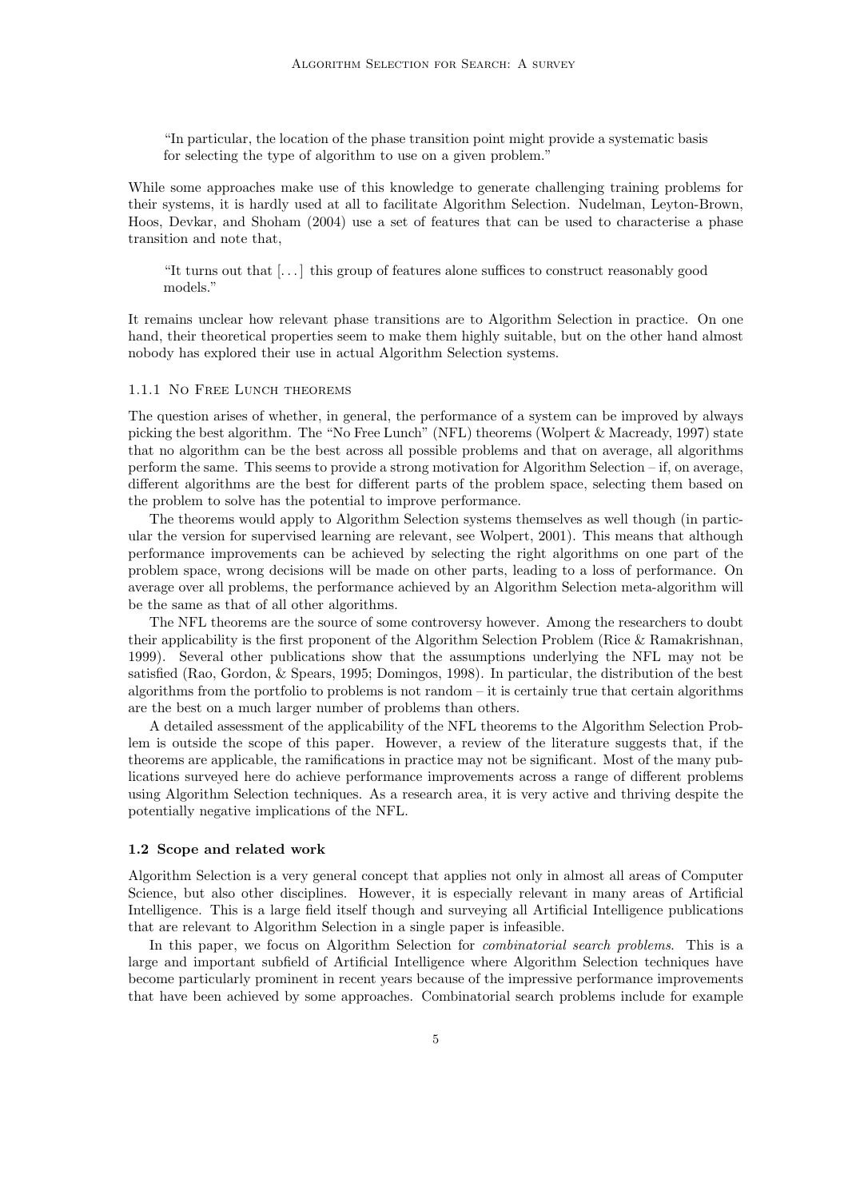> "In particular, the location of the phase transition point might provide a systematic basis for selecting the type of algorithm to use on a given problem."

While some approaches make use of this knowledge to generate challenging training problems for their systems, it is hardly used at all to facilitate Algorithm Selection. Nudelman, Leyton-Brown, Hoos, Devkar, and Shoham (2004) use a set of features that can be used to characterise a phase transition and note that,

> "It turns out that [...] this group of features alone suffices to construct reasonably good models."

It remains unclear how relevant phase transitions are to Algorithm Selection in practice. On one hand, their theoretical properties seem to make them highly suitable, but on the other hand almost nobody has explored their use in actual Algorithm Selection systems.

#### 1.1.1 No Free Lunch theorems

The question arises of whether, in general, the performance of a system can be improved by always picking the best algorithm. The "No Free Lunch" (NFL) theorems (Wolpert & Macready, 1997) state that no algorithm can be the best across all possible problems and that on average, all algorithms perform the same. This seems to provide a strong motivation for Algorithm Selection – if, on average, different algorithms are the best for different parts of the problem space, selecting them based on the problem to solve has the potential to improve performance.

The theorems would apply to Algorithm Selection systems themselves as well though (in particular the version for supervised learning are relevant, see Wolpert, 2001). This means that although performance improvements can be achieved by selecting the right algorithms on one part of the problem space, wrong decisions will be made on other parts, leading to a loss of performance. On average over all problems, the performance achieved by an Algorithm Selection meta-algorithm will be the same as that of all other algorithms.

The NFL theorems are the source of some controversy however. Among the researchers to doubt their applicability is the first proponent of the Algorithm Selection Problem (Rice & Ramakrishnan, 1999). Several other publications show that the assumptions underlying the NFL may not be satisfied (Rao, Gordon, & Spears, 1995; Domingos, 1998). In particular, the distribution of the best algorithms from the portfolio to problems is not random – it is certainly true that certain algorithms are the best on a much larger number of problems than others.

A detailed assessment of the applicability of the NFL theorems to the Algorithm Selection Problem is outside the scope of this paper. However, a review of the literature suggests that, if the theorems are applicable, the ramifications in practice may not be significant. Most of the many publications surveyed here do achieve performance improvements across a range of different problems using Algorithm Selection techniques. As a research area, it is very active and thriving despite the potentially negative implications of the NFL.

### 1.2 Scope and related work

Algorithm Selection is a very general concept that applies not only in almost all areas of Computer Science, but also other disciplines. However, it is especially relevant in many areas of Artificial Intelligence. This is a large field itself though and surveying all Artificial Intelligence publications that are relevant to Algorithm Selection in a single paper is infeasible.

In this paper, we focus on Algorithm Selection for *combinatorial search problems*. This is a large and important subfield of Artificial Intelligence where Algorithm Selection techniques have become particularly prominent in recent years because of the impressive performance improvements that have been achieved by some approaches. Combinatorial search problems include for example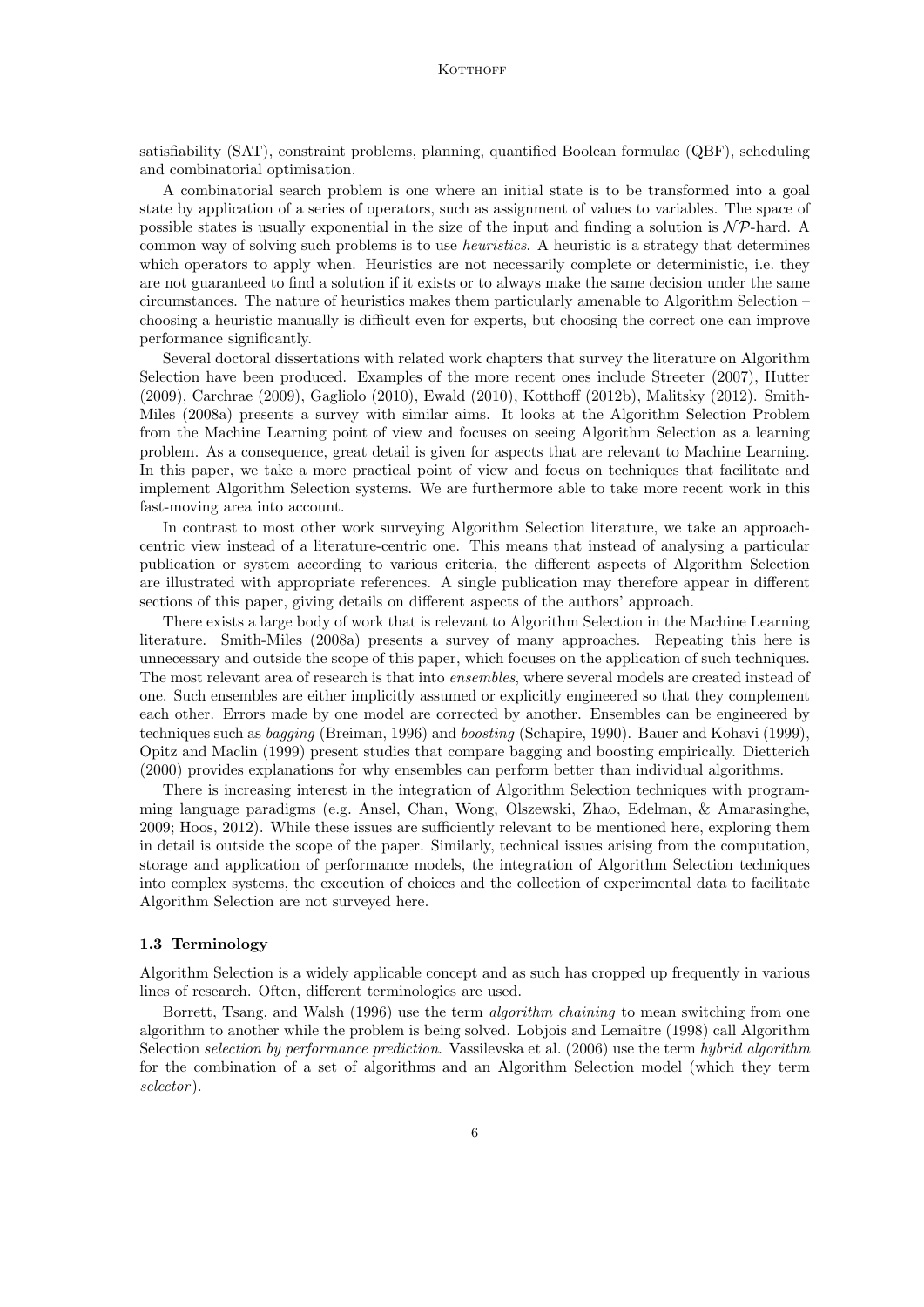satisfiability (SAT), constraint problems, planning, quantified Boolean formulae (QBF), scheduling and combinatorial optimisation.

A combinatorial search problem is one where an initial state is to be transformed into a goal state by application of a series of operators, such as assignment of values to variables. The space of possible states is usually exponential in the size of the input and finding a solution is $\mathcal{NP}$-hard. A common way of solving such problems is to use *heuristics*. A heuristic is a strategy that determines which operators to apply when. Heuristics are not necessarily complete or deterministic, i.e. they are not guaranteed to find a solution if it exists or to always make the same decision under the same circumstances. The nature of heuristics makes them particularly amenable to Algorithm Selection – choosing a heuristic manually is difficult even for experts, but choosing the correct one can improve performance significantly.

Several doctoral dissertations with related work chapters that survey the literature on Algorithm Selection have been produced. Examples of the more recent ones include Streeter (2007), Hutter (2009), Carchrae (2009), Gagliolo (2010), Ewald (2010), Kotthoff (2012b), Malitsky (2012). Smith-Miles (2008a) presents a survey with similar aims. It looks at the Algorithm Selection Problem from the Machine Learning point of view and focuses on seeing Algorithm Selection as a learning problem. As a consequence, great detail is given for aspects that are relevant to Machine Learning. In this paper, we take a more practical point of view and focus on techniques that facilitate and implement Algorithm Selection systems. We are furthermore able to take more recent work in this fast-moving area into account.

In contrast to most other work surveying Algorithm Selection literature, we take an approach-centric view instead of a literature-centric one. This means that instead of analysing a particular publication or system according to various criteria, the different aspects of Algorithm Selection are illustrated with appropriate references. A single publication may therefore appear in different sections of this paper, giving details on different aspects of the authors' approach.

There exists a large body of work that is relevant to Algorithm Selection in the Machine Learning literature. Smith-Miles (2008a) presents a survey of many approaches. Repeating this here is unnecessary and outside the scope of this paper, which focuses on the application of such techniques. The most relevant area of research is that into *ensembles*, where several models are created instead of one. Such ensembles are either implicitly assumed or explicitly engineered so that they complement each other. Errors made by one model are corrected by another. Ensembles can be engineered by techniques such as *bagging* (Breiman, 1996) and *boosting* (Schapire, 1990). Bauer and Kohavi (1999), Opitz and Maclin (1999) present studies that compare bagging and boosting empirically. Dietterich (2000) provides explanations for why ensembles can perform better than individual algorithms.

There is increasing interest in the integration of Algorithm Selection techniques with programming language paradigms (e.g. Ansel, Chan, Wong, Olszewski, Zhao, Edelman, & Amarasinghe, 2009; Hoos, 2012). While these issues are sufficiently relevant to be mentioned here, exploring them in detail is outside the scope of the paper. Similarly, technical issues arising from the computation, storage and application of performance models, the integration of Algorithm Selection techniques into complex systems, the execution of choices and the collection of experimental data to facilitate Algorithm Selection are not surveyed here.

### 1.3 Terminology

Algorithm Selection is a widely applicable concept and as such has cropped up frequently in various lines of research. Often, different terminologies are used.

Borrett, Tsang, and Walsh (1996) use the term *algorithm chaining* to mean switching from one algorithm to another while the problem is being solved. Lobjois and Lemaître (1998) call Algorithm Selection *selection by performance prediction*. Vassilevska et al. (2006) use the term *hybrid algorithm* for the combination of a set of algorithms and an Algorithm Selection model (which they term *selector*).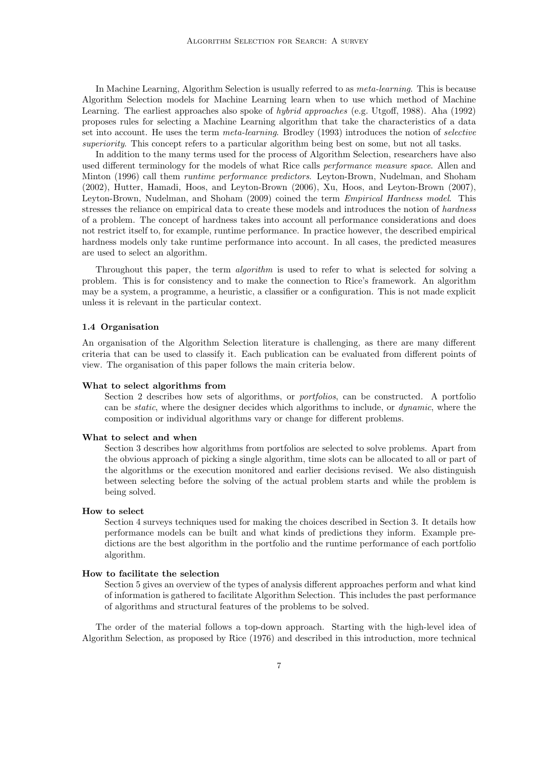In Machine Learning, Algorithm Selection is usually referred to as *meta-learning*. This is because Algorithm Selection models for Machine Learning learn when to use which method of Machine Learning. The earliest approaches also spoke of *hybrid approaches* (e.g. Utgoff, 1988). Aha (1992) proposes rules for selecting a Machine Learning algorithm that take the characteristics of a data set into account. He uses the term *meta-learning*. Brodley (1993) introduces the notion of *selective superiority*. This concept refers to a particular algorithm being best on some, but not all tasks.

In addition to the many terms used for the process of Algorithm Selection, researchers have also used different terminology for the models of what Rice calls *performance measure space*. Allen and Minton (1996) call them *runtime performance predictors*. Leyton-Brown, Nudelman, and Shoham (2002), Hutter, Hamadi, Hoos, and Leyton-Brown (2006), Xu, Hoos, and Leyton-Brown (2007), Leyton-Brown, Nudelman, and Shoham (2009) coined the term *Empirical Hardness model*. This stresses the reliance on empirical data to create these models and introduces the notion of *hardness* of a problem. The concept of hardness takes into account all performance considerations and does not restrict itself to, for example, runtime performance. In practice however, the described empirical hardness models only take runtime performance into account. In all cases, the predicted measures are used to select an algorithm.

Throughout this paper, the term *algorithm* is used to refer to what is selected for solving a problem. This is for consistency and to make the connection to Rice's framework. An algorithm may be a system, a programme, a heuristic, a classifier or a configuration. This is not made explicit unless it is relevant in the particular context.

### 1.4 Organisation

An organisation of the Algorithm Selection literature is challenging, as there are many different criteria that can be used to classify it. Each publication can be evaluated from different points of view. The organisation of this paper follows the main criteria below.

**What to select algorithms from**

Section 2 describes how sets of algorithms, or *portfolios*, can be constructed. A portfolio can be *static*, where the designer decides which algorithms to include, or *dynamic*, where the composition or individual algorithms vary or change for different problems.

**What to select and when**

Section 3 describes how algorithms from portfolios are selected to solve problems. Apart from the obvious approach of picking a single algorithm, time slots can be allocated to all or part of the algorithms or the execution monitored and earlier decisions revised. We also distinguish between selecting before the solving of the actual problem starts and while the problem is being solved.

**How to select**

Section 4 surveys techniques used for making the choices described in Section 3. It details how performance models can be built and what kinds of predictions they inform. Example predictions are the best algorithm in the portfolio and the runtime performance of each portfolio algorithm.

**How to facilitate the selection**

Section 5 gives an overview of the types of analysis different approaches perform and what kind of information is gathered to facilitate Algorithm Selection. This includes the past performance of algorithms and structural features of the problems to be solved.

The order of the material follows a top-down approach. Starting with the high-level idea of Algorithm Selection, as proposed by Rice (1976) and described in this introduction, more technical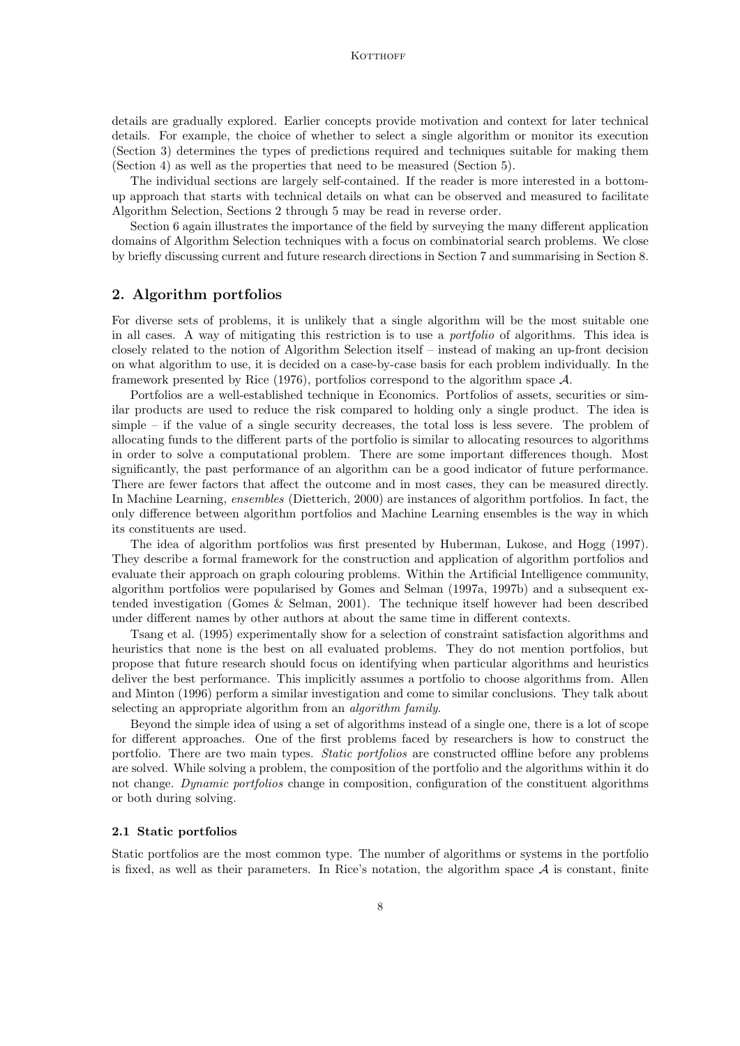details are gradually explored. Earlier concepts provide motivation and context for later technical details. For example, the choice of whether to select a single algorithm or monitor its execution (Section 3) determines the types of predictions required and techniques suitable for making them (Section 4) as well as the properties that need to be measured (Section 5).

The individual sections are largely self-contained. If the reader is more interested in a bottom-up approach that starts with technical details on what can be observed and measured to facilitate Algorithm Selection, Sections 2 through 5 may be read in reverse order.

Section 6 again illustrates the importance of the field by surveying the many different application domains of Algorithm Selection techniques with a focus on combinatorial search problems. We close by briefly discussing current and future research directions in Section 7 and summarising in Section 8.

## 2. Algorithm portfolios

For diverse sets of problems, it is unlikely that a single algorithm will be the most suitable one in all cases. A way of mitigating this restriction is to use a *portfolio* of algorithms. This idea is closely related to the notion of Algorithm Selection itself – instead of making an up-front decision on what algorithm to use, it is decided on a case-by-case basis for each problem individually. In the framework presented by Rice (1976), portfolios correspond to the algorithm space $\mathcal{A}$.

Portfolios are a well-established technique in Economics. Portfolios of assets, securities or similar products are used to reduce the risk compared to holding only a single product. The idea is simple – if the value of a single security decreases, the total loss is less severe. The problem of allocating funds to the different parts of the portfolio is similar to allocating resources to algorithms in order to solve a computational problem. There are some important differences though. Most significantly, the past performance of an algorithm can be a good indicator of future performance. There are fewer factors that affect the outcome and in most cases, they can be measured directly. In Machine Learning, *ensembles* (Dietterich, 2000) are instances of algorithm portfolios. In fact, the only difference between algorithm portfolios and Machine Learning ensembles is the way in which its constituents are used.

The idea of algorithm portfolios was first presented by Huberman, Lukose, and Hogg (1997). They describe a formal framework for the construction and application of algorithm portfolios and evaluate their approach on graph colouring problems. Within the Artificial Intelligence community, algorithm portfolios were popularised by Gomes and Selman (1997a, 1997b) and a subsequent extended investigation (Gomes & Selman, 2001). The technique itself however had been described under different names by other authors at about the same time in different contexts.

Tsang et al. (1995) experimentally show for a selection of constraint satisfaction algorithms and heuristics that none is the best on all evaluated problems. They do not mention portfolios, but propose that future research should focus on identifying when particular algorithms and heuristics deliver the best performance. This implicitly assumes a portfolio to choose algorithms from. Allen and Minton (1996) perform a similar investigation and come to similar conclusions. They talk about selecting an appropriate algorithm from an *algorithm family*.

Beyond the simple idea of using a set of algorithms instead of a single one, there is a lot of scope for different approaches. One of the first problems faced by researchers is how to construct the portfolio. There are two main types. *Static portfolios* are constructed offline before any problems are solved. While solving a problem, the composition of the portfolio and the algorithms within it do not change. *Dynamic portfolios* change in composition, configuration of the constituent algorithms or both during solving.

### 2.1 Static portfolios

Static portfolios are the most common type. The number of algorithms or systems in the portfolio is fixed, as well as their parameters. In Rice's notation, the algorithm space $\mathcal{A}$ is constant, finite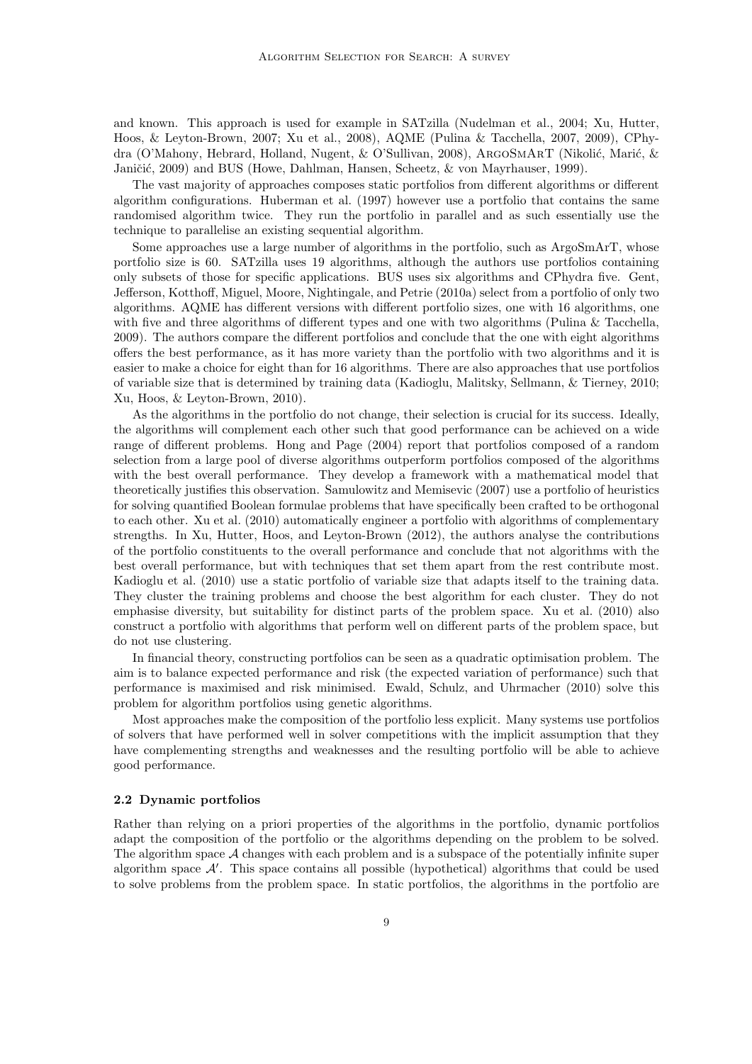and known. This approach is used for example in SATzilla (Nudelman et al., 2004; Xu, Hutter, Hoos, & Leyton-Brown, 2007; Xu et al., 2008), AQME (Pulina & Tacchella, 2007, 2009), CPhydra (O'Mahony, Hebrard, Holland, Nugent, & O'Sullivan, 2008), ArgoSmArT (Nikolić, Marić, & Janičić, 2009) and BUS (Howe, Dahlman, Hansen, Scheetz, & von Mayrhauser, 1999).

The vast majority of approaches composes static portfolios from different algorithms or different algorithm configurations. Huberman et al. (1997) however use a portfolio that contains the same randomised algorithm twice. They run the portfolio in parallel and as such essentially use the technique to parallelise an existing sequential algorithm.

Some approaches use a large number of algorithms in the portfolio, such as ArgoSmArT, whose portfolio size is 60. SATzilla uses 19 algorithms, although the authors use portfolios containing only subsets of those for specific applications. BUS uses six algorithms and CPhydra five. Gent, Jefferson, Kotthoff, Miguel, Moore, Nightingale, and Petrie (2010a) select from a portfolio of only two algorithms. AQME has different versions with different portfolio sizes, one with 16 algorithms, one with five and three algorithms of different types and one with two algorithms (Pulina & Tacchella, 2009). The authors compare the different portfolios and conclude that the one with eight algorithms offers the best performance, as it has more variety than the portfolio with two algorithms and it is easier to make a choice for eight than for 16 algorithms. There are also approaches that use portfolios of variable size that is determined by training data (Kadioglu, Malitsky, Sellmann, & Tierney, 2010; Xu, Hoos, & Leyton-Brown, 2010).

As the algorithms in the portfolio do not change, their selection is crucial for its success. Ideally, the algorithms will complement each other such that good performance can be achieved on a wide range of different problems. Hong and Page (2004) report that portfolios composed of a random selection from a large pool of diverse algorithms outperform portfolios composed of the algorithms with the best overall performance. They develop a framework with a mathematical model that theoretically justifies this observation. Samulowitz and Memisevic (2007) use a portfolio of heuristics for solving quantified Boolean formulae problems that have specifically been crafted to be orthogonal to each other. Xu et al. (2010) automatically engineer a portfolio with algorithms of complementary strengths. In Xu, Hutter, Hoos, and Leyton-Brown (2012), the authors analyse the contributions of the portfolio constituents to the overall performance and conclude that not algorithms with the best overall performance, but with techniques that set them apart from the rest contribute most. Kadioglu et al. (2010) use a static portfolio of variable size that adapts itself to the training data. They cluster the training problems and choose the best algorithm for each cluster. They do not emphasise diversity, but suitability for distinct parts of the problem space. Xu et al. (2010) also construct a portfolio with algorithms that perform well on different parts of the problem space, but do not use clustering.

In financial theory, constructing portfolios can be seen as a quadratic optimisation problem. The aim is to balance expected performance and risk (the expected variation of performance) such that performance is maximised and risk minimised. Ewald, Schulz, and Uhrmacher (2010) solve this problem for algorithm portfolios using genetic algorithms.

Most approaches make the composition of the portfolio less explicit. Many systems use portfolios of solvers that have performed well in solver competitions with the implicit assumption that they have complementing strengths and weaknesses and the resulting portfolio will be able to achieve good performance.

### 2.2 Dynamic portfolios

Rather than relying on a priori properties of the algorithms in the portfolio, dynamic portfolios adapt the composition of the portfolio or the algorithms depending on the problem to be solved. The algorithm space $\mathcal{A}$ changes with each problem and is a subspace of the potentially infinite super algorithm space $\mathcal{A}'$. This space contains all possible (hypothetical) algorithms that could be used to solve problems from the problem space. In static portfolios, the algorithms in the portfolio are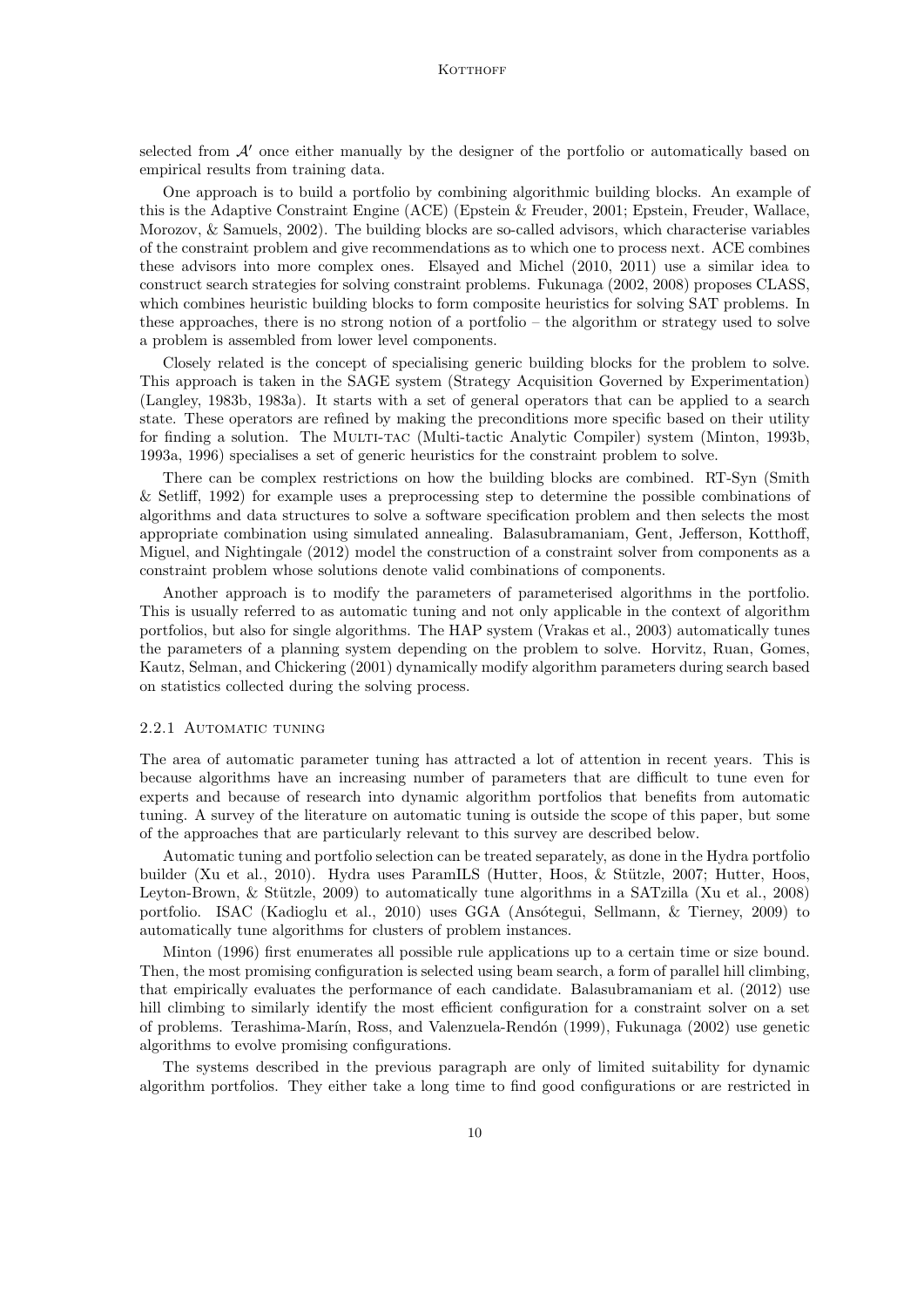selected from $\mathcal{A}'$ once either manually by the designer of the portfolio or automatically based on empirical results from training data.

One approach is to build a portfolio by combining algorithmic building blocks. An example of this is the Adaptive Constraint Engine (ACE) (Epstein & Freuder, 2001; Epstein, Freuder, Wallace, Morozov, & Samuels, 2002). The building blocks are so-called advisors, which characterise variables of the constraint problem and give recommendations as to which one to process next. ACE combines these advisors into more complex ones. Elsayed and Michel (2010, 2011) use a similar idea to construct search strategies for solving constraint problems. Fukunaga (2002, 2008) proposes CLASS, which combines heuristic building blocks to form composite heuristics for solving SAT problems. In these approaches, there is no strong notion of a portfolio – the algorithm or strategy used to solve a problem is assembled from lower level components.

Closely related is the concept of specialising generic building blocks for the problem to solve. This approach is taken in the SAGE system (Strategy Acquisition Governed by Experimentation) (Langley, 1983b, 1983a). It starts with a set of general operators that can be applied to a search state. These operators are refined by making the preconditions more specific based on their utility for finding a solution. The Multi-tac (Multi-tactic Analytic Compiler) system (Minton, 1993b, 1993a, 1996) specialises a set of generic heuristics for the constraint problem to solve.

There can be complex restrictions on how the building blocks are combined. RT-Syn (Smith & Setliff, 1992) for example uses a preprocessing step to determine the possible combinations of algorithms and data structures to solve a software specification problem and then selects the most appropriate combination using simulated annealing. Balasubramaniam, Gent, Jefferson, Kotthoff, Miguel, and Nightingale (2012) model the construction of a constraint solver from components as a constraint problem whose solutions denote valid combinations of components.

Another approach is to modify the parameters of parameterised algorithms in the portfolio. This is usually referred to as automatic tuning and not only applicable in the context of algorithm portfolios, but also for single algorithms. The HAP system (Vrakas et al., 2003) automatically tunes the parameters of a planning system depending on the problem to solve. Horvitz, Ruan, Gomes, Kautz, Selman, and Chickering (2001) dynamically modify algorithm parameters during search based on statistics collected during the solving process.

### 2.2.1 Automatic tuning

The area of automatic parameter tuning has attracted a lot of attention in recent years. This is because algorithms have an increasing number of parameters that are difficult to tune even for experts and because of research into dynamic algorithm portfolios that benefits from automatic tuning. A survey of the literature on automatic tuning is outside the scope of this paper, but some of the approaches that are particularly relevant to this survey are described below.

Automatic tuning and portfolio selection can be treated separately, as done in the Hydra portfolio builder (Xu et al., 2010). Hydra uses ParamILS (Hutter, Hoos, & Stützle, 2007; Hutter, Hoos, Leyton-Brown, & Stützle, 2009) to automatically tune algorithms in a SATzilla (Xu et al., 2008) portfolio. ISAC (Kadioglu et al., 2010) uses GGA (Ansótegui, Sellmann, & Tierney, 2009) to automatically tune algorithms for clusters of problem instances.

Minton (1996) first enumerates all possible rule applications up to a certain time or size bound. Then, the most promising configuration is selected using beam search, a form of parallel hill climbing, that empirically evaluates the performance of each candidate. Balasubramaniam et al. (2012) use hill climbing to similarly identify the most efficient configuration for a constraint solver on a set of problems. Terashima-Marín, Ross, and Valenzuela-Rendón (1999), Fukunaga (2002) use genetic algorithms to evolve promising configurations.

The systems described in the previous paragraph are only of limited suitability for dynamic algorithm portfolios. They either take a long time to find good configurations or are restricted in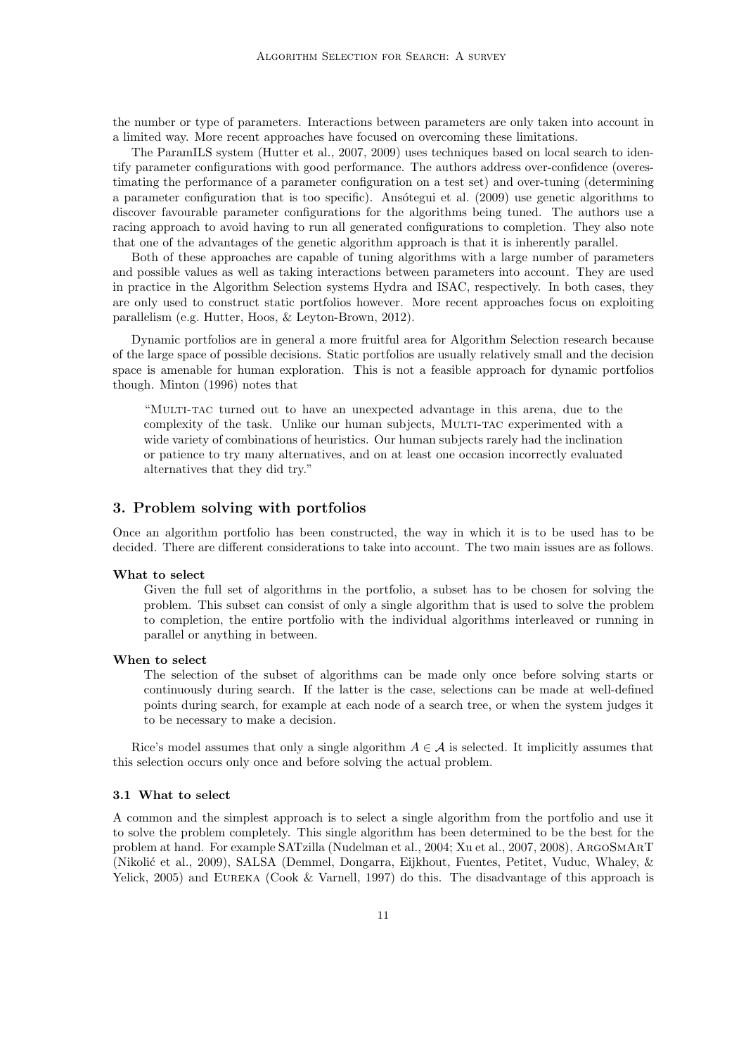the number or type of parameters. Interactions between parameters are only taken into account in a limited way. More recent approaches have focused on overcoming these limitations.

The ParamILS system (Hutter et al., 2007, 2009) uses techniques based on local search to identify parameter configurations with good performance. The authors address over-confidence (overestimating the performance of a parameter configuration on a test set) and over-tuning (determining a parameter configuration that is too specific). Ansótegui et al. (2009) use genetic algorithms to discover favourable parameter configurations for the algorithms being tuned. The authors use a racing approach to avoid having to run all generated configurations to completion. They also note that one of the advantages of the genetic algorithm approach is that it is inherently parallel.

Both of these approaches are capable of tuning algorithms with a large number of parameters and possible values as well as taking interactions between parameters into account. They are used in practice in the Algorithm Selection systems Hydra and ISAC, respectively. In both cases, they are only used to construct static portfolios however. More recent approaches focus on exploiting parallelism (e.g. Hutter, Hoos, & Leyton-Brown, 2012).

Dynamic portfolios are in general a more fruitful area for Algorithm Selection research because of the large space of possible decisions. Static portfolios are usually relatively small and the decision space is amenable for human exploration. This is not a feasible approach for dynamic portfolios though. Minton (1996) notes that

> "Multi-tac turned out to have an unexpected advantage in this arena, due to the complexity of the task. Unlike our human subjects, Multi-tac experimented with a wide variety of combinations of heuristics. Our human subjects rarely had the inclination or patience to try many alternatives, and on at least one occasion incorrectly evaluated alternatives that they did try."

## 3. Problem solving with portfolios

Once an algorithm portfolio has been constructed, the way in which it is to be used has to be decided. There are different considerations to take into account. The two main issues are as follows.

**What to select**

Given the full set of algorithms in the portfolio, a subset has to be chosen for solving the problem. This subset can consist of only a single algorithm that is used to solve the problem to completion, the entire portfolio with the individual algorithms interleaved or running in parallel or anything in between.

**When to select**

The selection of the subset of algorithms can be made only once before solving starts or continuously during search. If the latter is the case, selections can be made at well-defined points during search, for example at each node of a search tree, or when the system judges it to be necessary to make a decision.

Rice's model assumes that only a single algorithm $A \in \mathcal{A}$ is selected. It implicitly assumes that this selection occurs only once and before solving the actual problem.

### 3.1 What to select

A common and the simplest approach is to select a single algorithm from the portfolio and use it to solve the problem completely. This single algorithm has been determined to be the best for the problem at hand. For example SATzilla (Nudelman et al., 2004; Xu et al., 2007, 2008), ArgoSmArT (Nikolić et al., 2009), SALSA (Demmel, Dongarra, Eijkhout, Fuentes, Petitet, Vuduc, Whaley, & Yelick, 2005) and Eureka (Cook & Varnell, 1997) do this. The disadvantage of this approach is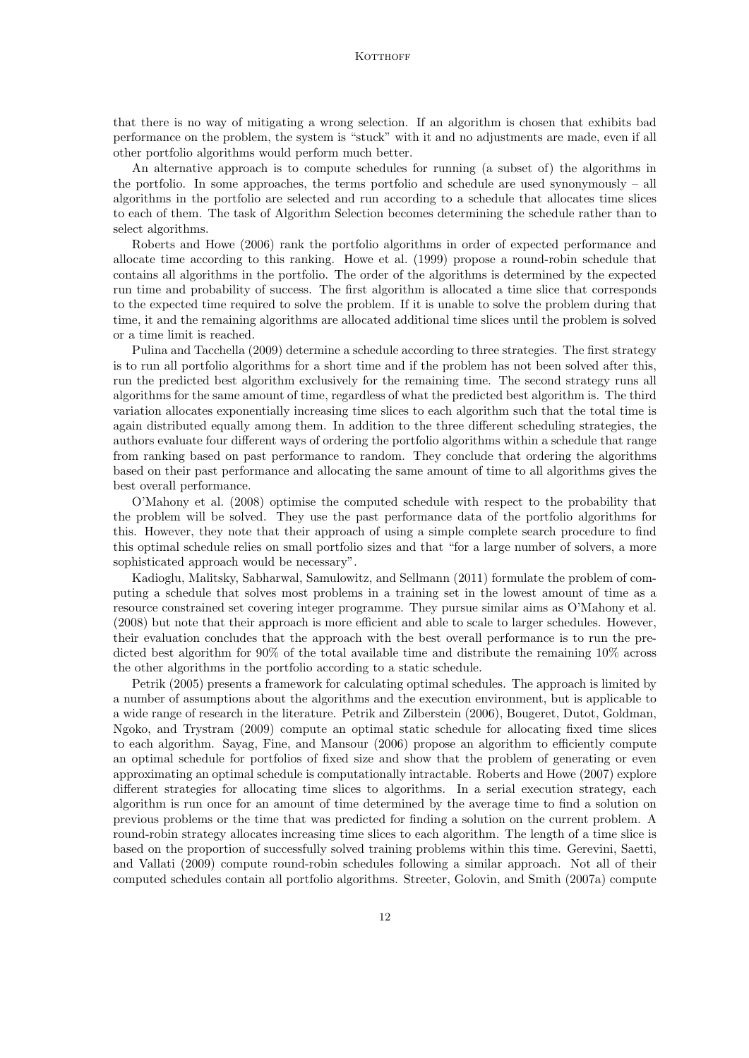that there is no way of mitigating a wrong selection. If an algorithm is chosen that exhibits bad performance on the problem, the system is "stuck" with it and no adjustments are made, even if all other portfolio algorithms would perform much better.

An alternative approach is to compute schedules for running (a subset of) the algorithms in the portfolio. In some approaches, the terms portfolio and schedule are used synonymously – all algorithms in the portfolio are selected and run according to a schedule that allocates time slices to each of them. The task of Algorithm Selection becomes determining the schedule rather than to select algorithms.

Roberts and Howe (2006) rank the portfolio algorithms in order of expected performance and allocate time according to this ranking. Howe et al. (1999) propose a round-robin schedule that contains all algorithms in the portfolio. The order of the algorithms is determined by the expected run time and probability of success. The first algorithm is allocated a time slice that corresponds to the expected time required to solve the problem. If it is unable to solve the problem during that time, it and the remaining algorithms are allocated additional time slices until the problem is solved or a time limit is reached.

Pulina and Tacchella (2009) determine a schedule according to three strategies. The first strategy is to run all portfolio algorithms for a short time and if the problem has not been solved after this, run the predicted best algorithm exclusively for the remaining time. The second strategy runs all algorithms for the same amount of time, regardless of what the predicted best algorithm is. The third variation allocates exponentially increasing time slices to each algorithm such that the total time is again distributed equally among them. In addition to the three different scheduling strategies, the authors evaluate four different ways of ordering the portfolio algorithms within a schedule that range from ranking based on past performance to random. They conclude that ordering the algorithms based on their past performance and allocating the same amount of time to all algorithms gives the best overall performance.

O'Mahony et al. (2008) optimise the computed schedule with respect to the probability that the problem will be solved. They use the past performance data of the portfolio algorithms for this. However, they note that their approach of using a simple complete search procedure to find this optimal schedule relies on small portfolio sizes and that "for a large number of solvers, a more sophisticated approach would be necessary".

Kadioglu, Malitsky, Sabharwal, Samulowitz, and Sellmann (2011) formulate the problem of computing a schedule that solves most problems in a training set in the lowest amount of time as a resource constrained set covering integer programme. They pursue similar aims as O'Mahony et al. (2008) but note that their approach is more efficient and able to scale to larger schedules. However, their evaluation concludes that the approach with the best overall performance is to run the predicted best algorithm for 90% of the total available time and distribute the remaining 10% across the other algorithms in the portfolio according to a static schedule.

Petrik (2005) presents a framework for calculating optimal schedules. The approach is limited by a number of assumptions about the algorithms and the execution environment, but is applicable to a wide range of research in the literature. Petrik and Zilberstein (2006), Bougeret, Dutot, Goldman, Ngoko, and Trystram (2009) compute an optimal static schedule for allocating fixed time slices to each algorithm. Sayag, Fine, and Mansour (2006) propose an algorithm to efficiently compute an optimal schedule for portfolios of fixed size and show that the problem of generating or even approximating an optimal schedule is computationally intractable. Roberts and Howe (2007) explore different strategies for allocating time slices to algorithms. In a serial execution strategy, each algorithm is run once for an amount of time determined by the average time to find a solution on previous problems or the time that was predicted for finding a solution on the current problem. A round-robin strategy allocates increasing time slices to each algorithm. The length of a time slice is based on the proportion of successfully solved training problems within this time. Gerevini, Saetti, and Vallati (2009) compute round-robin schedules following a similar approach. Not all of their computed schedules contain all portfolio algorithms. Streeter, Golovin, and Smith (2007a) compute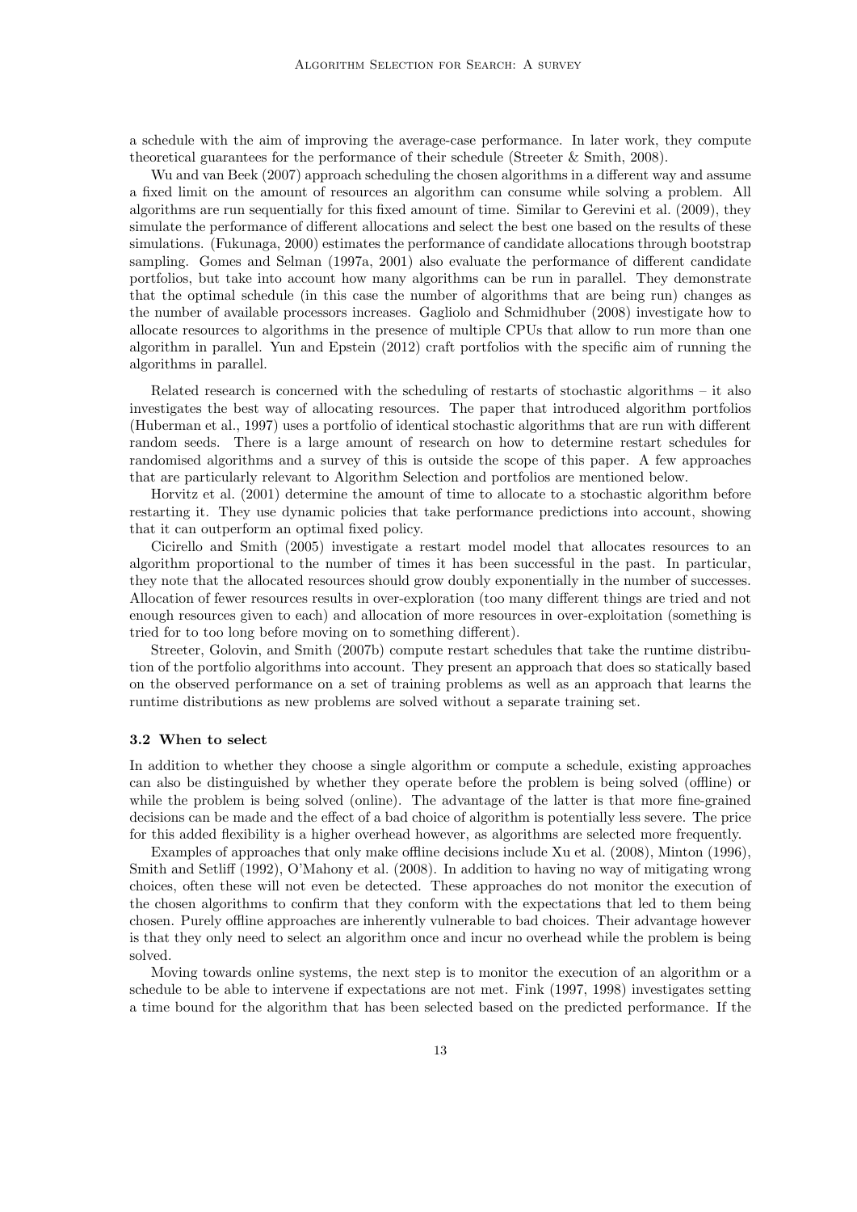a schedule with the aim of improving the average-case performance. In later work, they compute theoretical guarantees for the performance of their schedule (Streeter & Smith, 2008).

Wu and van Beek (2007) approach scheduling the chosen algorithms in a different way and assume a fixed limit on the amount of resources an algorithm can consume while solving a problem. All algorithms are run sequentially for this fixed amount of time. Similar to Gerevini et al. (2009), they simulate the performance of different allocations and select the best one based on the results of these simulations. (Fukunaga, 2000) estimates the performance of candidate allocations through bootstrap sampling. Gomes and Selman (1997a, 2001) also evaluate the performance of different candidate portfolios, but take into account how many algorithms can be run in parallel. They demonstrate that the optimal schedule (in this case the number of algorithms that are being run) changes as the number of available processors increases. Gagliolo and Schmidhuber (2008) investigate how to allocate resources to algorithms in the presence of multiple CPUs that allow to run more than one algorithm in parallel. Yun and Epstein (2012) craft portfolios with the specific aim of running the algorithms in parallel.

Related research is concerned with the scheduling of restarts of stochastic algorithms – it also investigates the best way of allocating resources. The paper that introduced algorithm portfolios (Huberman et al., 1997) uses a portfolio of identical stochastic algorithms that are run with different random seeds. There is a large amount of research on how to determine restart schedules for randomised algorithms and a survey of this is outside the scope of this paper. A few approaches that are particularly relevant to Algorithm Selection and portfolios are mentioned below.

Horvitz et al. (2001) determine the amount of time to allocate to a stochastic algorithm before restarting it. They use dynamic policies that take performance predictions into account, showing that it can outperform an optimal fixed policy.

Cicirello and Smith (2005) investigate a restart model model that allocates resources to an algorithm proportional to the number of times it has been successful in the past. In particular, they note that the allocated resources should grow doubly exponentially in the number of successes. Allocation of fewer resources results in over-exploration (too many different things are tried and not enough resources given to each) and allocation of more resources in over-exploitation (something is tried for to too long before moving on to something different).

Streeter, Golovin, and Smith (2007b) compute restart schedules that take the runtime distribution of the portfolio algorithms into account. They present an approach that does so statically based on the observed performance on a set of training problems as well as an approach that learns the runtime distributions as new problems are solved without a separate training set.

### 3.2 When to select

In addition to whether they choose a single algorithm or compute a schedule, existing approaches can also be distinguished by whether they operate before the problem is being solved (offline) or while the problem is being solved (online). The advantage of the latter is that more fine-grained decisions can be made and the effect of a bad choice of algorithm is potentially less severe. The price for this added flexibility is a higher overhead however, as algorithms are selected more frequently.

Examples of approaches that only make offline decisions include Xu et al. (2008), Minton (1996), Smith and Setliff (1992), O'Mahony et al. (2008). In addition to having no way of mitigating wrong choices, often these will not even be detected. These approaches do not monitor the execution of the chosen algorithms to confirm that they conform with the expectations that led to them being chosen. Purely offline approaches are inherently vulnerable to bad choices. Their advantage however is that they only need to select an algorithm once and incur no overhead while the problem is being solved.

Moving towards online systems, the next step is to monitor the execution of an algorithm or a schedule to be able to intervene if expectations are not met. Fink (1997, 1998) investigates setting a time bound for the algorithm that has been selected based on the predicted performance. If the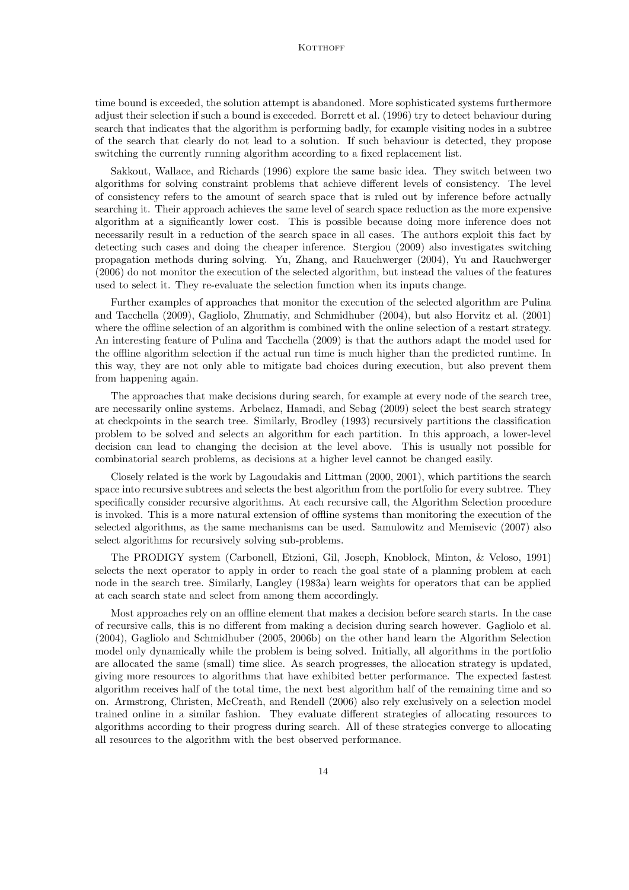time bound is exceeded, the solution attempt is abandoned. More sophisticated systems furthermore adjust their selection if such a bound is exceeded. Borrett et al. (1996) try to detect behaviour during search that indicates that the algorithm is performing badly, for example visiting nodes in a subtree of the search that clearly do not lead to a solution. If such behaviour is detected, they propose switching the currently running algorithm according to a fixed replacement list.

Sakkout, Wallace, and Richards (1996) explore the same basic idea. They switch between two algorithms for solving constraint problems that achieve different levels of consistency. The level of consistency refers to the amount of search space that is ruled out by inference before actually searching it. Their approach achieves the same level of search space reduction as the more expensive algorithm at a significantly lower cost. This is possible because doing more inference does not necessarily result in a reduction of the search space in all cases. The authors exploit this fact by detecting such cases and doing the cheaper inference. Stergiou (2009) also investigates switching propagation methods during solving. Yu, Zhang, and Rauchwerger (2004), Yu and Rauchwerger (2006) do not monitor the execution of the selected algorithm, but instead the values of the features used to select it. They re-evaluate the selection function when its inputs change.

Further examples of approaches that monitor the execution of the selected algorithm are Pulina and Tacchella (2009), Gagliolo, Zhumatiy, and Schmidhuber (2004), but also Horvitz et al. (2001) where the offline selection of an algorithm is combined with the online selection of a restart strategy. An interesting feature of Pulina and Tacchella (2009) is that the authors adapt the model used for the offline algorithm selection if the actual run time is much higher than the predicted runtime. In this way, they are not only able to mitigate bad choices during execution, but also prevent them from happening again.

The approaches that make decisions during search, for example at every node of the search tree, are necessarily online systems. Arbelaez, Hamadi, and Sebag (2009) select the best search strategy at checkpoints in the search tree. Similarly, Brodley (1993) recursively partitions the classification problem to be solved and selects an algorithm for each partition. In this approach, a lower-level decision can lead to changing the decision at the level above. This is usually not possible for combinatorial search problems, as decisions at a higher level cannot be changed easily.

Closely related is the work by Lagoudakis and Littman (2000, 2001), which partitions the search space into recursive subtrees and selects the best algorithm from the portfolio for every subtree. They specifically consider recursive algorithms. At each recursive call, the Algorithm Selection procedure is invoked. This is a more natural extension of offline systems than monitoring the execution of the selected algorithms, as the same mechanisms can be used. Samulowitz and Memisevic (2007) also select algorithms for recursively solving sub-problems.

The PRODIGY system (Carbonell, Etzioni, Gil, Joseph, Knoblock, Minton, & Veloso, 1991) selects the next operator to apply in order to reach the goal state of a planning problem at each node in the search tree. Similarly, Langley (1983a) learn weights for operators that can be applied at each search state and select from among them accordingly.

Most approaches rely on an offline element that makes a decision before search starts. In the case of recursive calls, this is no different from making a decision during search however. Gagliolo et al. (2004), Gagliolo and Schmidhuber (2005, 2006b) on the other hand learn the Algorithm Selection model only dynamically while the problem is being solved. Initially, all algorithms in the portfolio are allocated the same (small) time slice. As search progresses, the allocation strategy is updated, giving more resources to algorithms that have exhibited better performance. The expected fastest algorithm receives half of the total time, the next best algorithm half of the remaining time and so on. Armstrong, Christen, McCreath, and Rendell (2006) also rely exclusively on a selection model trained online in a similar fashion. They evaluate different strategies of allocating resources to algorithms according to their progress during search. All of these strategies converge to allocating all resources to the algorithm with the best observed performance.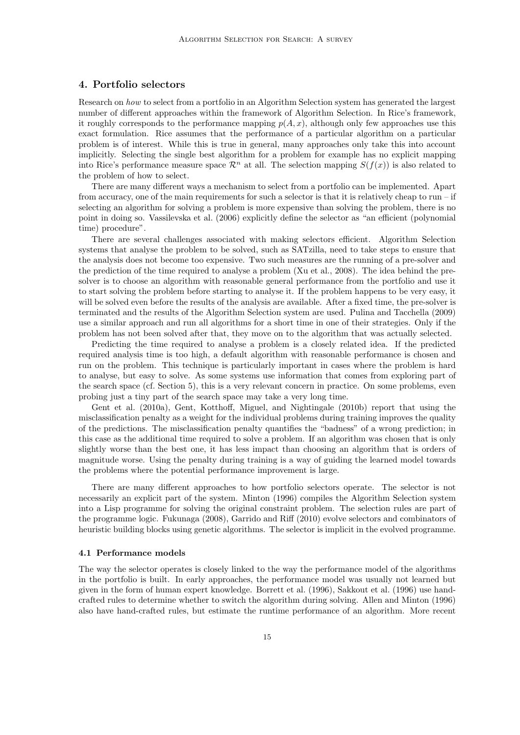## 4. Portfolio selectors

Research on *how* to select from a portfolio in an Algorithm Selection system has generated the largest number of different approaches within the framework of Algorithm Selection. In Rice's framework, it roughly corresponds to the performance mapping $p(A, x)$, although only few approaches use this exact formulation. Rice assumes that the performance of a particular algorithm on a particular problem is of interest. While this is true in general, many approaches only take this into account implicitly. Selecting the single best algorithm for a problem for example has no explicit mapping into Rice's performance measure space $\mathcal{R}^n$ at all. The selection mapping $S(f(x))$ is also related to the problem of how to select.

There are many different ways a mechanism to select from a portfolio can be implemented. Apart from accuracy, one of the main requirements for such a selector is that it is relatively cheap to run – if selecting an algorithm for solving a problem is more expensive than solving the problem, there is no point in doing so. Vassilevska et al. (2006) explicitly define the selector as "an efficient (polynomial time) procedure".

There are several challenges associated with making selectors efficient. Algorithm Selection systems that analyse the problem to be solved, such as SATzilla, need to take steps to ensure that the analysis does not become too expensive. Two such measures are the running of a pre-solver and the prediction of the time required to analyse a problem (Xu et al., 2008). The idea behind the pre-solver is to choose an algorithm with reasonable general performance from the portfolio and use it to start solving the problem before starting to analyse it. If the problem happens to be very easy, it will be solved even before the results of the analysis are available. After a fixed time, the pre-solver is terminated and the results of the Algorithm Selection system are used. Pulina and Tacchella (2009) use a similar approach and run all algorithms for a short time in one of their strategies. Only if the problem has not been solved after that, they move on to the algorithm that was actually selected.

Predicting the time required to analyse a problem is a closely related idea. If the predicted required analysis time is too high, a default algorithm with reasonable performance is chosen and run on the problem. This technique is particularly important in cases where the problem is hard to analyse, but easy to solve. As some systems use information that comes from exploring part of the search space (cf. Section 5), this is a very relevant concern in practice. On some problems, even probing just a tiny part of the search space may take a very long time.

Gent et al. (2010a), Gent, Kotthoff, Miguel, and Nightingale (2010b) report that using the misclassification penalty as a weight for the individual problems during training improves the quality of the predictions. The misclassification penalty quantifies the "badness" of a wrong prediction; in this case as the additional time required to solve a problem. If an algorithm was chosen that is only slightly worse than the best one, it has less impact than choosing an algorithm that is orders of magnitude worse. Using the penalty during training is a way of guiding the learned model towards the problems where the potential performance improvement is large.

There are many different approaches to how portfolio selectors operate. The selector is not necessarily an explicit part of the system. Minton (1996) compiles the Algorithm Selection system into a Lisp programme for solving the original constraint problem. The selection rules are part of the programme logic. Fukunaga (2008), Garrido and Riff (2010) evolve selectors and combinators of heuristic building blocks using genetic algorithms. The selector is implicit in the evolved programme.

### 4.1 Performance models

The way the selector operates is closely linked to the way the performance model of the algorithms in the portfolio is built. In early approaches, the performance model was usually not learned but given in the form of human expert knowledge. Borrett et al. (1996), Sakkout et al. (1996) use hand-crafted rules to determine whether to switch the algorithm during solving. Allen and Minton (1996) also have hand-crafted rules, but estimate the runtime performance of an algorithm. More recent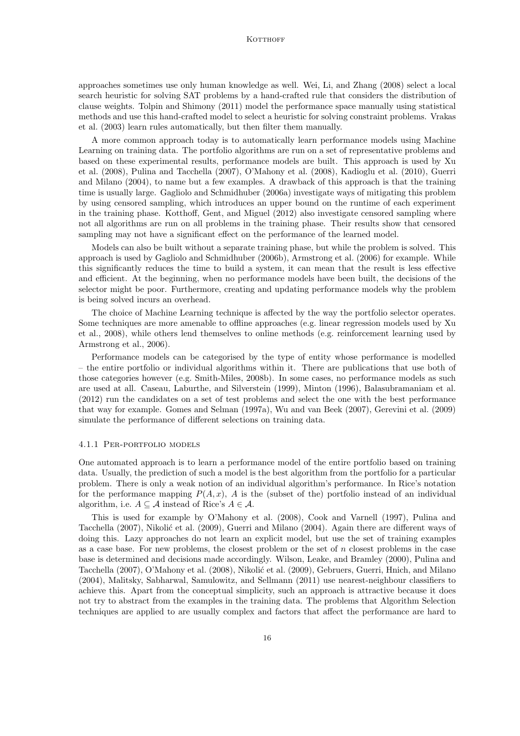approaches sometimes use only human knowledge as well. Wei, Li, and Zhang (2008) select a local search heuristic for solving SAT problems by a hand-crafted rule that considers the distribution of clause weights. Tolpin and Shimony (2011) model the performance space manually using statistical methods and use this hand-crafted model to select a heuristic for solving constraint problems. Vrakas et al. (2003) learn rules automatically, but then filter them manually.

A more common approach today is to automatically learn performance models using Machine Learning on training data. The portfolio algorithms are run on a set of representative problems and based on these experimental results, performance models are built. This approach is used by Xu et al. (2008), Pulina and Tacchella (2007), O'Mahony et al. (2008), Kadioglu et al. (2010), Guerri and Milano (2004), to name but a few examples. A drawback of this approach is that the training time is usually large. Gagliolo and Schmidhuber (2006a) investigate ways of mitigating this problem by using censored sampling, which introduces an upper bound on the runtime of each experiment in the training phase. Kotthoff, Gent, and Miguel (2012) also investigate censored sampling where not all algorithms are run on all problems in the training phase. Their results show that censored sampling may not have a significant effect on the performance of the learned model.

Models can also be built without a separate training phase, but while the problem is solved. This approach is used by Gagliolo and Schmidhuber (2006b), Armstrong et al. (2006) for example. While this significantly reduces the time to build a system, it can mean that the result is less effective and efficient. At the beginning, when no performance models have been built, the decisions of the selector might be poor. Furthermore, creating and updating performance models why the problem is being solved incurs an overhead.

The choice of Machine Learning technique is affected by the way the portfolio selector operates. Some techniques are more amenable to offline approaches (e.g. linear regression models used by Xu et al., 2008), while others lend themselves to online methods (e.g. reinforcement learning used by Armstrong et al., 2006).

Performance models can be categorised by the type of entity whose performance is modelled – the entire portfolio or individual algorithms within it. There are publications that use both of those categories however (e.g. Smith-Miles, 2008b). In some cases, no performance models as such are used at all. Caseau, Laburthe, and Silverstein (1999), Minton (1996), Balasubramaniam et al. (2012) run the candidates on a set of test problems and select the one with the best performance that way for example. Gomes and Selman (1997a), Wu and van Beek (2007), Gerevini et al. (2009) simulate the performance of different selections on training data.

#### 4.1.1 Per-portfolio models

One automated approach is to learn a performance model of the entire portfolio based on training data. Usually, the prediction of such a model is the best algorithm from the portfolio for a particular problem. There is only a weak notion of an individual algorithm's performance. In Rice's notation for the performance mapping $P(A, x)$, $A$ is the (subset of the) portfolio instead of an individual algorithm, i.e. $A \subseteq \mathcal{A}$ instead of Rice's $A \in \mathcal{A}$.

This is used for example by O'Mahony et al. (2008), Cook and Varnell (1997), Pulina and Tacchella (2007), Nikolić et al. (2009), Guerri and Milano (2004). Again there are different ways of doing this. Lazy approaches do not learn an explicit model, but use the set of training examples as a case base. For new problems, the closest problem or the set of $n$ closest problems in the case base is determined and decisions made accordingly. Wilson, Leake, and Bramley (2000), Pulina and Tacchella (2007), O'Mahony et al. (2008), Nikolić et al. (2009), Gebruers, Guerri, Hnich, and Milano (2004), Malitsky, Sabharwal, Samulowitz, and Sellmann (2011) use nearest-neighbour classifiers to achieve this. Apart from the conceptual simplicity, such an approach is attractive because it does not try to abstract from the examples in the training data. The problems that Algorithm Selection techniques are applied to are usually complex and factors that affect the performance are hard to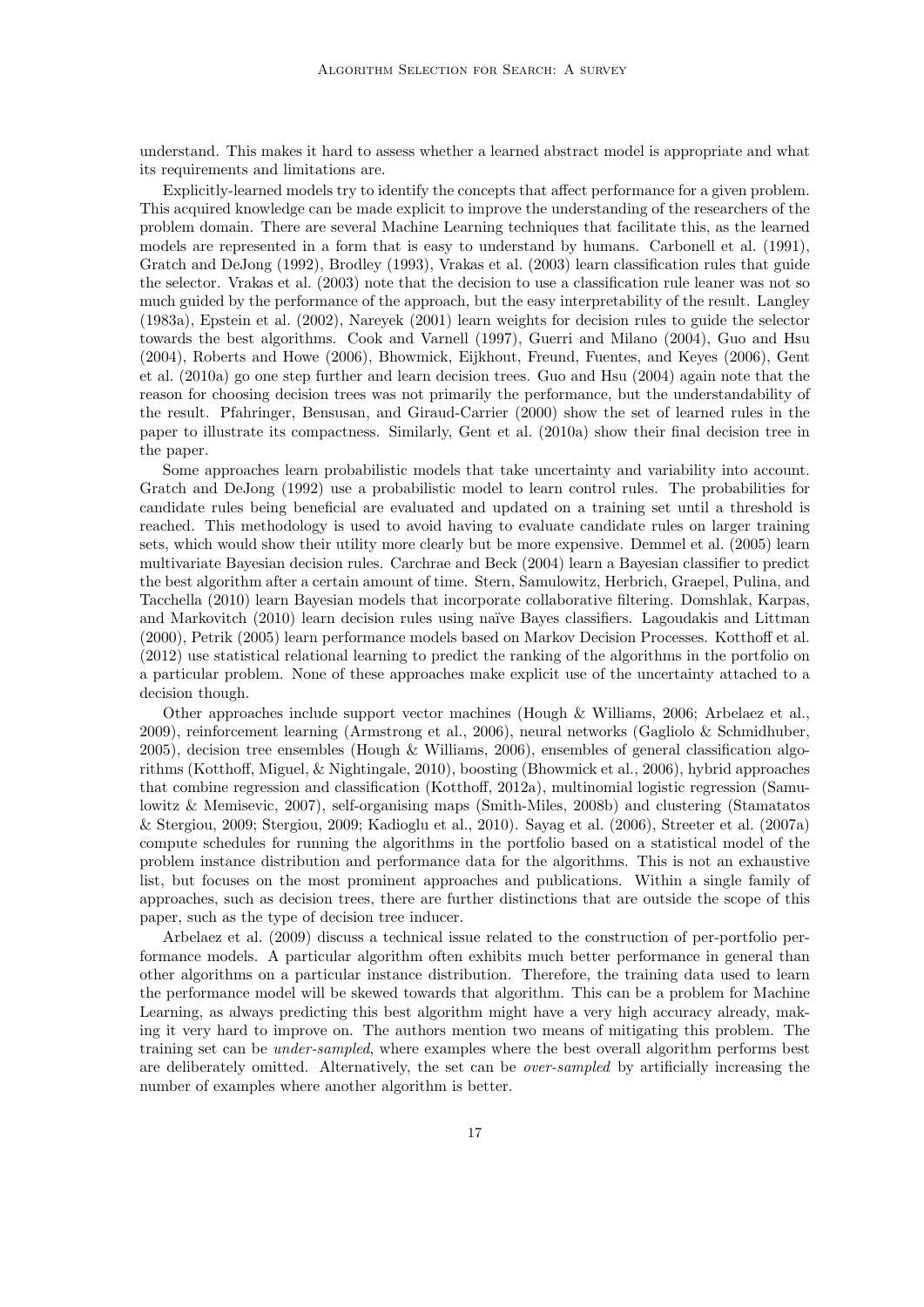understand. This makes it hard to assess whether a learned abstract model is appropriate and what its requirements and limitations are.

Explicitly-learned models try to identify the concepts that affect performance for a given problem. This acquired knowledge can be made explicit to improve the understanding of the researchers of the problem domain. There are several Machine Learning techniques that facilitate this, as the learned models are represented in a form that is easy to understand by humans. Carbonell et al. (1991), Gratch and DeJong (1992), Brodley (1993), Vrakas et al. (2003) learn classification rules that guide the selector. Vrakas et al. (2003) note that the decision to use a classification rule leaner was not so much guided by the performance of the approach, but the easy interpretability of the result. Langley (1983a), Epstein et al. (2002), Nareyek (2001) learn weights for decision rules to guide the selector towards the best algorithms. Cook and Varnell (1997), Guerri and Milano (2004), Guo and Hsu (2004), Roberts and Howe (2006), Bhowmick, Eijkhout, Freund, Fuentes, and Keyes (2006), Gent et al. (2010a) go one step further and learn decision trees. Guo and Hsu (2004) again note that the reason for choosing decision trees was not primarily the performance, but the understandability of the result. Pfahringer, Bensusan, and Giraud-Carrier (2000) show the set of learned rules in the paper to illustrate its compactness. Similarly, Gent et al. (2010a) show their final decision tree in the paper.

Some approaches learn probabilistic models that take uncertainty and variability into account. Gratch and DeJong (1992) use a probabilistic model to learn control rules. The probabilities for candidate rules being beneficial are evaluated and updated on a training set until a threshold is reached. This methodology is used to avoid having to evaluate candidate rules on larger training sets, which would show their utility more clearly but be more expensive. Demmel et al. (2005) learn multivariate Bayesian decision rules. Carchrae and Beck (2004) learn a Bayesian classifier to predict the best algorithm after a certain amount of time. Stern, Samulowitz, Herbrich, Graepel, Pulina, and Tacchella (2010) learn Bayesian models that incorporate collaborative filtering. Domshlak, Karpas, and Markovitch (2010) learn decision rules using naïve Bayes classifiers. Lagoudakis and Littman (2000), Petrik (2005) learn performance models based on Markov Decision Processes. Kotthoff et al. (2012) use statistical relational learning to predict the ranking of the algorithms in the portfolio on a particular problem. None of these approaches make explicit use of the uncertainty attached to a decision though.

Other approaches include support vector machines (Hough & Williams, 2006; Arbelaez et al., 2009), reinforcement learning (Armstrong et al., 2006), neural networks (Gagliolo & Schmidhuber, 2005), decision tree ensembles (Hough & Williams, 2006), ensembles of general classification algorithms (Kotthoff, Miguel, & Nightingale, 2010), boosting (Bhowmick et al., 2006), hybrid approaches that combine regression and classification (Kotthoff, 2012a), multinomial logistic regression (Samulowitz & Memisevic, 2007), self-organising maps (Smith-Miles, 2008b) and clustering (Stamatatos & Stergiou, 2009; Stergiou, 2009; Kadioglu et al., 2010). Sayag et al. (2006), Streeter et al. (2007a) compute schedules for running the algorithms in the portfolio based on a statistical model of the problem instance distribution and performance data for the algorithms. This is not an exhaustive list, but focuses on the most prominent approaches and publications. Within a single family of approaches, such as decision trees, there are further distinctions that are outside the scope of this paper, such as the type of decision tree inducer.

Arbelaez et al. (2009) discuss a technical issue related to the construction of per-portfolio performance models. A particular algorithm often exhibits much better performance in general than other algorithms on a particular instance distribution. Therefore, the training data used to learn the performance model will be skewed towards that algorithm. This can be a problem for Machine Learning, as always predicting this best algorithm might have a very high accuracy already, making it very hard to improve on. The authors mention two means of mitigating this problem. The training set can be *under-sampled*, where examples where the best overall algorithm performs best are deliberately omitted. Alternatively, the set can be *over-sampled* by artificially increasing the number of examples where another algorithm is better.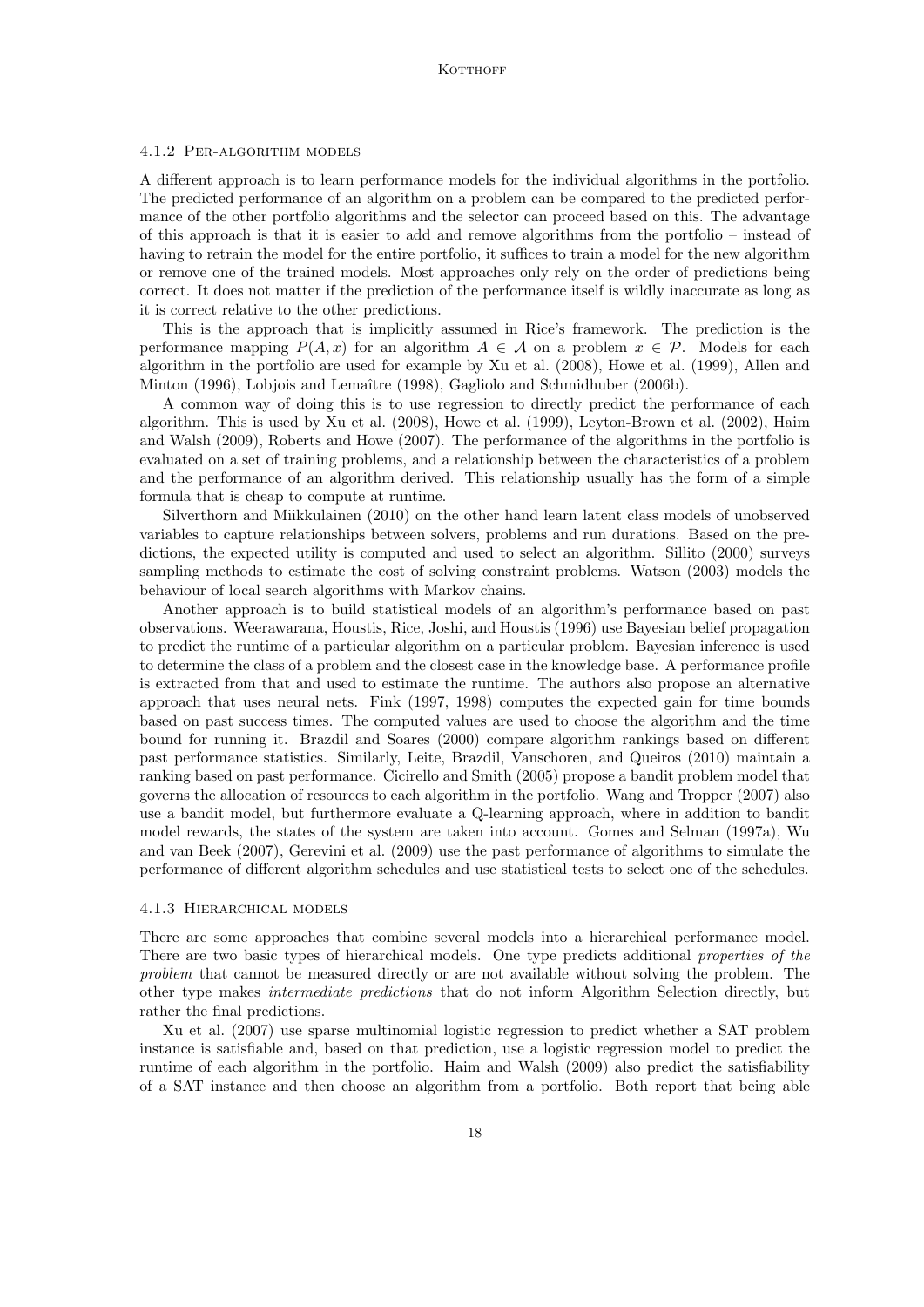#### 4.1.2 Per-algorithm models

A different approach is to learn performance models for the individual algorithms in the portfolio. The predicted performance of an algorithm on a problem can be compared to the predicted performance of the other portfolio algorithms and the selector can proceed based on this. The advantage of this approach is that it is easier to add and remove algorithms from the portfolio – instead of having to retrain the model for the entire portfolio, it suffices to train a model for the new algorithm or remove one of the trained models. Most approaches only rely on the order of predictions being correct. It does not matter if the prediction of the performance itself is wildly inaccurate as long as it is correct relative to the other predictions.

This is the approach that is implicitly assumed in Rice's framework. The prediction is the performance mapping $P(A, x)$ for an algorithm $A \in \mathcal{A}$ on a problem $x \in \mathcal{P}$. Models for each algorithm in the portfolio are used for example by Xu et al. (2008), Howe et al. (1999), Allen and Minton (1996), Lobjois and Lemaître (1998), Gagliolo and Schmidhuber (2006b).

A common way of doing this is to use regression to directly predict the performance of each algorithm. This is used by Xu et al. (2008), Howe et al. (1999), Leyton-Brown et al. (2002), Haim and Walsh (2009), Roberts and Howe (2007). The performance of the algorithms in the portfolio is evaluated on a set of training problems, and a relationship between the characteristics of a problem and the performance of an algorithm derived. This relationship usually has the form of a simple formula that is cheap to compute at runtime.

Silverthorn and Miikkulainen (2010) on the other hand learn latent class models of unobserved variables to capture relationships between solvers, problems and run durations. Based on the predictions, the expected utility is computed and used to select an algorithm. Sillito (2000) surveys sampling methods to estimate the cost of solving constraint problems. Watson (2003) models the behaviour of local search algorithms with Markov chains.

Another approach is to build statistical models of an algorithm's performance based on past observations. Weerawarana, Houstis, Rice, Joshi, and Houstis (1996) use Bayesian belief propagation to predict the runtime of a particular algorithm on a particular problem. Bayesian inference is used to determine the class of a problem and the closest case in the knowledge base. A performance profile is extracted from that and used to estimate the runtime. The authors also propose an alternative approach that uses neural nets. Fink (1997, 1998) computes the expected gain for time bounds based on past success times. The computed values are used to choose the algorithm and the time bound for running it. Brazdil and Soares (2000) compare algorithm rankings based on different past performance statistics. Similarly, Leite, Brazdil, Vanschoren, and Queiros (2010) maintain a ranking based on past performance. Cicirello and Smith (2005) propose a bandit problem model that governs the allocation of resources to each algorithm in the portfolio. Wang and Tropper (2007) also use a bandit model, but furthermore evaluate a Q-learning approach, where in addition to bandit model rewards, the states of the system are taken into account. Gomes and Selman (1997a), Wu and van Beek (2007), Gerevini et al. (2009) use the past performance of algorithms to simulate the performance of different algorithm schedules and use statistical tests to select one of the schedules.

#### 4.1.3 Hierarchical models

There are some approaches that combine several models into a hierarchical performance model. There are two basic types of hierarchical models. One type predicts additional *properties of the problem* that cannot be measured directly or are not available without solving the problem. The other type makes *intermediate predictions* that do not inform Algorithm Selection directly, but rather the final predictions.

Xu et al. (2007) use sparse multinomial logistic regression to predict whether a SAT problem instance is satisfiable and, based on that prediction, use a logistic regression model to predict the runtime of each algorithm in the portfolio. Haim and Walsh (2009) also predict the satisfiability of a SAT instance and then choose an algorithm from a portfolio. Both report that being able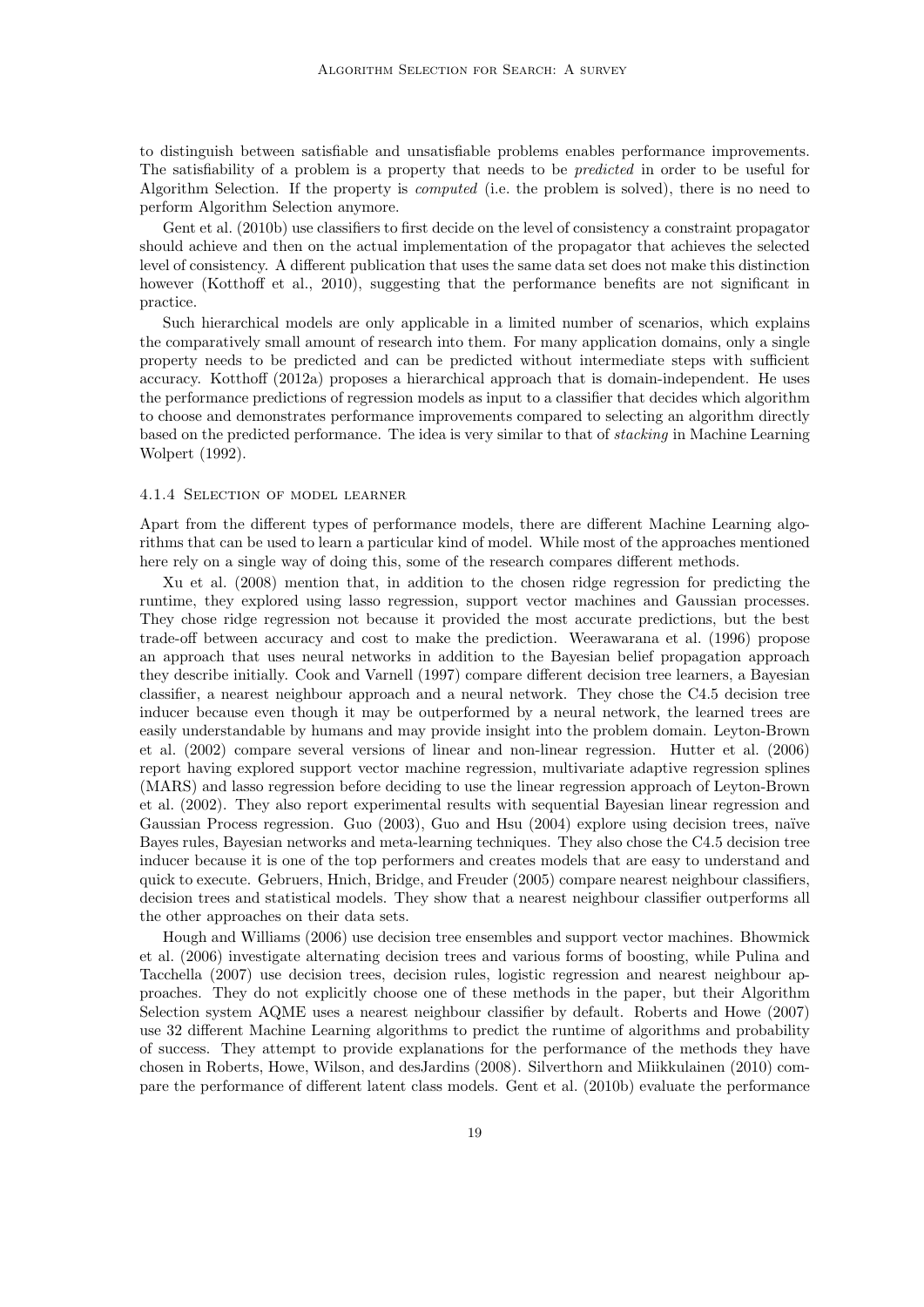to distinguish between satisfiable and unsatisfiable problems enables performance improvements. The satisfiability of a problem is a property that needs to be *predicted* in order to be useful for Algorithm Selection. If the property is *computed* (i.e. the problem is solved), there is no need to perform Algorithm Selection anymore.

Gent et al. (2010b) use classifiers to first decide on the level of consistency a constraint propagator should achieve and then on the actual implementation of the propagator that achieves the selected level of consistency. A different publication that uses the same data set does not make this distinction however (Kotthoff et al., 2010), suggesting that the performance benefits are not significant in practice.

Such hierarchical models are only applicable in a limited number of scenarios, which explains the comparatively small amount of research into them. For many application domains, only a single property needs to be predicted and can be predicted without intermediate steps with sufficient accuracy. Kotthoff (2012a) proposes a hierarchical approach that is domain-independent. He uses the performance predictions of regression models as input to a classifier that decides which algorithm to choose and demonstrates performance improvements compared to selecting an algorithm directly based on the predicted performance. The idea is very similar to that of *stacking* in Machine Learning Wolpert (1992).

#### 4.1.4 Selection of model learner

Apart from the different types of performance models, there are different Machine Learning algorithms that can be used to learn a particular kind of model. While most of the approaches mentioned here rely on a single way of doing this, some of the research compares different methods.

Xu et al. (2008) mention that, in addition to the chosen ridge regression for predicting the runtime, they explored using lasso regression, support vector machines and Gaussian processes. They chose ridge regression not because it provided the most accurate predictions, but the best trade-off between accuracy and cost to make the prediction. Weerawarana et al. (1996) propose an approach that uses neural networks in addition to the Bayesian belief propagation approach they describe initially. Cook and Varnell (1997) compare different decision tree learners, a Bayesian classifier, a nearest neighbour approach and a neural network. They chose the C4.5 decision tree inducer because even though it may be outperformed by a neural network, the learned trees are easily understandable by humans and may provide insight into the problem domain. Leyton-Brown et al. (2002) compare several versions of linear and non-linear regression. Hutter et al. (2006) report having explored support vector machine regression, multivariate adaptive regression splines (MARS) and lasso regression before deciding to use the linear regression approach of Leyton-Brown et al. (2002). They also report experimental results with sequential Bayesian linear regression and Gaussian Process regression. Guo (2003), Guo and Hsu (2004) explore using decision trees, naïve Bayes rules, Bayesian networks and meta-learning techniques. They also chose the C4.5 decision tree inducer because it is one of the top performers and creates models that are easy to understand and quick to execute. Gebruers, Hnich, Bridge, and Freuder (2005) compare nearest neighbour classifiers, decision trees and statistical models. They show that a nearest neighbour classifier outperforms all the other approaches on their data sets.

Hough and Williams (2006) use decision tree ensembles and support vector machines. Bhowmick et al. (2006) investigate alternating decision trees and various forms of boosting, while Pulina and Tacchella (2007) use decision trees, decision rules, logistic regression and nearest neighbour approaches. They do not explicitly choose one of these methods in the paper, but their Algorithm Selection system AQME uses a nearest neighbour classifier by default. Roberts and Howe (2007) use 32 different Machine Learning algorithms to predict the runtime of algorithms and probability of success. They attempt to provide explanations for the performance of the methods they have chosen in Roberts, Howe, Wilson, and desJardins (2008). Silverthorn and Miikkulainen (2010) compare the performance of different latent class models. Gent et al. (2010b) evaluate the performance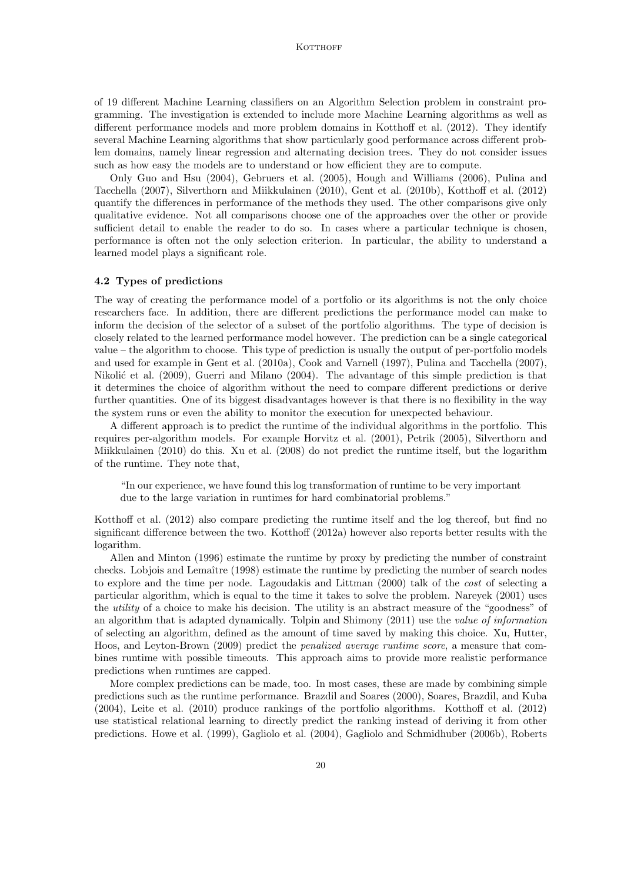of 19 different Machine Learning classifiers on an Algorithm Selection problem in constraint programming. The investigation is extended to include more Machine Learning algorithms as well as different performance models and more problem domains in Kotthoff et al. (2012). They identify several Machine Learning algorithms that show particularly good performance across different problem domains, namely linear regression and alternating decision trees. They do not consider issues such as how easy the models are to understand or how efficient they are to compute.

Only Guo and Hsu (2004), Gebruers et al. (2005), Hough and Williams (2006), Pulina and Tacchella (2007), Silverthorn and Miikkulainen (2010), Gent et al. (2010b), Kotthoff et al. (2012) quantify the differences in performance of the methods they used. The other comparisons give only qualitative evidence. Not all comparisons choose one of the approaches over the other or provide sufficient detail to enable the reader to do so. In cases where a particular technique is chosen, performance is often not the only selection criterion. In particular, the ability to understand a learned model plays a significant role.

### 4.2 Types of predictions

The way of creating the performance model of a portfolio or its algorithms is not the only choice researchers face. In addition, there are different predictions the performance model can make to inform the decision of the selector of a subset of the portfolio algorithms. The type of decision is closely related to the learned performance model however. The prediction can be a single categorical value – the algorithm to choose. This type of prediction is usually the output of per-portfolio models and used for example in Gent et al. (2010a), Cook and Varnell (1997), Pulina and Tacchella (2007), Nikolić et al. (2009), Guerri and Milano (2004). The advantage of this simple prediction is that it determines the choice of algorithm without the need to compare different predictions or derive further quantities. One of its biggest disadvantages however is that there is no flexibility in the way the system runs or even the ability to monitor the execution for unexpected behaviour.

A different approach is to predict the runtime of the individual algorithms in the portfolio. This requires per-algorithm models. For example Horvitz et al. (2001), Petrik (2005), Silverthorn and Miikkulainen (2010) do this. Xu et al. (2008) do not predict the runtime itself, but the logarithm of the runtime. They note that,

> "In our experience, we have found this log transformation of runtime to be very important due to the large variation in runtimes for hard combinatorial problems."

Kotthoff et al. (2012) also compare predicting the runtime itself and the log thereof, but find no significant difference between the two. Kotthoff (2012a) however also reports better results with the logarithm.

Allen and Minton (1996) estimate the runtime by proxy by predicting the number of constraint checks. Lobjois and Lemaître (1998) estimate the runtime by predicting the number of search nodes to explore and the time per node. Lagoudakis and Littman (2000) talk of the *cost* of selecting a particular algorithm, which is equal to the time it takes to solve the problem. Nareyek (2001) uses the *utility* of a choice to make his decision. The utility is an abstract measure of the "goodness" of an algorithm that is adapted dynamically. Tolpin and Shimony (2011) use the *value of information* of selecting an algorithm, defined as the amount of time saved by making this choice. Xu, Hutter, Hoos, and Leyton-Brown (2009) predict the *penalized average runtime score*, a measure that combines runtime with possible timeouts. This approach aims to provide more realistic performance predictions when runtimes are capped.

More complex predictions can be made, too. In most cases, these are made by combining simple predictions such as the runtime performance. Brazdil and Soares (2000), Soares, Brazdil, and Kuba (2004), Leite et al. (2010) produce rankings of the portfolio algorithms. Kotthoff et al. (2012) use statistical relational learning to directly predict the ranking instead of deriving it from other predictions. Howe et al. (1999), Gagliolo et al. (2004), Gagliolo and Schmidhuber (2006b), Roberts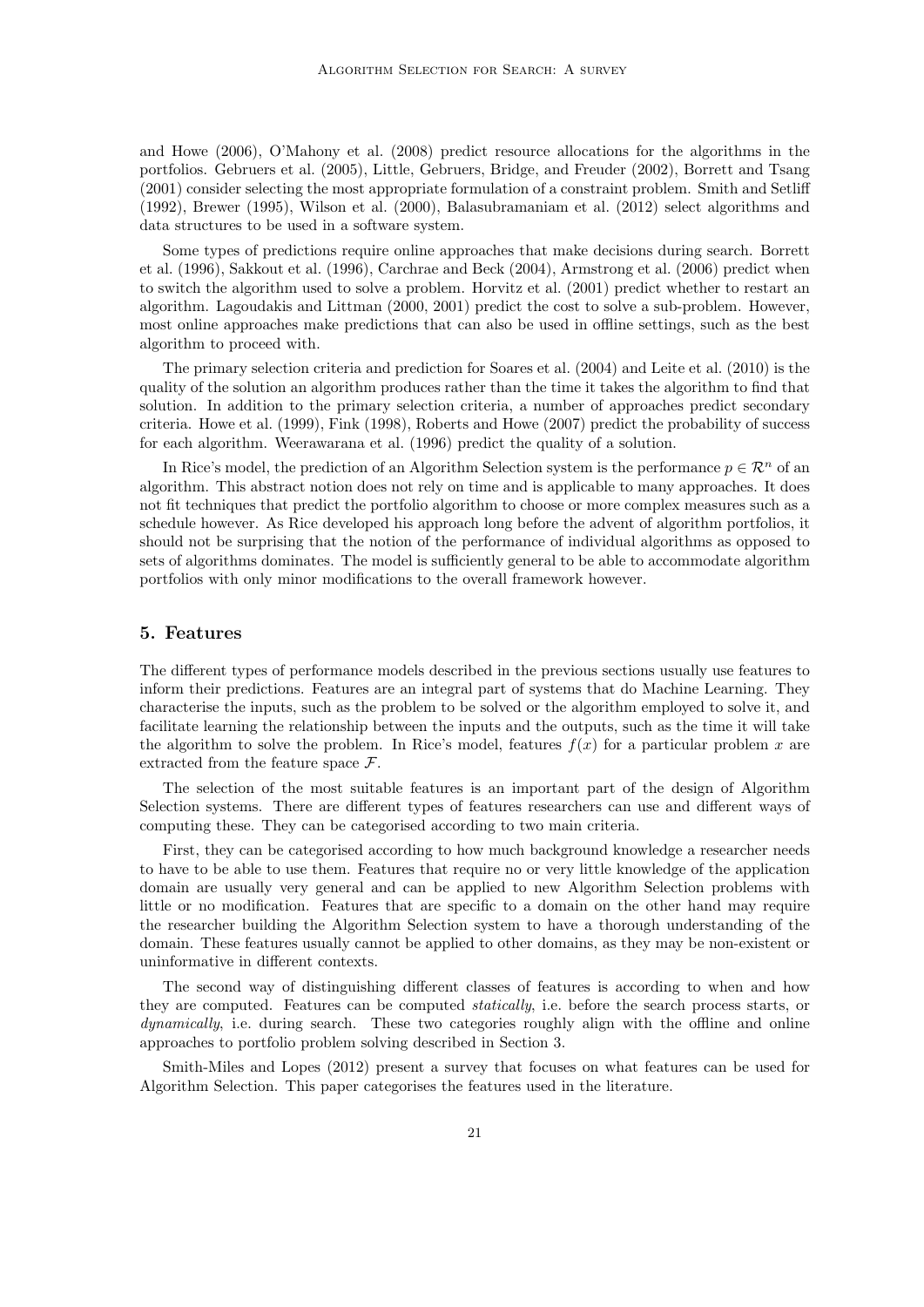and Howe (2006), O'Mahony et al. (2008) predict resource allocations for the algorithms in the portfolios. Gebruers et al. (2005), Little, Gebruers, Bridge, and Freuder (2002), Borrett and Tsang (2001) consider selecting the most appropriate formulation of a constraint problem. Smith and Setliff (1992), Brewer (1995), Wilson et al. (2000), Balasubramaniam et al. (2012) select algorithms and data structures to be used in a software system.

Some types of predictions require online approaches that make decisions during search. Borrett et al. (1996), Sakkout et al. (1996), Carchrae and Beck (2004), Armstrong et al. (2006) predict when to switch the algorithm used to solve a problem. Horvitz et al. (2001) predict whether to restart an algorithm. Lagoudakis and Littman (2000, 2001) predict the cost to solve a sub-problem. However, most online approaches make predictions that can also be used in offline settings, such as the best algorithm to proceed with.

The primary selection criteria and prediction for Soares et al. (2004) and Leite et al. (2010) is the quality of the solution an algorithm produces rather than the time it takes the algorithm to find that solution. In addition to the primary selection criteria, a number of approaches predict secondary criteria. Howe et al. (1999), Fink (1998), Roberts and Howe (2007) predict the probability of success for each algorithm. Weerawarana et al. (1996) predict the quality of a solution.

In Rice's model, the prediction of an Algorithm Selection system is the performance $p \in \mathcal{R}^n$ of an algorithm. This abstract notion does not rely on time and is applicable to many approaches. It does not fit techniques that predict the portfolio algorithm to choose or more complex measures such as a schedule however. As Rice developed his approach long before the advent of algorithm portfolios, it should not be surprising that the notion of the performance of individual algorithms as opposed to sets of algorithms dominates. The model is sufficiently general to be able to accommodate algorithm portfolios with only minor modifications to the overall framework however.

## 5. Features

The different types of performance models described in the previous sections usually use features to inform their predictions. Features are an integral part of systems that do Machine Learning. They characterise the inputs, such as the problem to be solved or the algorithm employed to solve it, and facilitate learning the relationship between the inputs and the outputs, such as the time it will take the algorithm to solve the problem. In Rice's model, features $f(x)$ for a particular problem $x$ are extracted from the feature space $\mathcal{F}$.

The selection of the most suitable features is an important part of the design of Algorithm Selection systems. There are different types of features researchers can use and different ways of computing these. They can be categorised according to two main criteria.

First, they can be categorised according to how much background knowledge a researcher needs to have to be able to use them. Features that require no or very little knowledge of the application domain are usually very general and can be applied to new Algorithm Selection problems with little or no modification. Features that are specific to a domain on the other hand may require the researcher building the Algorithm Selection system to have a thorough understanding of the domain. These features usually cannot be applied to other domains, as they may be non-existent or uninformative in different contexts.

The second way of distinguishing different classes of features is according to when and how they are computed. Features can be computed *statically*, i.e. before the search process starts, or *dynamically*, i.e. during search. These two categories roughly align with the offline and online approaches to portfolio problem solving described in Section 3.

Smith-Miles and Lopes (2012) present a survey that focuses on what features can be used for Algorithm Selection. This paper categorises the features used in the literature.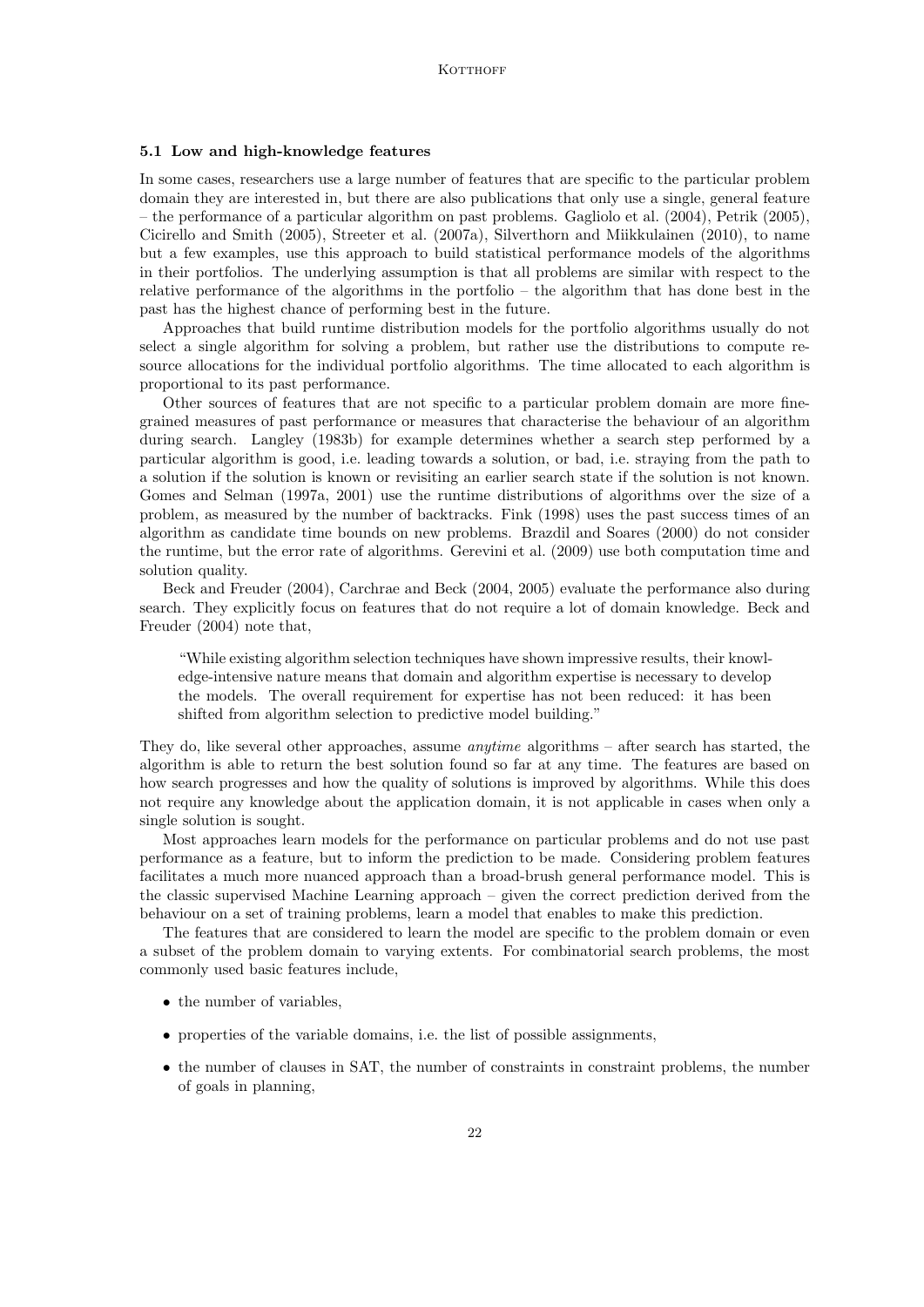### 5.1 Low and high-knowledge features

In some cases, researchers use a large number of features that are specific to the particular problem domain they are interested in, but there are also publications that only use a single, general feature – the performance of a particular algorithm on past problems. Gagliolo et al. (2004), Petrik (2005), Cicirello and Smith (2005), Streeter et al. (2007a), Silverthorn and Miikkulainen (2010), to name but a few examples, use this approach to build statistical performance models of the algorithms in their portfolios. The underlying assumption is that all problems are similar with respect to the relative performance of the algorithms in the portfolio – the algorithm that has done best in the past has the highest chance of performing best in the future.

Approaches that build runtime distribution models for the portfolio algorithms usually do not select a single algorithm for solving a problem, but rather use the distributions to compute resource allocations for the individual portfolio algorithms. The time allocated to each algorithm is proportional to its past performance.

Other sources of features that are not specific to a particular problem domain are more fine-grained measures of past performance or measures that characterise the behaviour of an algorithm during search. Langley (1983b) for example determines whether a search step performed by a particular algorithm is good, i.e. leading towards a solution, or bad, i.e. straying from the path to a solution if the solution is known or revisiting an earlier search state if the solution is not known. Gomes and Selman (1997a, 2001) use the runtime distributions of algorithms over the size of a problem, as measured by the number of backtracks. Fink (1998) uses the past success times of an algorithm as candidate time bounds on new problems. Brazdil and Soares (2000) do not consider the runtime, but the error rate of algorithms. Gerevini et al. (2009) use both computation time and solution quality.

Beck and Freuder (2004), Carchrae and Beck (2004, 2005) evaluate the performance also during search. They explicitly focus on features that do not require a lot of domain knowledge. Beck and Freuder (2004) note that,

> "While existing algorithm selection techniques have shown impressive results, their knowledge-intensive nature means that domain and algorithm expertise is necessary to develop the models. The overall requirement for expertise has not been reduced: it has been shifted from algorithm selection to predictive model building."

They do, like several other approaches, assume *anytime* algorithms – after search has started, the algorithm is able to return the best solution found so far at any time. The features are based on how search progresses and how the quality of solutions is improved by algorithms. While this does not require any knowledge about the application domain, it is not applicable in cases when only a single solution is sought.

Most approaches learn models for the performance on particular problems and do not use past performance as a feature, but to inform the prediction to be made. Considering problem features facilitates a much more nuanced approach than a broad-brush general performance model. This is the classic supervised Machine Learning approach – given the correct prediction derived from the behaviour on a set of training problems, learn a model that enables to make this prediction.

The features that are considered to learn the model are specific to the problem domain or even a subset of the problem domain to varying extents. For combinatorial search problems, the most commonly used basic features include,

- the number of variables,
- properties of the variable domains, i.e. the list of possible assignments,
- the number of clauses in SAT, the number of constraints in constraint problems, the number of goals in planning,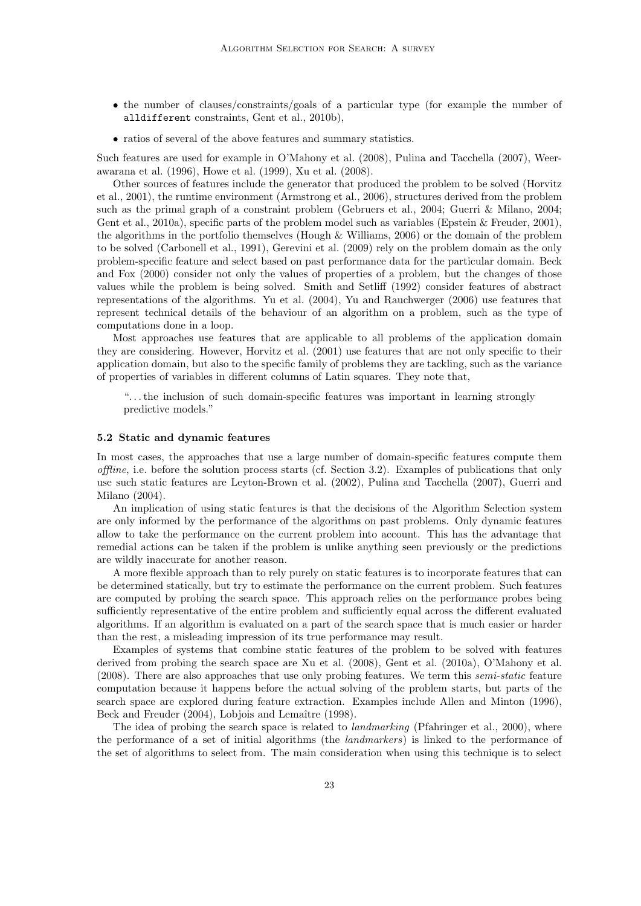- the number of clauses/constraints/goals of a particular type (for example the number of `alldifferent` constraints, Gent et al., 2010b),
- ratios of several of the above features and summary statistics.

Such features are used for example in O'Mahony et al. (2008), Pulina and Tacchella (2007), Weerawarana et al. (1996), Howe et al. (1999), Xu et al. (2008).

Other sources of features include the generator that produced the problem to be solved (Horvitz et al., 2001), the runtime environment (Armstrong et al., 2006), structures derived from the problem such as the primal graph of a constraint problem (Gebruers et al., 2004; Guerri & Milano, 2004; Gent et al., 2010a), specific parts of the problem model such as variables (Epstein & Freuder, 2001), the algorithms in the portfolio themselves (Hough & Williams, 2006) or the domain of the problem to be solved (Carbonell et al., 1991), Gerevini et al. (2009) rely on the problem domain as the only problem-specific feature and select based on past performance data for the particular domain. Beck and Fox (2000) consider not only the values of properties of a problem, but the changes of those values while the problem is being solved. Smith and Setliff (1992) consider features of abstract representations of the algorithms. Yu et al. (2004), Yu and Rauchwerger (2006) use features that represent technical details of the behaviour of an algorithm on a problem, such as the type of computations done in a loop.

Most approaches use features that are applicable to all problems of the application domain they are considering. However, Horvitz et al. (2001) use features that are not only specific to their application domain, but also to the specific family of problems they are tackling, such as the variance of properties of variables in different columns of Latin squares. They note that,

> "... the inclusion of such domain-specific features was important in learning strongly predictive models."

### 5.2 Static and dynamic features

In most cases, the approaches that use a large number of domain-specific features compute them *offline*, i.e. before the solution process starts (cf. Section 3.2). Examples of publications that only use such static features are Leyton-Brown et al. (2002), Pulina and Tacchella (2007), Guerri and Milano (2004).

An implication of using static features is that the decisions of the Algorithm Selection system are only informed by the performance of the algorithms on past problems. Only dynamic features allow to take the performance on the current problem into account. This has the advantage that remedial actions can be taken if the problem is unlike anything seen previously or the predictions are wildly inaccurate for another reason.

A more flexible approach than to rely purely on static features is to incorporate features that can be determined statically, but try to estimate the performance on the current problem. Such features are computed by probing the search space. This approach relies on the performance probes being sufficiently representative of the entire problem and sufficiently equal across the different evaluated algorithms. If an algorithm is evaluated on a part of the search space that is much easier or harder than the rest, a misleading impression of its true performance may result.

Examples of systems that combine static features of the problem to be solved with features derived from probing the search space are Xu et al. (2008), Gent et al. (2010a), O'Mahony et al. (2008). There are also approaches that use only probing features. We term this *semi-static* feature computation because it happens before the actual solving of the problem starts, but parts of the search space are explored during feature extraction. Examples include Allen and Minton (1996), Beck and Freuder (2004), Lobjois and Lemaître (1998).

The idea of probing the search space is related to *landmarking* (Pfahringer et al., 2000), where the performance of a set of initial algorithms (the *landmarkers*) is linked to the performance of the set of algorithms to select from. The main consideration when using this technique is to select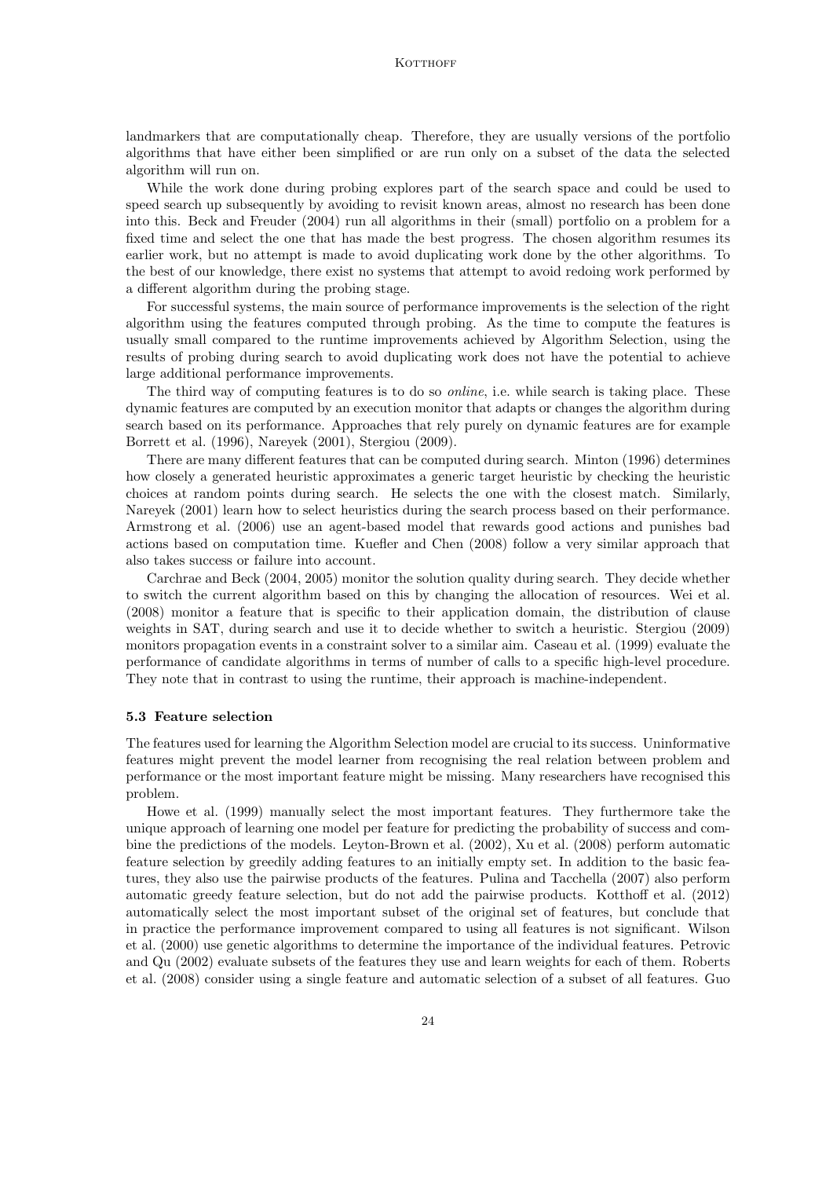landmarkers that are computationally cheap. Therefore, they are usually versions of the portfolio algorithms that have either been simplified or are run only on a subset of the data the selected algorithm will run on.

While the work done during probing explores part of the search space and could be used to speed search up subsequently by avoiding to revisit known areas, almost no research has been done into this. Beck and Freuder (2004) run all algorithms in their (small) portfolio on a problem for a fixed time and select the one that has made the best progress. The chosen algorithm resumes its earlier work, but no attempt is made to avoid duplicating work done by the other algorithms. To the best of our knowledge, there exist no systems that attempt to avoid redoing work performed by a different algorithm during the probing stage.

For successful systems, the main source of performance improvements is the selection of the right algorithm using the features computed through probing. As the time to compute the features is usually small compared to the runtime improvements achieved by Algorithm Selection, using the results of probing during search to avoid duplicating work does not have the potential to achieve large additional performance improvements.

The third way of computing features is to do so *online*, i.e. while search is taking place. These dynamic features are computed by an execution monitor that adapts or changes the algorithm during search based on its performance. Approaches that rely purely on dynamic features are for example Borrett et al. (1996), Nareyek (2001), Stergiou (2009).

There are many different features that can be computed during search. Minton (1996) determines how closely a generated heuristic approximates a generic target heuristic by checking the heuristic choices at random points during search. He selects the one with the closest match. Similarly, Nareyek (2001) learn how to select heuristics during the search process based on their performance. Armstrong et al. (2006) use an agent-based model that rewards good actions and punishes bad actions based on computation time. Kuefler and Chen (2008) follow a very similar approach that also takes success or failure into account.

Carchrae and Beck (2004, 2005) monitor the solution quality during search. They decide whether to switch the current algorithm based on this by changing the allocation of resources. Wei et al. (2008) monitor a feature that is specific to their application domain, the distribution of clause weights in SAT, during search and use it to decide whether to switch a heuristic. Stergiou (2009) monitors propagation events in a constraint solver to a similar aim. Caseau et al. (1999) evaluate the performance of candidate algorithms in terms of number of calls to a specific high-level procedure. They note that in contrast to using the runtime, their approach is machine-independent.

### 5.3 Feature selection

The features used for learning the Algorithm Selection model are crucial to its success. Uninformative features might prevent the model learner from recognising the real relation between problem and performance or the most important feature might be missing. Many researchers have recognised this problem.

Howe et al. (1999) manually select the most important features. They furthermore take the unique approach of learning one model per feature for predicting the probability of success and combine the predictions of the models. Leyton-Brown et al. (2002), Xu et al. (2008) perform automatic feature selection by greedily adding features to an initially empty set. In addition to the basic features, they also use the pairwise products of the features. Pulina and Tacchella (2007) also perform automatic greedy feature selection, but do not add the pairwise products. Kotthoff et al. (2012) automatically select the most important subset of the original set of features, but conclude that in practice the performance improvement compared to using all features is not significant. Wilson et al. (2000) use genetic algorithms to determine the importance of the individual features. Petrovic and Qu (2002) evaluate subsets of the features they use and learn weights for each of them. Roberts et al. (2008) consider using a single feature and automatic selection of a subset of all features. Guo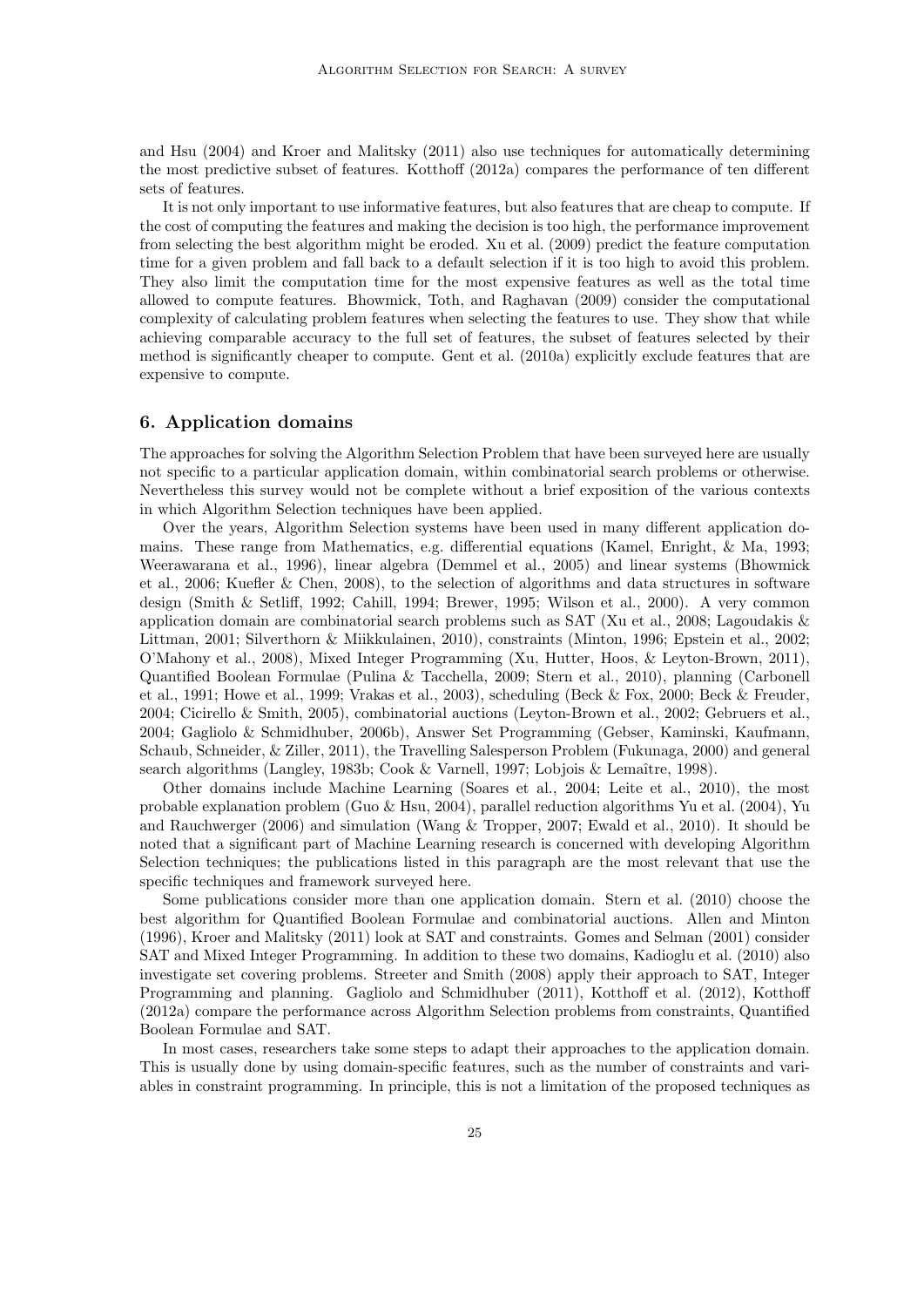and Hsu (2004) and Kroer and Malitsky (2011) also use techniques for automatically determining the most predictive subset of features. Kotthoff (2012a) compares the performance of ten different sets of features.

It is not only important to use informative features, but also features that are cheap to compute. If the cost of computing the features and making the decision is too high, the performance improvement from selecting the best algorithm might be eroded. Xu et al. (2009) predict the feature computation time for a given problem and fall back to a default selection if it is too high to avoid this problem. They also limit the computation time for the most expensive features as well as the total time allowed to compute features. Bhowmick, Toth, and Raghavan (2009) consider the computational complexity of calculating problem features when selecting the features to use. They show that while achieving comparable accuracy to the full set of features, the subset of features selected by their method is significantly cheaper to compute. Gent et al. (2010a) explicitly exclude features that are expensive to compute.

## 6. Application domains

The approaches for solving the Algorithm Selection Problem that have been surveyed here are usually not specific to a particular application domain, within combinatorial search problems or otherwise. Nevertheless this survey would not be complete without a brief exposition of the various contexts in which Algorithm Selection techniques have been applied.

Over the years, Algorithm Selection systems have been used in many different application domains. These range from Mathematics, e.g. differential equations (Kamel, Enright, & Ma, 1993; Weerawarana et al., 1996), linear algebra (Demmel et al., 2005) and linear systems (Bhowmick et al., 2006; Kuefler & Chen, 2008), to the selection of algorithms and data structures in software design (Smith & Setliff, 1992; Cahill, 1994; Brewer, 1995; Wilson et al., 2000). A very common application domain are combinatorial search problems such as SAT (Xu et al., 2008; Lagoudakis & Littman, 2001; Silverthorn & Miikkulainen, 2010), constraints (Minton, 1996; Epstein et al., 2002; O'Mahony et al., 2008), Mixed Integer Programming (Xu, Hutter, Hoos, & Leyton-Brown, 2011), Quantified Boolean Formulae (Pulina & Tacchella, 2009; Stern et al., 2010), planning (Carbonell et al., 1991; Howe et al., 1999; Vrakas et al., 2003), scheduling (Beck & Fox, 2000; Beck & Freuder, 2004; Cicirello & Smith, 2005), combinatorial auctions (Leyton-Brown et al., 2002; Gebruers et al., 2004; Gagliolo & Schmidhuber, 2006b), Answer Set Programming (Gebser, Kaminski, Kaufmann, Schaub, Schneider, & Ziller, 2011), the Travelling Salesperson Problem (Fukunaga, 2000) and general search algorithms (Langley, 1983b; Cook & Varnell, 1997; Lobjois & Lemaître, 1998).

Other domains include Machine Learning (Soares et al., 2004; Leite et al., 2010), the most probable explanation problem (Guo & Hsu, 2004), parallel reduction algorithms Yu et al. (2004), Yu and Rauchwerger (2006) and simulation (Wang & Tropper, 2007; Ewald et al., 2010). It should be noted that a significant part of Machine Learning research is concerned with developing Algorithm Selection techniques; the publications listed in this paragraph are the most relevant that use the specific techniques and framework surveyed here.

Some publications consider more than one application domain. Stern et al. (2010) choose the best algorithm for Quantified Boolean Formulae and combinatorial auctions. Allen and Minton (1996), Kroer and Malitsky (2011) look at SAT and constraints. Gomes and Selman (2001) consider SAT and Mixed Integer Programming. In addition to these two domains, Kadioglu et al. (2010) also investigate set covering problems. Streeter and Smith (2008) apply their approach to SAT, Integer Programming and planning. Gagliolo and Schmidhuber (2011), Kotthoff et al. (2012), Kotthoff (2012a) compare the performance across Algorithm Selection problems from constraints, Quantified Boolean Formulae and SAT.

In most cases, researchers take some steps to adapt their approaches to the application domain. This is usually done by using domain-specific features, such as the number of constraints and variables in constraint programming. In principle, this is not a limitation of the proposed techniques as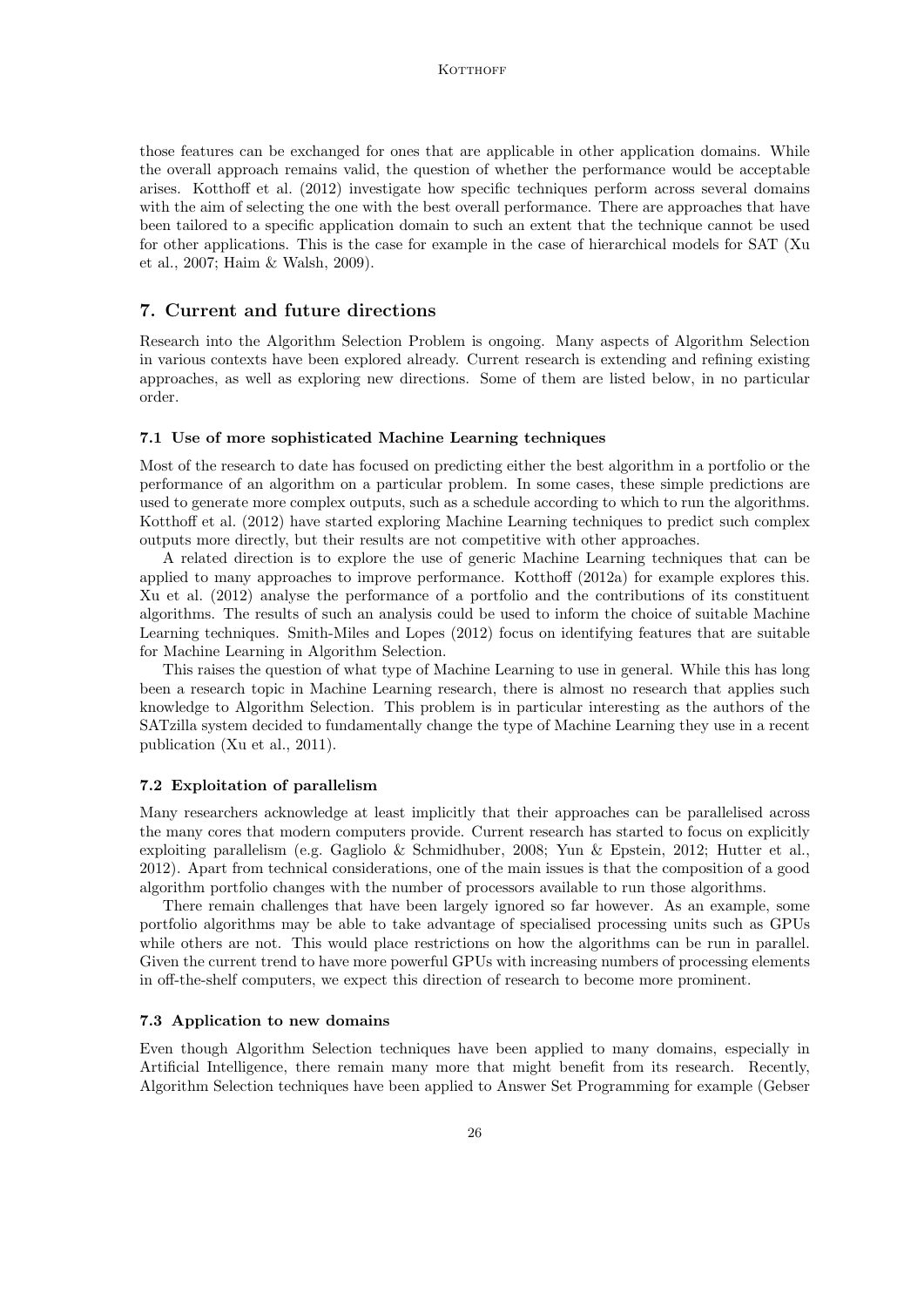those features can be exchanged for ones that are applicable in other application domains. While the overall approach remains valid, the question of whether the performance would be acceptable arises. Kotthoff et al. (2012) investigate how specific techniques perform across several domains with the aim of selecting the one with the best overall performance. There are approaches that have been tailored to a specific application domain to such an extent that the technique cannot be used for other applications. This is the case for example in the case of hierarchical models for SAT (Xu et al., 2007; Haim & Walsh, 2009).

## 7. Current and future directions

Research into the Algorithm Selection Problem is ongoing. Many aspects of Algorithm Selection in various contexts have been explored already. Current research is extending and refining existing approaches, as well as exploring new directions. Some of them are listed below, in no particular order.

### 7.1 Use of more sophisticated Machine Learning techniques

Most of the research to date has focused on predicting either the best algorithm in a portfolio or the performance of an algorithm on a particular problem. In some cases, these simple predictions are used to generate more complex outputs, such as a schedule according to which to run the algorithms. Kotthoff et al. (2012) have started exploring Machine Learning techniques to predict such complex outputs more directly, but their results are not competitive with other approaches.

A related direction is to explore the use of generic Machine Learning techniques that can be applied to many approaches to improve performance. Kotthoff (2012a) for example explores this. Xu et al. (2012) analyse the performance of a portfolio and the contributions of its constituent algorithms. The results of such an analysis could be used to inform the choice of suitable Machine Learning techniques. Smith-Miles and Lopes (2012) focus on identifying features that are suitable for Machine Learning in Algorithm Selection.

This raises the question of what type of Machine Learning to use in general. While this has long been a research topic in Machine Learning research, there is almost no research that applies such knowledge to Algorithm Selection. This problem is in particular interesting as the authors of the SATzilla system decided to fundamentally change the type of Machine Learning they use in a recent publication (Xu et al., 2011).

### 7.2 Exploitation of parallelism

Many researchers acknowledge at least implicitly that their approaches can be parallelised across the many cores that modern computers provide. Current research has started to focus on explicitly exploiting parallelism (e.g. Gagliolo & Schmidhuber, 2008; Yun & Epstein, 2012; Hutter et al., 2012). Apart from technical considerations, one of the main issues is that the composition of a good algorithm portfolio changes with the number of processors available to run those algorithms.

There remain challenges that have been largely ignored so far however. As an example, some portfolio algorithms may be able to take advantage of specialised processing units such as GPUs while others are not. This would place restrictions on how the algorithms can be run in parallel. Given the current trend to have more powerful GPUs with increasing numbers of processing elements in off-the-shelf computers, we expect this direction of research to become more prominent.

### 7.3 Application to new domains

Even though Algorithm Selection techniques have been applied to many domains, especially in Artificial Intelligence, there remain many more that might benefit from its research. Recently, Algorithm Selection techniques have been applied to Answer Set Programming for example (Gebser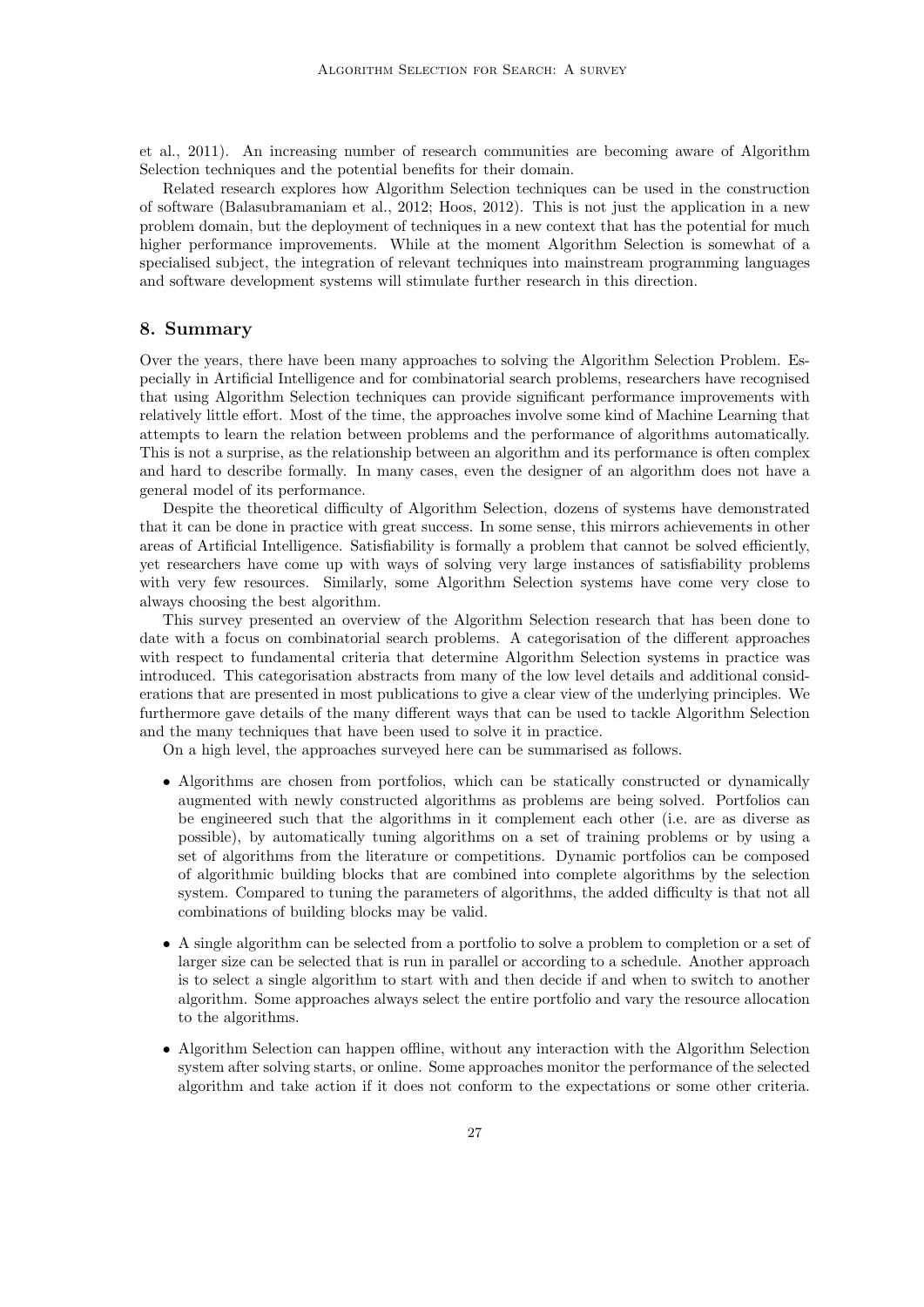et al., 2011). An increasing number of research communities are becoming aware of Algorithm Selection techniques and the potential benefits for their domain.

Related research explores how Algorithm Selection techniques can be used in the construction of software (Balasubramaniam et al., 2012; Hoos, 2012). This is not just the application in a new problem domain, but the deployment of techniques in a new context that has the potential for much higher performance improvements. While at the moment Algorithm Selection is somewhat of a specialised subject, the integration of relevant techniques into mainstream programming languages and software development systems will stimulate further research in this direction.

## 8. Summary

Over the years, there have been many approaches to solving the Algorithm Selection Problem. Especially in Artificial Intelligence and for combinatorial search problems, researchers have recognised that using Algorithm Selection techniques can provide significant performance improvements with relatively little effort. Most of the time, the approaches involve some kind of Machine Learning that attempts to learn the relation between problems and the performance of algorithms automatically. This is not a surprise, as the relationship between an algorithm and its performance is often complex and hard to describe formally. In many cases, even the designer of an algorithm does not have a general model of its performance.

Despite the theoretical difficulty of Algorithm Selection, dozens of systems have demonstrated that it can be done in practice with great success. In some sense, this mirrors achievements in other areas of Artificial Intelligence. Satisfiability is formally a problem that cannot be solved efficiently, yet researchers have come up with ways of solving very large instances of satisfiability problems with very few resources. Similarly, some Algorithm Selection systems have come very close to always choosing the best algorithm.

This survey presented an overview of the Algorithm Selection research that has been done to date with a focus on combinatorial search problems. A categorisation of the different approaches with respect to fundamental criteria that determine Algorithm Selection systems in practice was introduced. This categorisation abstracts from many of the low level details and additional considerations that are presented in most publications to give a clear view of the underlying principles. We furthermore gave details of the many different ways that can be used to tackle Algorithm Selection and the many techniques that have been used to solve it in practice.

On a high level, the approaches surveyed here can be summarised as follows.

- Algorithms are chosen from portfolios, which can be statically constructed or dynamically augmented with newly constructed algorithms as problems are being solved. Portfolios can be engineered such that the algorithms in it complement each other (i.e. are as diverse as possible), by automatically tuning algorithms on a set of training problems or by using a set of algorithms from the literature or competitions. Dynamic portfolios can be composed of algorithmic building blocks that are combined into complete algorithms by the selection system. Compared to tuning the parameters of algorithms, the added difficulty is that not all combinations of building blocks may be valid.
- A single algorithm can be selected from a portfolio to solve a problem to completion or a set of larger size can be selected that is run in parallel or according to a schedule. Another approach is to select a single algorithm to start with and then decide if and when to switch to another algorithm. Some approaches always select the entire portfolio and vary the resource allocation to the algorithms.
- Algorithm Selection can happen offline, without any interaction with the Algorithm Selection system after solving starts, or online. Some approaches monitor the performance of the selected algorithm and take action if it does not conform to the expectations or some other criteria.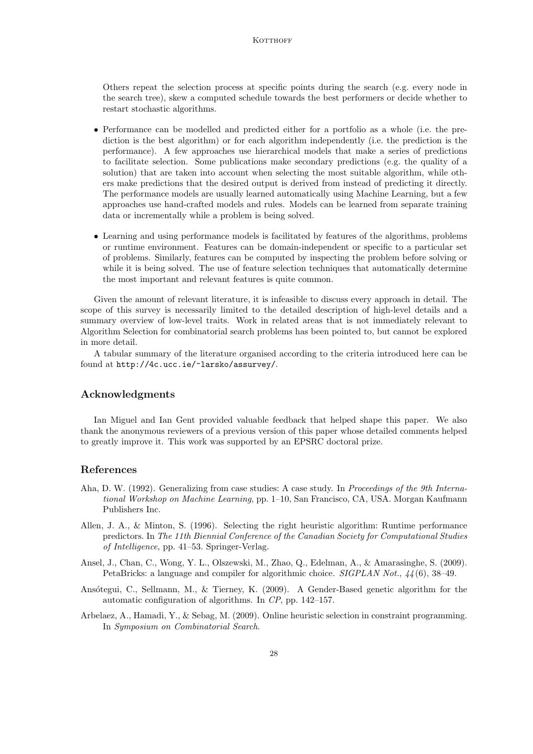Others repeat the selection process at specific points during the search (e.g. every node in the search tree), skew a computed schedule towards the best performers or decide whether to restart stochastic algorithms.

- Performance can be modelled and predicted either for a portfolio as a whole (i.e. the prediction is the best algorithm) or for each algorithm independently (i.e. the prediction is the performance). A few approaches use hierarchical models that make a series of predictions to facilitate selection. Some publications make secondary predictions (e.g. the quality of a solution) that are taken into account when selecting the most suitable algorithm, while others make predictions that the desired output is derived from instead of predicting it directly. The performance models are usually learned automatically using Machine Learning, but a few approaches use hand-crafted models and rules. Models can be learned from separate training data or incrementally while a problem is being solved.
- Learning and using performance models is facilitated by features of the algorithms, problems or runtime environment. Features can be domain-independent or specific to a particular set of problems. Similarly, features can be computed by inspecting the problem before solving or while it is being solved. The use of feature selection techniques that automatically determine the most important and relevant features is quite common.

Given the amount of relevant literature, it is infeasible to discuss every approach in detail. The scope of this survey is necessarily limited to the detailed description of high-level details and a summary overview of low-level traits. Work in related areas that is not immediately relevant to Algorithm Selection for combinatorial search problems has been pointed to, but cannot be explored in more detail.

A tabular summary of the literature organised according to the criteria introduced here can be found at `http://4c.ucc.ie/~larsko/assurvey/`.

## Acknowledgments

Ian Miguel and Ian Gent provided valuable feedback that helped shape this paper. We also thank the anonymous reviewers of a previous version of this paper whose detailed comments helped to greatly improve it. This work was supported by an EPSRC doctoral prize.

## References

Aha, D. W. (1992). Generalizing from case studies: A case study. In *Proceedings of the 9th International Workshop on Machine Learning*, pp. 1–10, San Francisco, CA, USA. Morgan Kaufmann Publishers Inc.

Allen, J. A., & Minton, S. (1996). Selecting the right heuristic algorithm: Runtime performance predictors. In *The 11th Biennial Conference of the Canadian Society for Computational Studies of Intelligence*, pp. 41–53. Springer-Verlag.

Ansel, J., Chan, C., Wong, Y. L., Olszewski, M., Zhao, Q., Edelman, A., & Amarasinghe, S. (2009). PetaBricks: a language and compiler for algorithmic choice. *SIGPLAN Not.*, *44*(6), 38–49.

Ansótegui, C., Sellmann, M., & Tierney, K. (2009). A Gender-Based genetic algorithm for the automatic configuration of algorithms. In *CP*, pp. 142–157.

Arbelaez, A., Hamadi, Y., & Sebag, M. (2009). Online heuristic selection in constraint programming. In *Symposium on Combinatorial Search*.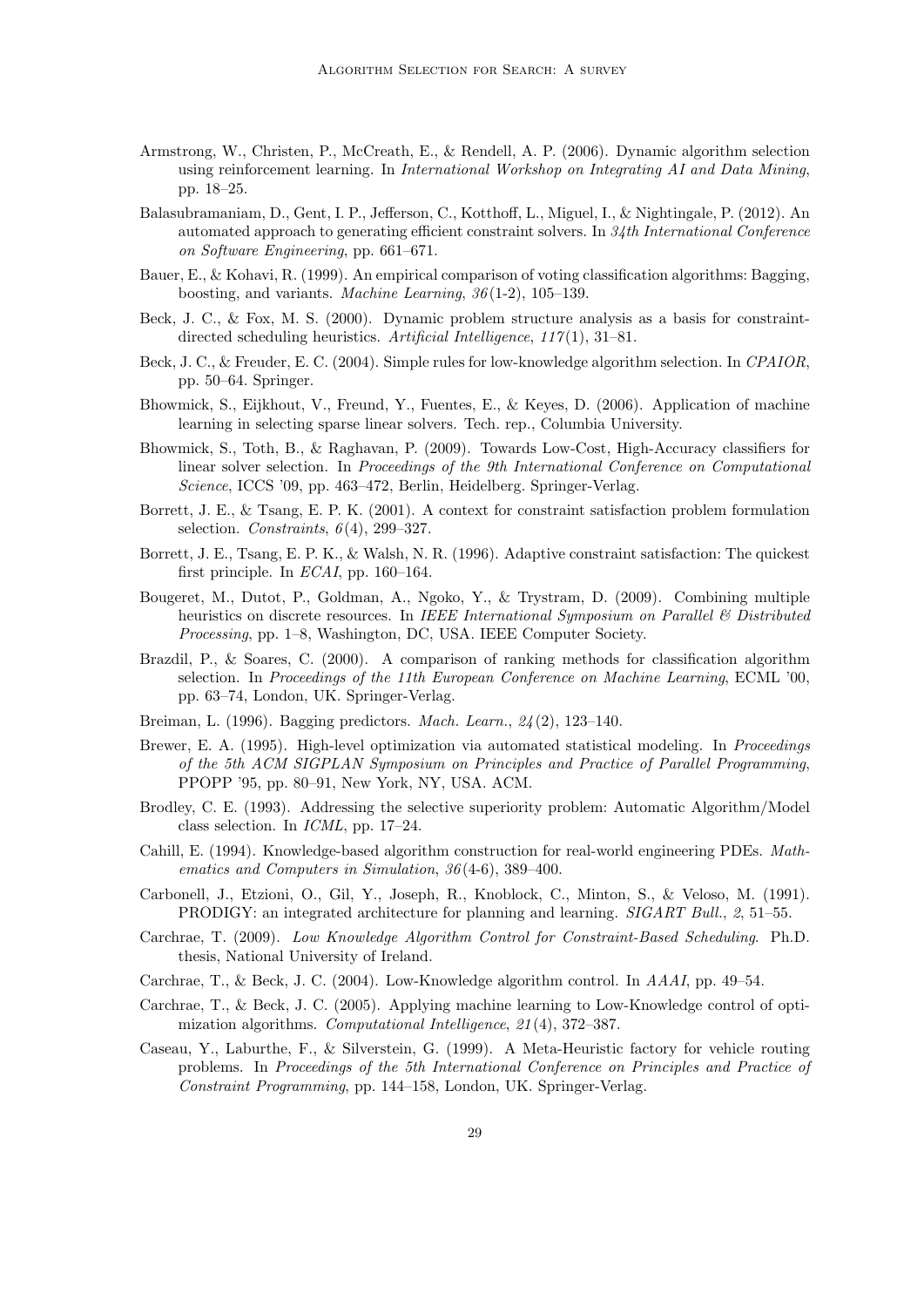Armstrong, W., Christen, P., McCreath, E., & Rendell, A. P. (2006). Dynamic algorithm selection using reinforcement learning. In *International Workshop on Integrating AI and Data Mining*, pp. 18–25.

Balasubramaniam, D., Gent, I. P., Jefferson, C., Kotthoff, L., Miguel, I., & Nightingale, P. (2012). An automated approach to generating efficient constraint solvers. In *34th International Conference on Software Engineering*, pp. 661–671.

Bauer, E., & Kohavi, R. (1999). An empirical comparison of voting classification algorithms: Bagging, boosting, and variants. *Machine Learning*, *36*(1-2), 105–139.

Beck, J. C., & Fox, M. S. (2000). Dynamic problem structure analysis as a basis for constraint-directed scheduling heuristics. *Artificial Intelligence*, *117*(1), 31–81.

Beck, J. C., & Freuder, E. C. (2004). Simple rules for low-knowledge algorithm selection. In *CPAIOR*, pp. 50–64. Springer.

Bhowmick, S., Eijkhout, V., Freund, Y., Fuentes, E., & Keyes, D. (2006). Application of machine learning in selecting sparse linear solvers. Tech. rep., Columbia University.

Bhowmick, S., Toth, B., & Raghavan, P. (2009). Towards Low-Cost, High-Accuracy classifiers for linear solver selection. In *Proceedings of the 9th International Conference on Computational Science*, ICCS '09, pp. 463–472, Berlin, Heidelberg. Springer-Verlag.

Borrett, J. E., & Tsang, E. P. K. (2001). A context for constraint satisfaction problem formulation selection. *Constraints*, *6*(4), 299–327.

Borrett, J. E., Tsang, E. P. K., & Walsh, N. R. (1996). Adaptive constraint satisfaction: The quickest first principle. In *ECAI*, pp. 160–164.

Bougeret, M., Dutot, P., Goldman, A., Ngoko, Y., & Trystram, D. (2009). Combining multiple heuristics on discrete resources. In *IEEE International Symposium on Parallel & Distributed Processing*, pp. 1–8, Washington, DC, USA. IEEE Computer Society.

Brazdil, P., & Soares, C. (2000). A comparison of ranking methods for classification algorithm selection. In *Proceedings of the 11th European Conference on Machine Learning*, ECML '00, pp. 63–74, London, UK. Springer-Verlag.

Breiman, L. (1996). Bagging predictors. *Mach. Learn.*, *24*(2), 123–140.

Brewer, E. A. (1995). High-level optimization via automated statistical modeling. In *Proceedings of the 5th ACM SIGPLAN Symposium on Principles and Practice of Parallel Programming*, PPOPP '95, pp. 80–91, New York, NY, USA. ACM.

Brodley, C. E. (1993). Addressing the selective superiority problem: Automatic Algorithm/Model class selection. In *ICML*, pp. 17–24.

Cahill, E. (1994). Knowledge-based algorithm construction for real-world engineering PDEs. *Mathematics and Computers in Simulation*, *36*(4-6), 389–400.

Carbonell, J., Etzioni, O., Gil, Y., Joseph, R., Knoblock, C., Minton, S., & Veloso, M. (1991). PRODIGY: an integrated architecture for planning and learning. *SIGART Bull.*, *2*, 51–55.

Carchrae, T. (2009). *Low Knowledge Algorithm Control for Constraint-Based Scheduling*. Ph.D. thesis, National University of Ireland.

Carchrae, T., & Beck, J. C. (2004). Low-Knowledge algorithm control. In *AAAI*, pp. 49–54.

Carchrae, T., & Beck, J. C. (2005). Applying machine learning to Low-Knowledge control of optimization algorithms. *Computational Intelligence*, *21*(4), 372–387.

Caseau, Y., Laburthe, F., & Silverstein, G. (1999). A Meta-Heuristic factory for vehicle routing problems. In *Proceedings of the 5th International Conference on Principles and Practice of Constraint Programming*, pp. 144–158, London, UK. Springer-Verlag.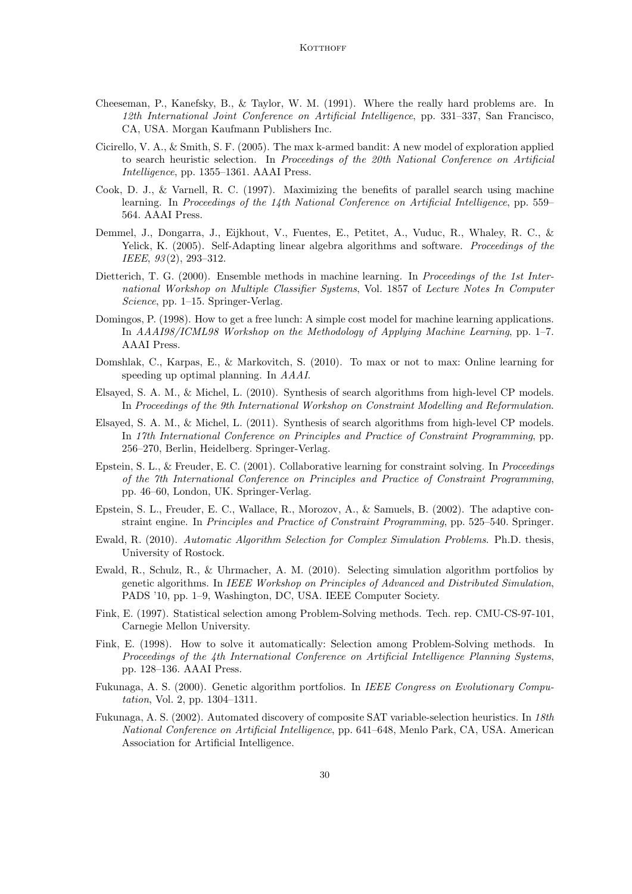Cheeseman, P., Kanefsky, B., & Taylor, W. M. (1991). Where the really hard problems are. In *12th International Joint Conference on Artificial Intelligence*, pp. 331–337, San Francisco, CA, USA. Morgan Kaufmann Publishers Inc.

Cicirello, V. A., & Smith, S. F. (2005). The max k-armed bandit: A new model of exploration applied to search heuristic selection. In *Proceedings of the 20th National Conference on Artificial Intelligence*, pp. 1355–1361. AAAI Press.

Cook, D. J., & Varnell, R. C. (1997). Maximizing the benefits of parallel search using machine learning. In *Proceedings of the 14th National Conference on Artificial Intelligence*, pp. 559–564. AAAI Press.

Demmel, J., Dongarra, J., Eijkhout, V., Fuentes, E., Petitet, A., Vuduc, R., Whaley, R. C., & Yelick, K. (2005). Self-Adapting linear algebra algorithms and software. *Proceedings of the IEEE*, *93*(2), 293–312.

Dietterich, T. G. (2000). Ensemble methods in machine learning. In *Proceedings of the 1st International Workshop on Multiple Classifier Systems*, Vol. 1857 of *Lecture Notes In Computer Science*, pp. 1–15. Springer-Verlag.

Domingos, P. (1998). How to get a free lunch: A simple cost model for machine learning applications. In *AAAI98/ICML98 Workshop on the Methodology of Applying Machine Learning*, pp. 1–7. AAAI Press.

Domshlak, C., Karpas, E., & Markovitch, S. (2010). To max or not to max: Online learning for speeding up optimal planning. In *AAAI*.

Elsayed, S. A. M., & Michel, L. (2010). Synthesis of search algorithms from high-level CP models. In *Proceedings of the 9th International Workshop on Constraint Modelling and Reformulation*.

Elsayed, S. A. M., & Michel, L. (2011). Synthesis of search algorithms from high-level CP models. In *17th International Conference on Principles and Practice of Constraint Programming*, pp. 256–270, Berlin, Heidelberg. Springer-Verlag.

Epstein, S. L., & Freuder, E. C. (2001). Collaborative learning for constraint solving. In *Proceedings of the 7th International Conference on Principles and Practice of Constraint Programming*, pp. 46–60, London, UK. Springer-Verlag.

Epstein, S. L., Freuder, E. C., Wallace, R., Morozov, A., & Samuels, B. (2002). The adaptive constraint engine. In *Principles and Practice of Constraint Programming*, pp. 525–540. Springer.

Ewald, R. (2010). *Automatic Algorithm Selection for Complex Simulation Problems*. Ph.D. thesis, University of Rostock.

Ewald, R., Schulz, R., & Uhrmacher, A. M. (2010). Selecting simulation algorithm portfolios by genetic algorithms. In *IEEE Workshop on Principles of Advanced and Distributed Simulation*, PADS '10, pp. 1–9, Washington, DC, USA. IEEE Computer Society.

Fink, E. (1997). Statistical selection among Problem-Solving methods. Tech. rep. CMU-CS-97-101, Carnegie Mellon University.

Fink, E. (1998). How to solve it automatically: Selection among Problem-Solving methods. In *Proceedings of the 4th International Conference on Artificial Intelligence Planning Systems*, pp. 128–136. AAAI Press.

Fukunaga, A. S. (2000). Genetic algorithm portfolios. In *IEEE Congress on Evolutionary Computation*, Vol. 2, pp. 1304–1311.

Fukunaga, A. S. (2002). Automated discovery of composite SAT variable-selection heuristics. In *18th National Conference on Artificial Intelligence*, pp. 641–648, Menlo Park, CA, USA. American Association for Artificial Intelligence.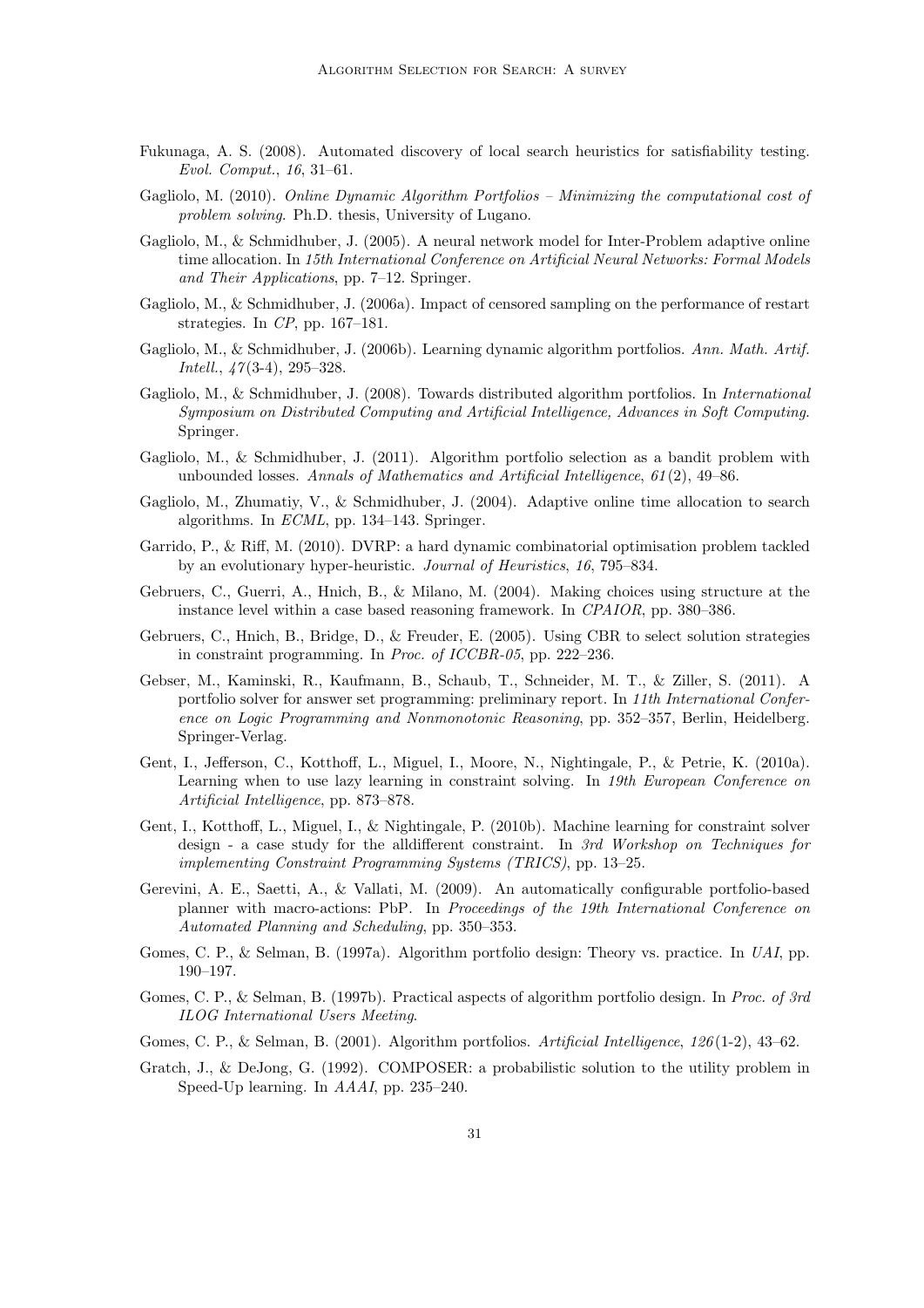Fukunaga, A. S. (2008). Automated discovery of local search heuristics for satisfiability testing. *Evol. Comput.*, *16*, 31–61.

Gagliolo, M. (2010). *Online Dynamic Algorithm Portfolios – Minimizing the computational cost of problem solving*. Ph.D. thesis, University of Lugano.

Gagliolo, M., & Schmidhuber, J. (2005). A neural network model for Inter-Problem adaptive online time allocation. In *15th International Conference on Artificial Neural Networks: Formal Models and Their Applications*, pp. 7–12. Springer.

Gagliolo, M., & Schmidhuber, J. (2006a). Impact of censored sampling on the performance of restart strategies. In *CP*, pp. 167–181.

Gagliolo, M., & Schmidhuber, J. (2006b). Learning dynamic algorithm portfolios. *Ann. Math. Artif. Intell.*, *47*(3-4), 295–328.

Gagliolo, M., & Schmidhuber, J. (2008). Towards distributed algorithm portfolios. In *International Symposium on Distributed Computing and Artificial Intelligence, Advances in Soft Computing*. Springer.

Gagliolo, M., & Schmidhuber, J. (2011). Algorithm portfolio selection as a bandit problem with unbounded losses. *Annals of Mathematics and Artificial Intelligence*, *61*(2), 49–86.

Gagliolo, M., Zhumatiy, V., & Schmidhuber, J. (2004). Adaptive online time allocation to search algorithms. In *ECML*, pp. 134–143. Springer.

Garrido, P., & Riff, M. (2010). DVRP: a hard dynamic combinatorial optimisation problem tackled by an evolutionary hyper-heuristic. *Journal of Heuristics*, *16*, 795–834.

Gebruers, C., Guerri, A., Hnich, B., & Milano, M. (2004). Making choices using structure at the instance level within a case based reasoning framework. In *CPAIOR*, pp. 380–386.

Gebruers, C., Hnich, B., Bridge, D., & Freuder, E. (2005). Using CBR to select solution strategies in constraint programming. In *Proc. of ICCBR-05*, pp. 222–236.

Gebser, M., Kaminski, R., Kaufmann, B., Schaub, T., Schneider, M. T., & Ziller, S. (2011). A portfolio solver for answer set programming: preliminary report. In *11th International Conference on Logic Programming and Nonmonotonic Reasoning*, pp. 352–357, Berlin, Heidelberg. Springer-Verlag.

Gent, I., Jefferson, C., Kotthoff, L., Miguel, I., Moore, N., Nightingale, P., & Petrie, K. (2010a). Learning when to use lazy learning in constraint solving. In *19th European Conference on Artificial Intelligence*, pp. 873–878.

Gent, I., Kotthoff, L., Miguel, I., & Nightingale, P. (2010b). Machine learning for constraint solver design - a case study for the alldifferent constraint. In *3rd Workshop on Techniques for implementing Constraint Programming Systems (TRICS)*, pp. 13–25.

Gerevini, A. E., Saetti, A., & Vallati, M. (2009). An automatically configurable portfolio-based planner with macro-actions: PbP. In *Proceedings of the 19th International Conference on Automated Planning and Scheduling*, pp. 350–353.

Gomes, C. P., & Selman, B. (1997a). Algorithm portfolio design: Theory vs. practice. In *UAI*, pp. 190–197.

Gomes, C. P., & Selman, B. (1997b). Practical aspects of algorithm portfolio design. In *Proc. of 3rd ILOG International Users Meeting*.

Gomes, C. P., & Selman, B. (2001). Algorithm portfolios. *Artificial Intelligence*, *126*(1-2), 43–62.

Gratch, J., & DeJong, G. (1992). COMPOSER: a probabilistic solution to the utility problem in Speed-Up learning. In *AAAI*, pp. 235–240.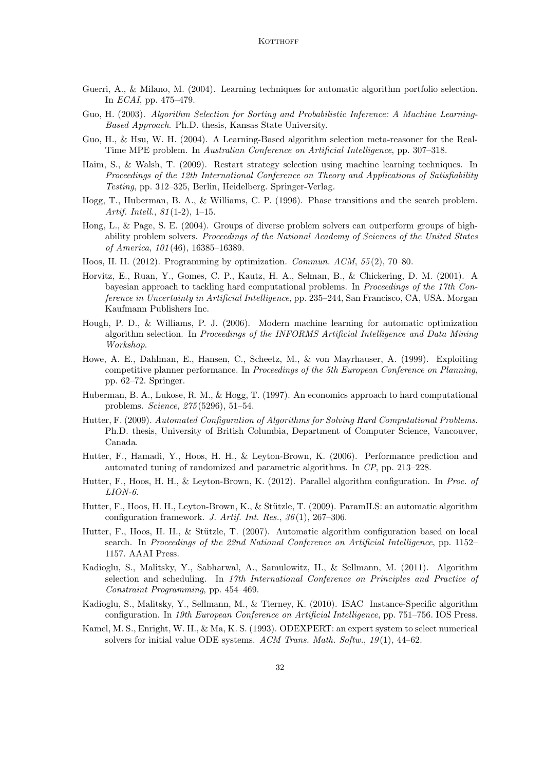Guerri, A., & Milano, M. (2004). Learning techniques for automatic algorithm portfolio selection. In *ECAI*, pp. 475–479.

Guo, H. (2003). *Algorithm Selection for Sorting and Probabilistic Inference: A Machine Learning-Based Approach*. Ph.D. thesis, Kansas State University.

Guo, H., & Hsu, W. H. (2004). A Learning-Based algorithm selection meta-reasoner for the Real-Time MPE problem. In *Australian Conference on Artificial Intelligence*, pp. 307–318.

Haim, S., & Walsh, T. (2009). Restart strategy selection using machine learning techniques. In *Proceedings of the 12th International Conference on Theory and Applications of Satisfiability Testing*, pp. 312–325, Berlin, Heidelberg. Springer-Verlag.

Hogg, T., Huberman, B. A., & Williams, C. P. (1996). Phase transitions and the search problem. *Artif. Intell.*, *81*(1-2), 1–15.

Hong, L., & Page, S. E. (2004). Groups of diverse problem solvers can outperform groups of high-ability problem solvers. *Proceedings of the National Academy of Sciences of the United States of America*, *101*(46), 16385–16389.

Hoos, H. H. (2012). Programming by optimization. *Commun. ACM*, *55*(2), 70–80.

Horvitz, E., Ruan, Y., Gomes, C. P., Kautz, H. A., Selman, B., & Chickering, D. M. (2001). A bayesian approach to tackling hard computational problems. In *Proceedings of the 17th Conference in Uncertainty in Artificial Intelligence*, pp. 235–244, San Francisco, CA, USA. Morgan Kaufmann Publishers Inc.

Hough, P. D., & Williams, P. J. (2006). Modern machine learning for automatic optimization algorithm selection. In *Proceedings of the INFORMS Artificial Intelligence and Data Mining Workshop*.

Howe, A. E., Dahlman, E., Hansen, C., Scheetz, M., & von Mayrhauser, A. (1999). Exploiting competitive planner performance. In *Proceedings of the 5th European Conference on Planning*, pp. 62–72. Springer.

Huberman, B. A., Lukose, R. M., & Hogg, T. (1997). An economics approach to hard computational problems. *Science*, *275*(5296), 51–54.

Hutter, F. (2009). *Automated Configuration of Algorithms for Solving Hard Computational Problems*. Ph.D. thesis, University of British Columbia, Department of Computer Science, Vancouver, Canada.

Hutter, F., Hamadi, Y., Hoos, H. H., & Leyton-Brown, K. (2006). Performance prediction and automated tuning of randomized and parametric algorithms. In *CP*, pp. 213–228.

Hutter, F., Hoos, H. H., & Leyton-Brown, K. (2012). Parallel algorithm configuration. In *Proc. of LION-6*.

Hutter, F., Hoos, H. H., Leyton-Brown, K., & Stützle, T. (2009). ParamILS: an automatic algorithm configuration framework. *J. Artif. Int. Res.*, *36*(1), 267–306.

Hutter, F., Hoos, H. H., & Stützle, T. (2007). Automatic algorithm configuration based on local search. In *Proceedings of the 22nd National Conference on Artificial Intelligence*, pp. 1152–1157. AAAI Press.

Kadioglu, S., Malitsky, Y., Sabharwal, A., Samulowitz, H., & Sellmann, M. (2011). Algorithm selection and scheduling. In *17th International Conference on Principles and Practice of Constraint Programming*, pp. 454–469.

Kadioglu, S., Malitsky, Y., Sellmann, M., & Tierney, K. (2010). ISAC Instance-Specific algorithm configuration. In *19th European Conference on Artificial Intelligence*, pp. 751–756. IOS Press.

Kamel, M. S., Enright, W. H., & Ma, K. S. (1993). ODEXPERT: an expert system to select numerical solvers for initial value ODE systems. *ACM Trans. Math. Softw.*, *19*(1), 44–62.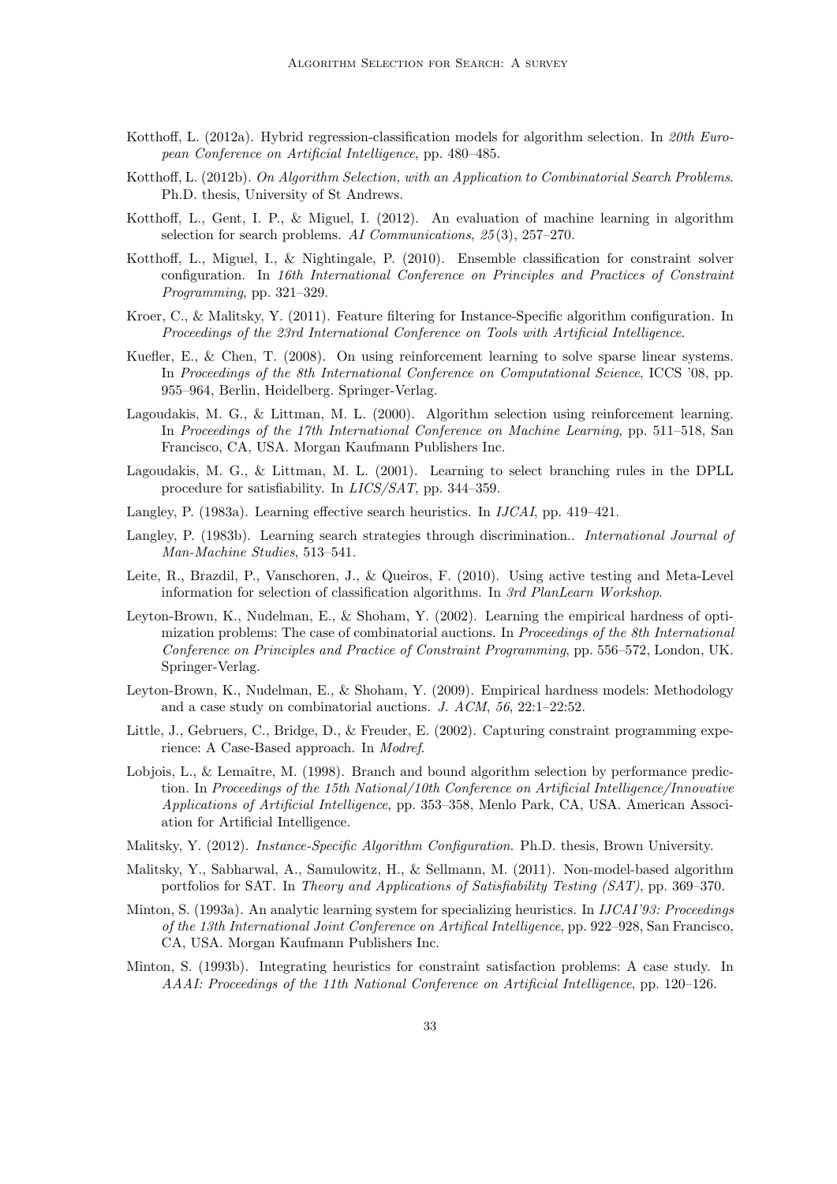Kotthoff, L. (2012a). Hybrid regression-classification models for algorithm selection. In *20th European Conference on Artificial Intelligence*, pp. 480–485.

Kotthoff, L. (2012b). *On Algorithm Selection, with an Application to Combinatorial Search Problems*. Ph.D. thesis, University of St Andrews.

Kotthoff, L., Gent, I. P., & Miguel, I. (2012). An evaluation of machine learning in algorithm selection for search problems. *AI Communications*, *25*(3), 257–270.

Kotthoff, L., Miguel, I., & Nightingale, P. (2010). Ensemble classification for constraint solver configuration. In *16th International Conference on Principles and Practices of Constraint Programming*, pp. 321–329.

Kroer, C., & Malitsky, Y. (2011). Feature filtering for Instance-Specific algorithm configuration. In *Proceedings of the 23rd International Conference on Tools with Artificial Intelligence*.

Kuefler, E., & Chen, T. (2008). On using reinforcement learning to solve sparse linear systems. In *Proceedings of the 8th International Conference on Computational Science*, ICCS '08, pp. 955–964, Berlin, Heidelberg. Springer-Verlag.

Lagoudakis, M. G., & Littman, M. L. (2000). Algorithm selection using reinforcement learning. In *Proceedings of the 17th International Conference on Machine Learning*, pp. 511–518, San Francisco, CA, USA. Morgan Kaufmann Publishers Inc.

Lagoudakis, M. G., & Littman, M. L. (2001). Learning to select branching rules in the DPLL procedure for satisfiability. In *LICS/SAT*, pp. 344–359.

Langley, P. (1983a). Learning effective search heuristics. In *IJCAI*, pp. 419–421.

Langley, P. (1983b). Learning search strategies through discrimination.. *International Journal of Man-Machine Studies*, 513–541.

Leite, R., Brazdil, P., Vanschoren, J., & Queiros, F. (2010). Using active testing and Meta-Level information for selection of classification algorithms. In *3rd PlanLearn Workshop*.

Leyton-Brown, K., Nudelman, E., & Shoham, Y. (2002). Learning the empirical hardness of optimization problems: The case of combinatorial auctions. In *Proceedings of the 8th International Conference on Principles and Practice of Constraint Programming*, pp. 556–572, London, UK. Springer-Verlag.

Leyton-Brown, K., Nudelman, E., & Shoham, Y. (2009). Empirical hardness models: Methodology and a case study on combinatorial auctions. *J. ACM*, *56*, 22:1–22:52.

Little, J., Gebruers, C., Bridge, D., & Freuder, E. (2002). Capturing constraint programming experience: A Case-Based approach. In *Modref*.

Lobjois, L., & Lemaître, M. (1998). Branch and bound algorithm selection by performance prediction. In *Proceedings of the 15th National/10th Conference on Artificial Intelligence/Innovative Applications of Artificial Intelligence*, pp. 353–358, Menlo Park, CA, USA. American Association for Artificial Intelligence.

Malitsky, Y. (2012). *Instance-Specific Algorithm Configuration*. Ph.D. thesis, Brown University.

Malitsky, Y., Sabharwal, A., Samulowitz, H., & Sellmann, M. (2011). Non-model-based algorithm portfolios for SAT. In *Theory and Applications of Satisfiability Testing (SAT)*, pp. 369–370.

Minton, S. (1993a). An analytic learning system for specializing heuristics. In *IJCAI'93: Proceedings of the 13th International Joint Conference on Artifical Intelligence*, pp. 922–928, San Francisco, CA, USA. Morgan Kaufmann Publishers Inc.

Minton, S. (1993b). Integrating heuristics for constraint satisfaction problems: A case study. In *AAAI: Proceedings of the 11th National Conference on Artificial Intelligence*, pp. 120–126.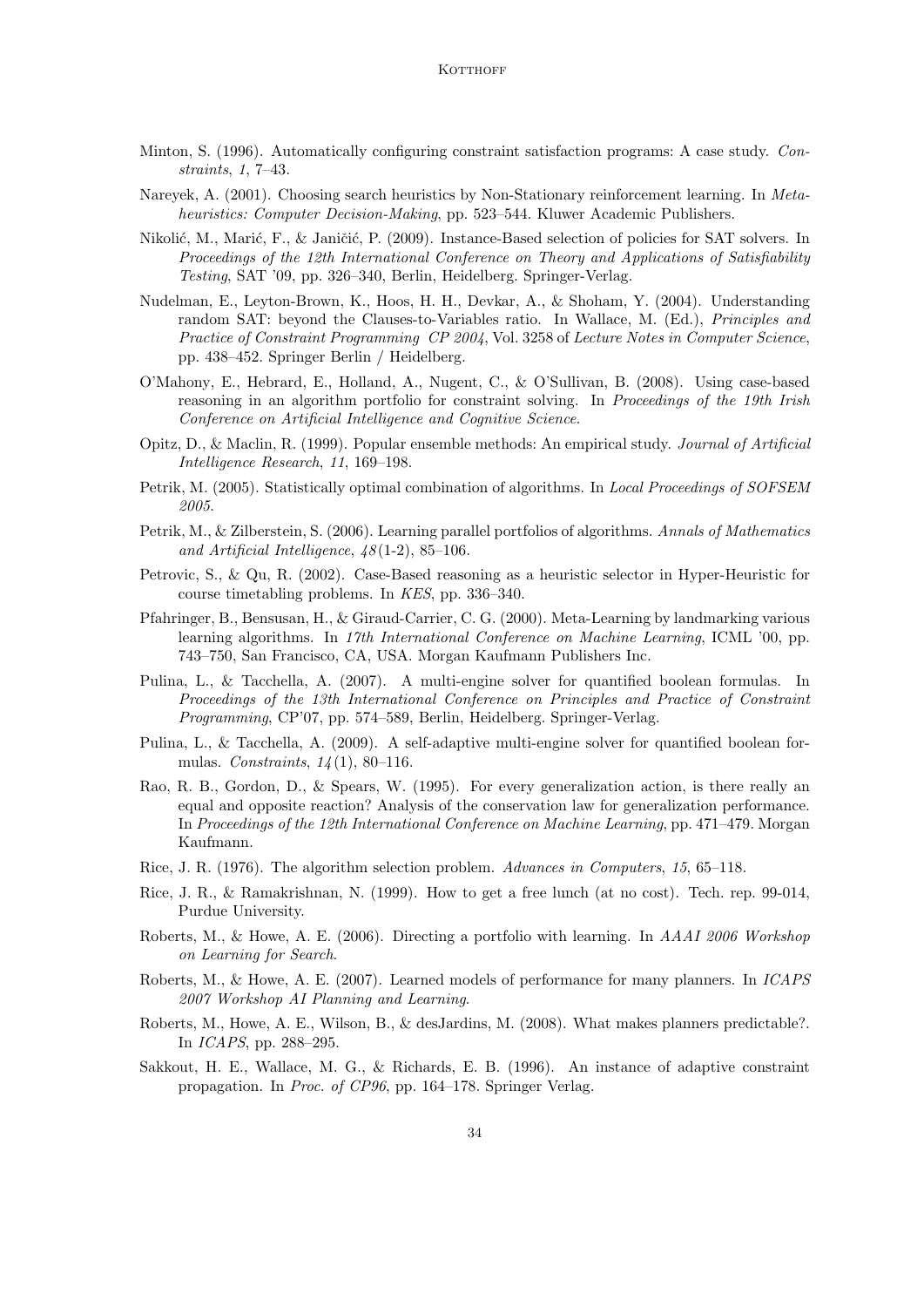Minton, S. (1996). Automatically configuring constraint satisfaction programs: A case study. *Constraints*, *1*, 7–43.

Nareyek, A. (2001). Choosing search heuristics by Non-Stationary reinforcement learning. In *Metaheuristics: Computer Decision-Making*, pp. 523–544. Kluwer Academic Publishers.

Nikolić, M., Marić, F., & Janičić, P. (2009). Instance-Based selection of policies for SAT solvers. In *Proceedings of the 12th International Conference on Theory and Applications of Satisfiability Testing*, SAT '09, pp. 326–340, Berlin, Heidelberg. Springer-Verlag.

Nudelman, E., Leyton-Brown, K., Hoos, H. H., Devkar, A., & Shoham, Y. (2004). Understanding random SAT: beyond the Clauses-to-Variables ratio. In Wallace, M. (Ed.), *Principles and Practice of Constraint Programming CP 2004*, Vol. 3258 of *Lecture Notes in Computer Science*, pp. 438–452. Springer Berlin / Heidelberg.

O'Mahony, E., Hebrard, E., Holland, A., Nugent, C., & O'Sullivan, B. (2008). Using case-based reasoning in an algorithm portfolio for constraint solving. In *Proceedings of the 19th Irish Conference on Artificial Intelligence and Cognitive Science*.

Opitz, D., & Maclin, R. (1999). Popular ensemble methods: An empirical study. *Journal of Artificial Intelligence Research*, *11*, 169–198.

Petrik, M. (2005). Statistically optimal combination of algorithms. In *Local Proceedings of SOFSEM 2005*.

Petrik, M., & Zilberstein, S. (2006). Learning parallel portfolios of algorithms. *Annals of Mathematics and Artificial Intelligence*, *48*(1-2), 85–106.

Petrovic, S., & Qu, R. (2002). Case-Based reasoning as a heuristic selector in Hyper-Heuristic for course timetabling problems. In *KES*, pp. 336–340.

Pfahringer, B., Bensusan, H., & Giraud-Carrier, C. G. (2000). Meta-Learning by landmarking various learning algorithms. In *17th International Conference on Machine Learning*, ICML '00, pp. 743–750, San Francisco, CA, USA. Morgan Kaufmann Publishers Inc.

Pulina, L., & Tacchella, A. (2007). A multi-engine solver for quantified boolean formulas. In *Proceedings of the 13th International Conference on Principles and Practice of Constraint Programming*, CP'07, pp. 574–589, Berlin, Heidelberg. Springer-Verlag.

Pulina, L., & Tacchella, A. (2009). A self-adaptive multi-engine solver for quantified boolean formulas. *Constraints*, *14*(1), 80–116.

Rao, R. B., Gordon, D., & Spears, W. (1995). For every generalization action, is there really an equal and opposite reaction? Analysis of the conservation law for generalization performance. In *Proceedings of the 12th International Conference on Machine Learning*, pp. 471–479. Morgan Kaufmann.

Rice, J. R. (1976). The algorithm selection problem. *Advances in Computers*, *15*, 65–118.

Rice, J. R., & Ramakrishnan, N. (1999). How to get a free lunch (at no cost). Tech. rep. 99-014, Purdue University.

Roberts, M., & Howe, A. E. (2006). Directing a portfolio with learning. In *AAAI 2006 Workshop on Learning for Search*.

Roberts, M., & Howe, A. E. (2007). Learned models of performance for many planners. In *ICAPS 2007 Workshop AI Planning and Learning*.

Roberts, M., Howe, A. E., Wilson, B., & desJardins, M. (2008). What makes planners predictable?. In *ICAPS*, pp. 288–295.

Sakkout, H. E., Wallace, M. G., & Richards, E. B. (1996). An instance of adaptive constraint propagation. In *Proc. of CP96*, pp. 164–178. Springer Verlag.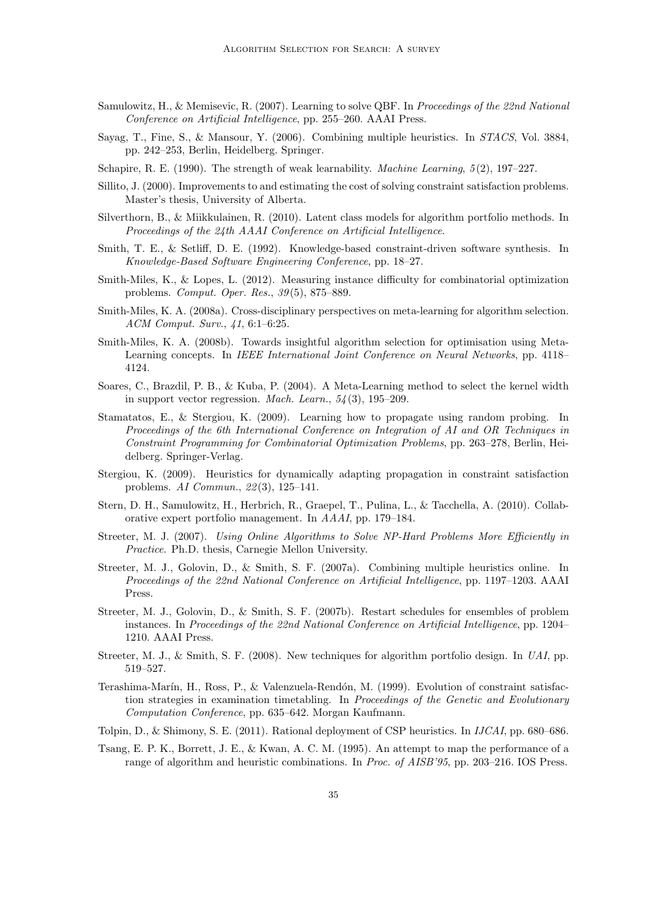Samulowitz, H., & Memisevic, R. (2007). Learning to solve QBF. In *Proceedings of the 22nd National Conference on Artificial Intelligence*, pp. 255–260. AAAI Press.

Sayag, T., Fine, S., & Mansour, Y. (2006). Combining multiple heuristics. In *STACS*, Vol. 3884, pp. 242–253, Berlin, Heidelberg. Springer.

Schapire, R. E. (1990). The strength of weak learnability. *Machine Learning*, *5*(2), 197–227.

Sillito, J. (2000). Improvements to and estimating the cost of solving constraint satisfaction problems. Master's thesis, University of Alberta.

Silverthorn, B., & Miikkulainen, R. (2010). Latent class models for algorithm portfolio methods. In *Proceedings of the 24th AAAI Conference on Artificial Intelligence*.

Smith, T. E., & Setliff, D. E. (1992). Knowledge-based constraint-driven software synthesis. In *Knowledge-Based Software Engineering Conference*, pp. 18–27.

Smith-Miles, K., & Lopes, L. (2012). Measuring instance difficulty for combinatorial optimization problems. *Comput. Oper. Res.*, *39*(5), 875–889.

Smith-Miles, K. A. (2008a). Cross-disciplinary perspectives on meta-learning for algorithm selection. *ACM Comput. Surv.*, *41*, 6:1–6:25.

Smith-Miles, K. A. (2008b). Towards insightful algorithm selection for optimisation using Meta-Learning concepts. In *IEEE International Joint Conference on Neural Networks*, pp. 4118–4124.

Soares, C., Brazdil, P. B., & Kuba, P. (2004). A Meta-Learning method to select the kernel width in support vector regression. *Mach. Learn.*, *54*(3), 195–209.

Stamatatos, E., & Stergiou, K. (2009). Learning how to propagate using random probing. In *Proceedings of the 6th International Conference on Integration of AI and OR Techniques in Constraint Programming for Combinatorial Optimization Problems*, pp. 263–278, Berlin, Heidelberg. Springer-Verlag.

Stergiou, K. (2009). Heuristics for dynamically adapting propagation in constraint satisfaction problems. *AI Commun.*, *22*(3), 125–141.

Stern, D. H., Samulowitz, H., Herbrich, R., Graepel, T., Pulina, L., & Tacchella, A. (2010). Collaborative expert portfolio management. In *AAAI*, pp. 179–184.

Streeter, M. J. (2007). *Using Online Algorithms to Solve NP-Hard Problems More Efficiently in Practice*. Ph.D. thesis, Carnegie Mellon University.

Streeter, M. J., Golovin, D., & Smith, S. F. (2007a). Combining multiple heuristics online. In *Proceedings of the 22nd National Conference on Artificial Intelligence*, pp. 1197–1203. AAAI Press.

Streeter, M. J., Golovin, D., & Smith, S. F. (2007b). Restart schedules for ensembles of problem instances. In *Proceedings of the 22nd National Conference on Artificial Intelligence*, pp. 1204–1210. AAAI Press.

Streeter, M. J., & Smith, S. F. (2008). New techniques for algorithm portfolio design. In *UAI*, pp. 519–527.

Terashima-Marín, H., Ross, P., & Valenzuela-Rendón, M. (1999). Evolution of constraint satisfaction strategies in examination timetabling. In *Proceedings of the Genetic and Evolutionary Computation Conference*, pp. 635–642. Morgan Kaufmann.

Tolpin, D., & Shimony, S. E. (2011). Rational deployment of CSP heuristics. In *IJCAI*, pp. 680–686.

Tsang, E. P. K., Borrett, J. E., & Kwan, A. C. M. (1995). An attempt to map the performance of a range of algorithm and heuristic combinations. In *Proc. of AISB'95*, pp. 203–216. IOS Press.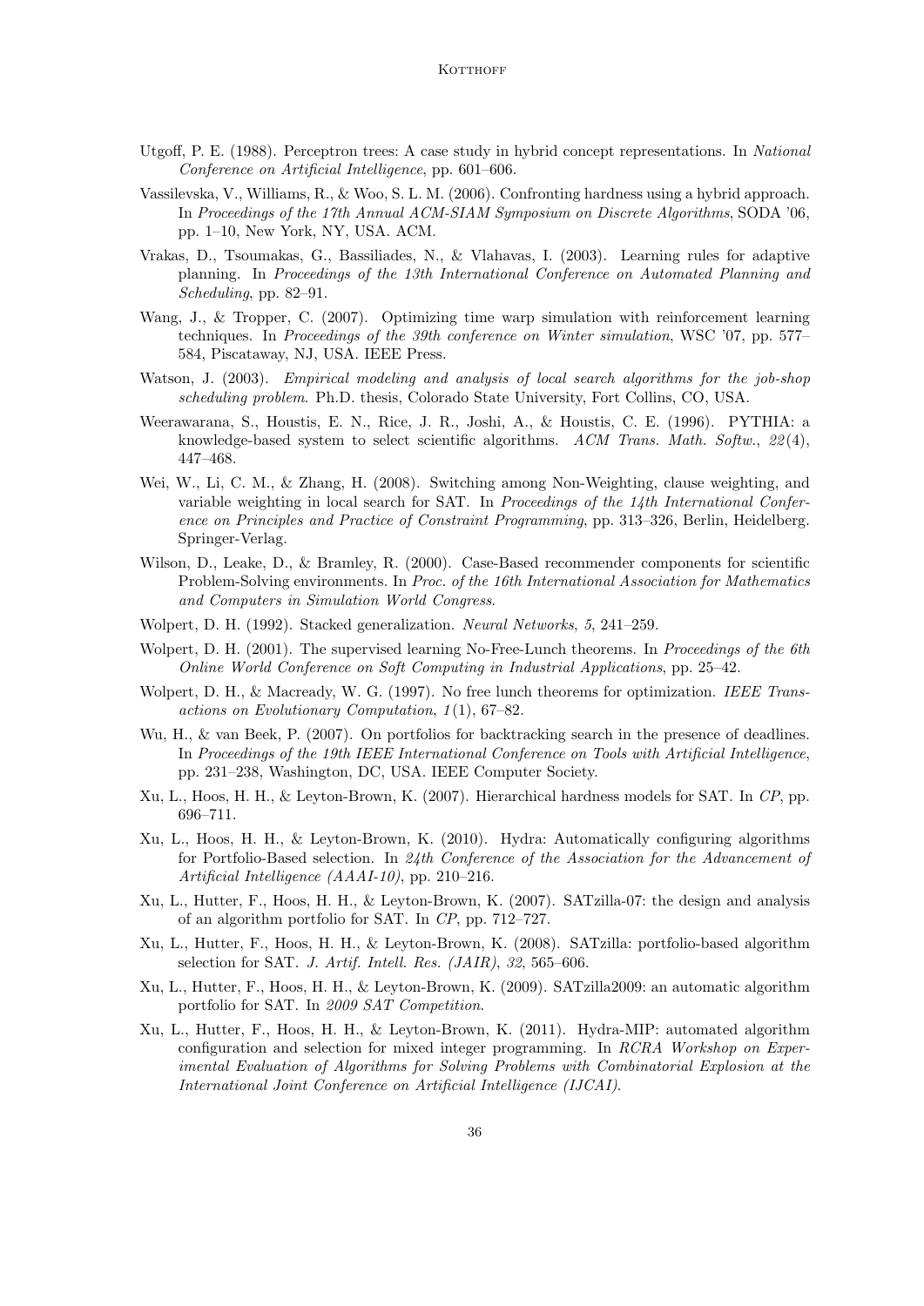Utgoff, P. E. (1988). Perceptron trees: A case study in hybrid concept representations. In *National Conference on Artificial Intelligence*, pp. 601–606.

Vassilevska, V., Williams, R., & Woo, S. L. M. (2006). Confronting hardness using a hybrid approach. In *Proceedings of the 17th Annual ACM-SIAM Symposium on Discrete Algorithms*, SODA '06, pp. 1–10, New York, NY, USA. ACM.

Vrakas, D., Tsoumakas, G., Bassiliades, N., & Vlahavas, I. (2003). Learning rules for adaptive planning. In *Proceedings of the 13th International Conference on Automated Planning and Scheduling*, pp. 82–91.

Wang, J., & Tropper, C. (2007). Optimizing time warp simulation with reinforcement learning techniques. In *Proceedings of the 39th conference on Winter simulation*, WSC '07, pp. 577–584, Piscataway, NJ, USA. IEEE Press.

Watson, J. (2003). *Empirical modeling and analysis of local search algorithms for the job-shop scheduling problem*. Ph.D. thesis, Colorado State University, Fort Collins, CO, USA.

Weerawarana, S., Houstis, E. N., Rice, J. R., Joshi, A., & Houstis, C. E. (1996). PYTHIA: a knowledge-based system to select scientific algorithms. *ACM Trans. Math. Softw.*, *22*(4), 447–468.

Wei, W., Li, C. M., & Zhang, H. (2008). Switching among Non-Weighting, clause weighting, and variable weighting in local search for SAT. In *Proceedings of the 14th International Conference on Principles and Practice of Constraint Programming*, pp. 313–326, Berlin, Heidelberg. Springer-Verlag.

Wilson, D., Leake, D., & Bramley, R. (2000). Case-Based recommender components for scientific Problem-Solving environments. In *Proc. of the 16th International Association for Mathematics and Computers in Simulation World Congress*.

Wolpert, D. H. (1992). Stacked generalization. *Neural Networks*, *5*, 241–259.

Wolpert, D. H. (2001). The supervised learning No-Free-Lunch theorems. In *Proceedings of the 6th Online World Conference on Soft Computing in Industrial Applications*, pp. 25–42.

Wolpert, D. H., & Macready, W. G. (1997). No free lunch theorems for optimization. *IEEE Transactions on Evolutionary Computation*, *1*(1), 67–82.

Wu, H., & van Beek, P. (2007). On portfolios for backtracking search in the presence of deadlines. In *Proceedings of the 19th IEEE International Conference on Tools with Artificial Intelligence*, pp. 231–238, Washington, DC, USA. IEEE Computer Society.

Xu, L., Hoos, H. H., & Leyton-Brown, K. (2007). Hierarchical hardness models for SAT. In *CP*, pp. 696–711.

Xu, L., Hoos, H. H., & Leyton-Brown, K. (2010). Hydra: Automatically configuring algorithms for Portfolio-Based selection. In *24th Conference of the Association for the Advancement of Artificial Intelligence (AAAI-10)*, pp. 210–216.

Xu, L., Hutter, F., Hoos, H. H., & Leyton-Brown, K. (2007). SATzilla-07: the design and analysis of an algorithm portfolio for SAT. In *CP*, pp. 712–727.

Xu, L., Hutter, F., Hoos, H. H., & Leyton-Brown, K. (2008). SATzilla: portfolio-based algorithm selection for SAT. *J. Artif. Intell. Res. (JAIR)*, *32*, 565–606.

Xu, L., Hutter, F., Hoos, H. H., & Leyton-Brown, K. (2009). SATzilla2009: an automatic algorithm portfolio for SAT. In *2009 SAT Competition*.

Xu, L., Hutter, F., Hoos, H. H., & Leyton-Brown, K. (2011). Hydra-MIP: automated algorithm configuration and selection for mixed integer programming. In *RCRA Workshop on Experimental Evaluation of Algorithms for Solving Problems with Combinatorial Explosion at the International Joint Conference on Artificial Intelligence (IJCAI)*.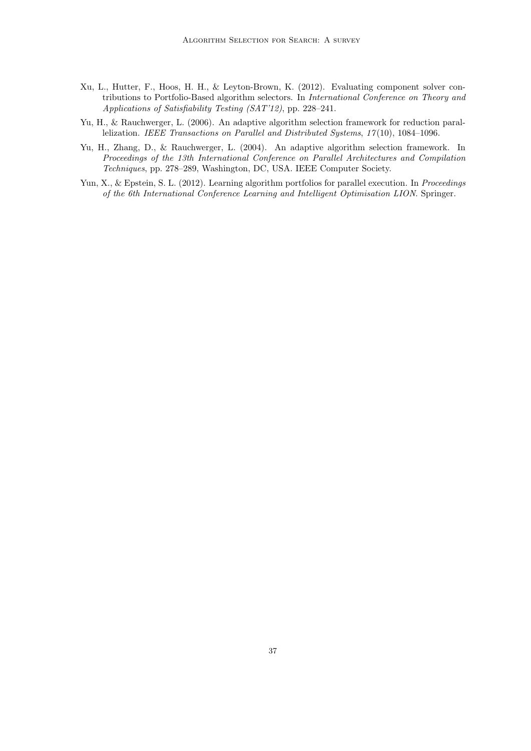Xu, L., Hutter, F., Hoos, H. H., & Leyton-Brown, K. (2012). Evaluating component solver contributions to Portfolio-Based algorithm selectors. In *International Conference on Theory and Applications of Satisfiability Testing (SAT'12)*, pp. 228–241.

Yu, H., & Rauchwerger, L. (2006). An adaptive algorithm selection framework for reduction parallelization. *IEEE Transactions on Parallel and Distributed Systems*, *17*(10), 1084–1096.

Yu, H., Zhang, D., & Rauchwerger, L. (2004). An adaptive algorithm selection framework. In *Proceedings of the 13th International Conference on Parallel Architectures and Compilation Techniques*, pp. 278–289, Washington, DC, USA. IEEE Computer Society.

Yun, X., & Epstein, S. L. (2012). Learning algorithm portfolios for parallel execution. In *Proceedings of the 6th International Conference Learning and Intelligent Optimisation LION*. Springer.